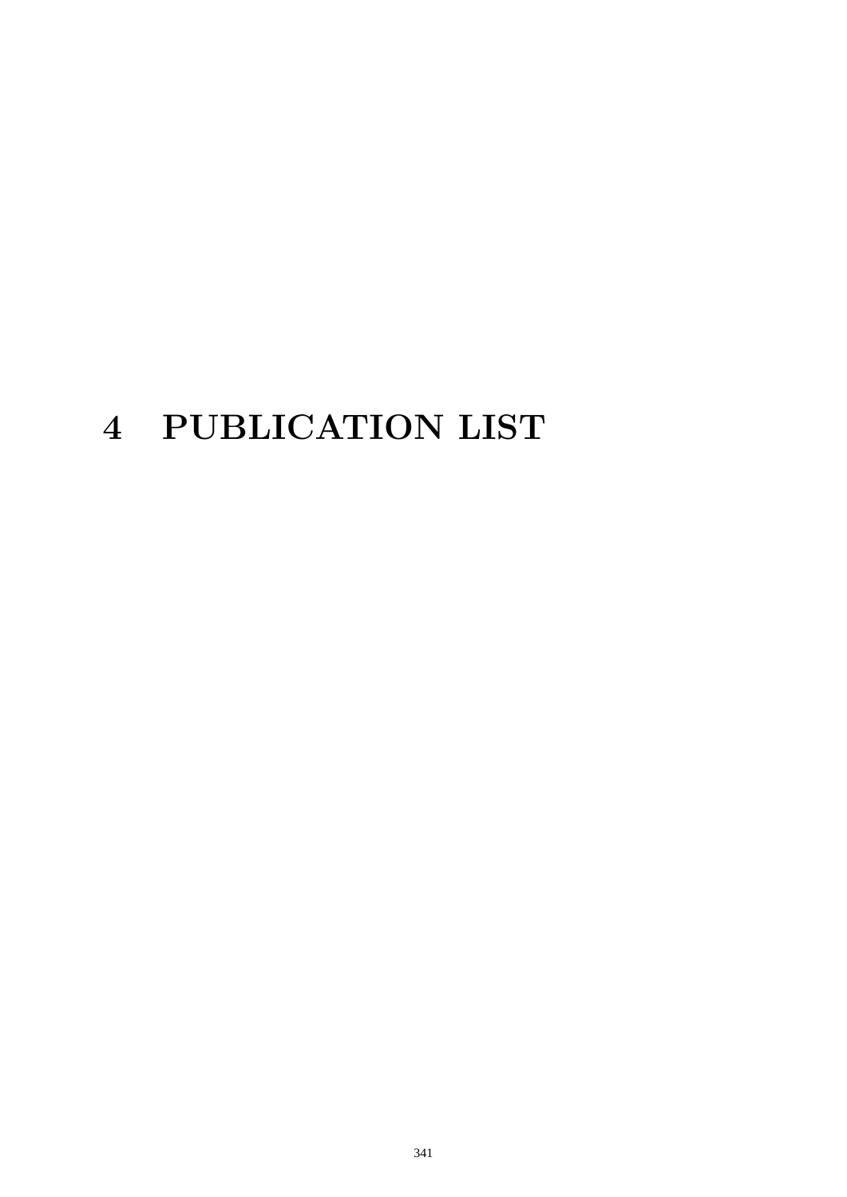# 4 PUBLICATION LIST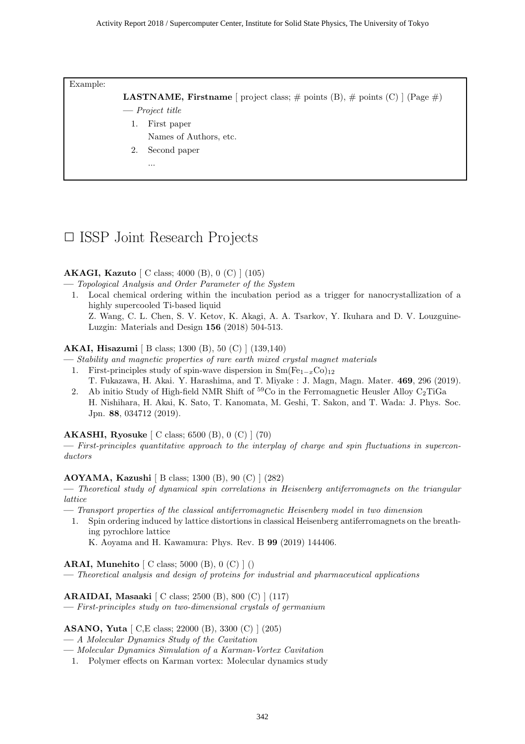Example:

**LASTNAME, Firstname** [ project class; # points (B), # points (C) ] (Page #)

— *Project title*

1. First paper
   Names of Authors, etc.
2. Second paper
   ...

# □ ISSP Joint Research Projects

**AKAGI, Kazuto** [ C class; 4000 (B), 0 (C) ] (105)

— *Topological Analysis and Order Parameter of the System*

1. Local chemical ordering within the incubation period as a trigger for nanocrystallization of a highly supercooled Ti-based liquid
   Z. Wang, C. L. Chen, S. V. Ketov, K. Akagi, A. A. Tsarkov, Y. Ikuhara and D. V. Louzguine-Luzgin: Materials and Design **156** (2018) 504-513.

**AKAI, Hisazumi** [ B class; 1300 (B), 50 (C) ] (139,140)

— *Stability and magnetic properties of rare earth mixed crystal magnet materials*

1. First-principles study of spin-wave dispersion in $Sm(Fe_{1-x}Co)_{12}$
   T. Fukazawa, H. Akai. Y. Harashima, and T. Miyake : J. Magn, Magn. Mater. **469**, 296 (2019).
2. Ab initio Study of High-field NMR Shift of $^{59}Co$ in the Ferromagnetic Heusler Alloy $C_2TiGa$
   H. Nishihara, H. Akai, K. Sato, T. Kanomata, M. Geshi, T. Sakon, and T. Wada: J. Phys. Soc. Jpn. **88**, 034712 (2019).

**AKASHI, Ryosuke** [ C class; 6500 (B), 0 (C) ] (70)

— *First-principles quantitative approach to the interplay of charge and spin fluctuations in superconductors*

**AOYAMA, Kazushi** [ B class; 1300 (B), 90 (C) ] (282)

— *Theoretical study of dynamical spin correlations in Heisenberg antiferromagnets on the triangular lattice*

— *Transport properties of the classical antiferromagnetic Heisenberg model in two dimension*

1. Spin ordering induced by lattice distortions in classical Heisenberg antiferromagnets on the breathing pyrochlore lattice
   K. Aoyama and H. Kawamura: Phys. Rev. B **99** (2019) 144406.

**ARAI, Munehito** [ C class; 5000 (B), 0 (C) ] ()

— *Theoretical analysis and design of proteins for industrial and pharmaceutical applications*

**ARAIDAI, Masaaki** [ C class; 2500 (B), 800 (C) ] (117)

— *First-principles study on two-dimensional crystals of germanium*

**ASANO, Yuta** [ C,E class; 22000 (B), 3300 (C) ] (205)

— *A Molecular Dynamics Study of the Cavitation*

— *Molecular Dynamics Simulation of a Karman-Vortex Cavitation*

1. Polymer effects on Karman vortex: Molecular dynamics study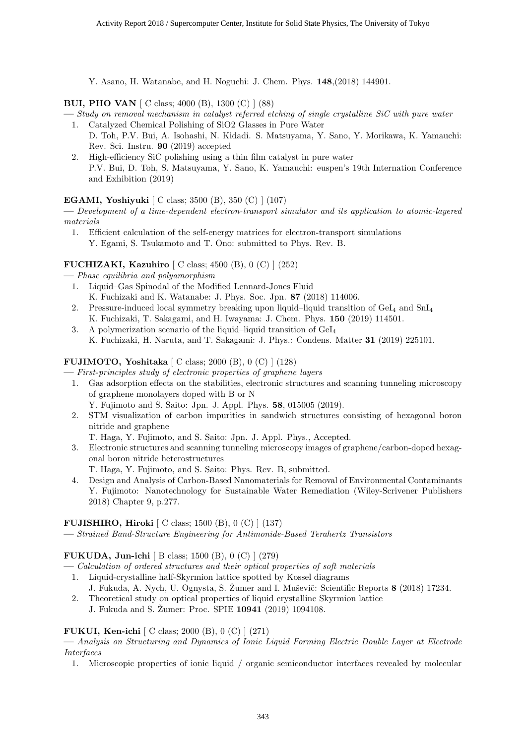Y. Asano, H. Watanabe, and H. Noguchi: J. Chem. Phys. **148**,(2018) 144901.

**BUI, PHO VAN** [ C class; 4000 (B), 1300 (C) ] (88)

— *Study on removal mechanism in catalyst referred etching of single crystalline SiC with pure water*

1. Catalyzed Chemical Polishing of SiO2 Glasses in Pure Water
   D. Toh, P.V. Bui, A. Isohashi, N. Kidadi. S. Matsuyama, Y. Sano, Y. Morikawa, K. Yamauchi: Rev. Sci. Instru. **90** (2019) accepted
2. High-efficiency SiC polishing using a thin film catalyst in pure water
   P.V. Bui, D. Toh, S. Matsuyama, Y. Sano, K. Yamauchi: euspen's 19th Internation Conference and Exhibition (2019)

**EGAMI, Yoshiyuki** [ C class; 3500 (B), 350 (C) ] (107)

— *Development of a time-dependent electron-transport simulator and its application to atomic-layered materials*

1. Efficient calculation of the self-energy matrices for electron-transport simulations
   Y. Egami, S. Tsukamoto and T. Ono: submitted to Phys. Rev. B.

**FUCHIZAKI, Kazuhiro** [ C class; 4500 (B), 0 (C) ] (252)

— *Phase equilibria and polyamorphism*

1. Liquid–Gas Spinodal of the Modified Lennard-Jones Fluid
   K. Fuchizaki and K. Watanabe: J. Phys. Soc. Jpn. **87** (2018) 114006.
2. Pressure-induced local symmetry breaking upon liquid–liquid transition of $GeI_4$ and $SnI_4$
   K. Fuchizaki, T. Sakagami, and H. Iwayama: J. Chem. Phys. **150** (2019) 114501.
3. A polymerization scenario of the liquid–liquid transition of $GeI_4$
   K. Fuchizaki, H. Naruta, and T. Sakagami: J. Phys.: Condens. Matter **31** (2019) 225101.

**FUJIMOTO, Yoshitaka** [ C class; 2000 (B), 0 (C) ] (128)

— *First-principles study of electronic properties of graphene layers*

1. Gas adsorption effects on the stabilities, electronic structures and scanning tunneling microscopy of graphene monolayers doped with B or N
   Y. Fujimoto and S. Saito: Jpn. J. Appl. Phys. **58**, 015005 (2019).
2. STM visualization of carbon impurities in sandwich structures consisting of hexagonal boron nitride and graphene
   T. Haga, Y. Fujimoto, and S. Saito: Jpn. J. Appl. Phys., Accepted.
3. Electronic structures and scanning tunneling microscopy images of graphene/carbon-doped hexagonal boron nitride heterostructures
   T. Haga, Y. Fujimoto, and S. Saito: Phys. Rev. B, submitted.
4. Design and Analysis of Carbon-Based Nanomaterials for Removal of Environmental Contaminants
   Y. Fujimoto: Nanotechnology for Sustainable Water Remediation (Wiley-Scrivener Publishers 2018) Chapter 9, p.277.

**FUJISHIRO, Hiroki** [ C class; 1500 (B), 0 (C) ] (137)

— *Strained Band-Structure Engineering for Antimonide-Based Terahertz Transistors*

**FUKUDA, Jun-ichi** [ B class; 1500 (B), 0 (C) ] (279)

— *Calculation of ordered structures and their optical properties of soft materials*

1. Liquid-crystalline half-Skyrmion lattice spotted by Kossel diagrams
   J. Fukuda, A. Nych, U. Ognysta, S. Žumer and I. Muševič: Scientific Reports **8** (2018) 17234.
2. Theoretical study on optical properties of liquid crystalline Skyrmion lattice
   J. Fukuda and S. Žumer: Proc. SPIE **10941** (2019) 1094108.

**FUKUI, Ken-ichi** [ C class; 2000 (B), 0 (C) ] (271)

— *Analysis on Structuring and Dynamics of Ionic Liquid Forming Electric Double Layer at Electrode Interfaces*

1. Microscopic properties of ionic liquid / organic semiconductor interfaces revealed by molecular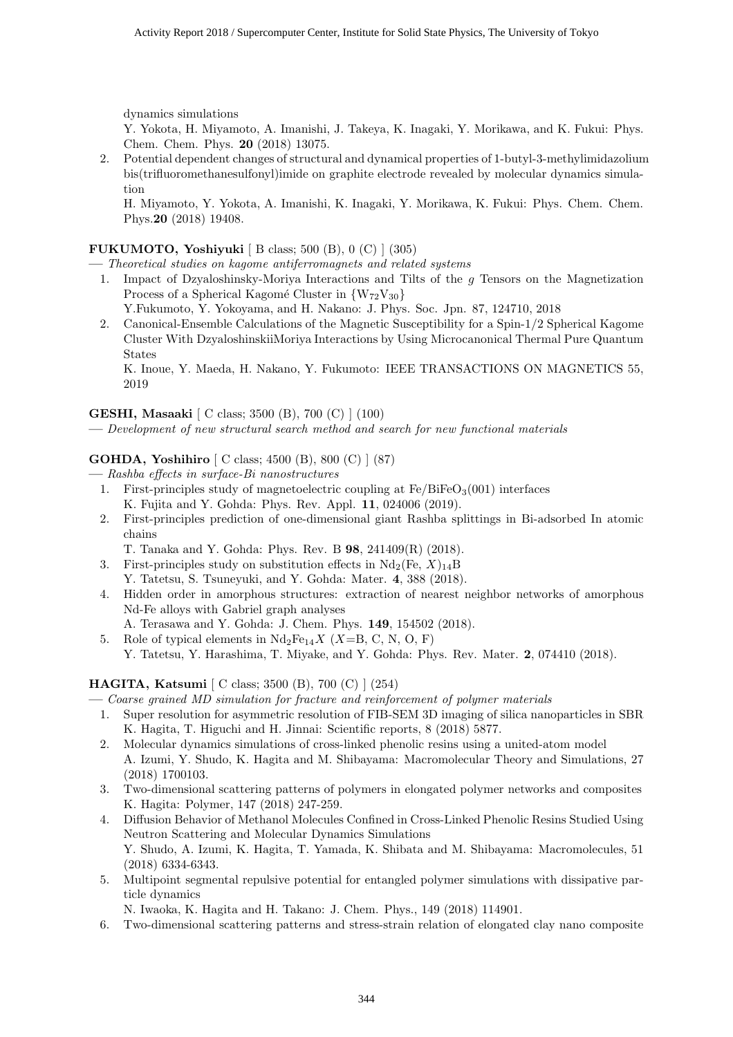dynamics simulations

Y. Yokota, H. Miyamoto, A. Imanishi, J. Takeya, K. Inagaki, Y. Morikawa, and K. Fukui: Phys. Chem. Chem. Phys. **20** (2018) 13075.

2. Potential dependent changes of structural and dynamical properties of 1-butyl-3-methylimidazolium bis(trifluoromethanesulfonyl)imide on graphite electrode revealed by molecular dynamics simulation

   H. Miyamoto, Y. Yokota, A. Imanishi, K. Inagaki, Y. Morikawa, K. Fukui: Phys. Chem. Chem. Phys.**20** (2018) 19408.

**FUKUMOTO, Yoshiyuki** [ B class; 500 (B), 0 (C) ] (305)

— *Theoretical studies on kagome antiferromagnets and related systems*

1. Impact of Dzyaloshinsky-Moriya Interactions and Tilts of the $g$ Tensors on the Magnetization Process of a Spherical Kagomé Cluster in $\{W_{72}V_{30}\}$

   Y.Fukumoto, Y. Yokoyama, and H. Nakano: J. Phys. Soc. Jpn. 87, 124710, 2018
2. Canonical-Ensemble Calculations of the Magnetic Susceptibility for a Spin-1/2 Spherical Kagome Cluster With DzyaloshinskiiMoriya Interactions by Using Microcanonical Thermal Pure Quantum States

   K. Inoue, Y. Maeda, H. Nakano, Y. Fukumoto: IEEE TRANSACTIONS ON MAGNETICS 55, 2019

**GESHI, Masaaki** [ C class; 3500 (B), 700 (C) ] (100)

— *Development of new structural search method and search for new functional materials*

**GOHDA, Yoshihiro** [ C class; 4500 (B), 800 (C) ] (87)

— *Rashba effects in surface-Bi nanostructures*

1. First-principles study of magnetoelectric coupling at $Fe/BiFeO_3(001)$ interfaces

   K. Fujita and Y. Gohda: Phys. Rev. Appl. **11**, 024006 (2019).
2. First-principles prediction of one-dimensional giant Rashba splittings in Bi-adsorbed In atomic chains

   T. Tanaka and Y. Gohda: Phys. Rev. B **98**, 241409(R) (2018).
3. First-principles study on substitution effects in $Nd_2(Fe, X)_{14}B$

   Y. Tatetsu, S. Tsuneyuki, and Y. Gohda: Mater. **4**, 388 (2018).
4. Hidden order in amorphous structures: extraction of nearest neighbor networks of amorphous Nd-Fe alloys with Gabriel graph analyses

   A. Terasawa and Y. Gohda: J. Chem. Phys. **149**, 154502 (2018).
5. Role of typical elements in $Nd_2Fe_{14}X$ ($X$=B, C, N, O, F)

   Y. Tatetsu, Y. Harashima, T. Miyake, and Y. Gohda: Phys. Rev. Mater. **2**, 074410 (2018).

**HAGITA, Katsumi** [ C class; 3500 (B), 700 (C) ] (254)

— *Coarse grained MD simulation for fracture and reinforcement of polymer materials*

1. Super resolution for asymmetric resolution of FIB-SEM 3D imaging of silica nanoparticles in SBR

   K. Hagita, T. Higuchi and H. Jinnai: Scientific reports, 8 (2018) 5877.
2. Molecular dynamics simulations of cross-linked phenolic resins using a united-atom model

   A. Izumi, Y. Shudo, K. Hagita and M. Shibayama: Macromolecular Theory and Simulations, 27 (2018) 1700103.
3. Two-dimensional scattering patterns of polymers in elongated polymer networks and composites

   K. Hagita: Polymer, 147 (2018) 247-259.
4. Diffusion Behavior of Methanol Molecules Confined in Cross-Linked Phenolic Resins Studied Using Neutron Scattering and Molecular Dynamics Simulations

   Y. Shudo, A. Izumi, K. Hagita, T. Yamada, K. Shibata and M. Shibayama: Macromolecules, 51 (2018) 6334-6343.
5. Multipoint segmental repulsive potential for entangled polymer simulations with dissipative particle dynamics

   N. Iwaoka, K. Hagita and H. Takano: J. Chem. Phys., 149 (2018) 114901.
6. Two-dimensional scattering patterns and stress-strain relation of elongated clay nano composite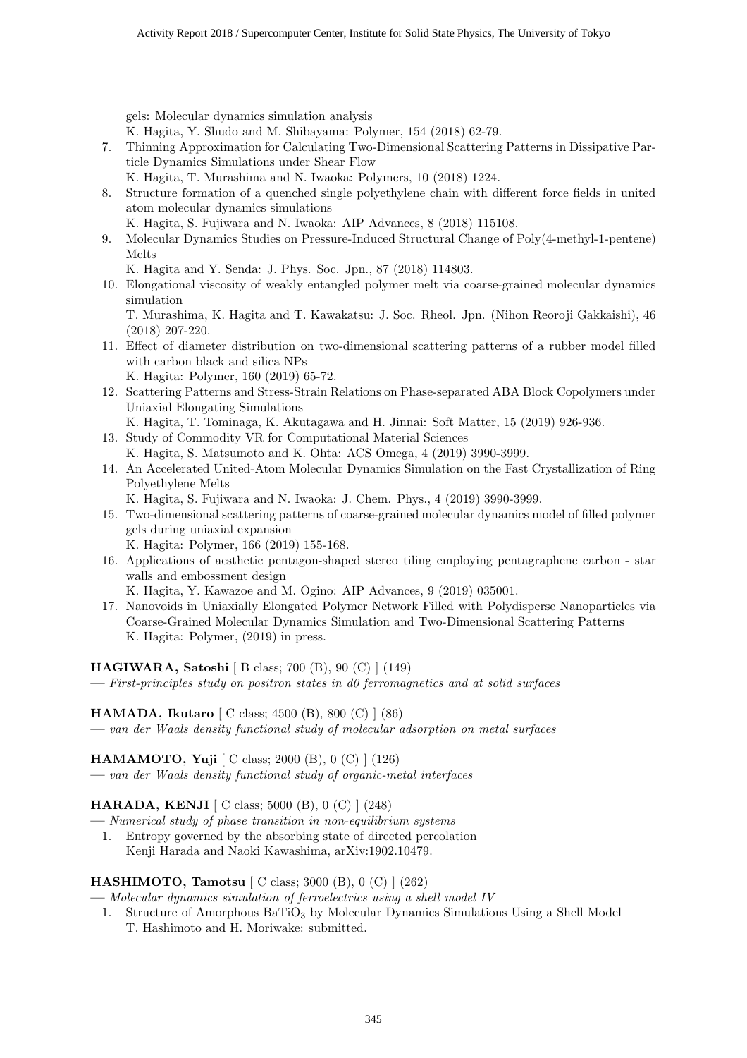gels: Molecular dynamics simulation analysis
K. Hagita, Y. Shudo and M. Shibayama: Polymer, 154 (2018) 62-79.

7. Thinning Approximation for Calculating Two-Dimensional Scattering Patterns in Dissipative Particle Dynamics Simulations under Shear Flow
K. Hagita, T. Murashima and N. Iwaoka: Polymers, 10 (2018) 1224.
8. Structure formation of a quenched single polyethylene chain with different force fields in united atom molecular dynamics simulations
K. Hagita, S. Fujiwara and N. Iwaoka: AIP Advances, 8 (2018) 115108.
9. Molecular Dynamics Studies on Pressure-Induced Structural Change of Poly(4-methyl-1-pentene) Melts
K. Hagita and Y. Senda: J. Phys. Soc. Jpn., 87 (2018) 114803.
10. Elongational viscosity of weakly entangled polymer melt via coarse-grained molecular dynamics simulation
T. Murashima, K. Hagita and T. Kawakatsu: J. Soc. Rheol. Jpn. (Nihon Reoroji Gakkaishi), 46 (2018) 207-220.
11. Effect of diameter distribution on two-dimensional scattering patterns of a rubber model filled with carbon black and silica NPs
K. Hagita: Polymer, 160 (2019) 65-72.
12. Scattering Patterns and Stress-Strain Relations on Phase-separated ABA Block Copolymers under Uniaxial Elongating Simulations
K. Hagita, T. Tominaga, K. Akutagawa and H. Jinnai: Soft Matter, 15 (2019) 926-936.
13. Study of Commodity VR for Computational Material Sciences
K. Hagita, S. Matsumoto and K. Ohta: ACS Omega, 4 (2019) 3990-3999.
14. An Accelerated United-Atom Molecular Dynamics Simulation on the Fast Crystallization of Ring Polyethylene Melts
K. Hagita, S. Fujiwara and N. Iwaoka: J. Chem. Phys., 4 (2019) 3990-3999.
15. Two-dimensional scattering patterns of coarse-grained molecular dynamics model of filled polymer gels during uniaxial expansion
K. Hagita: Polymer, 166 (2019) 155-168.
16. Applications of aesthetic pentagon-shaped stereo tiling employing pentagraphene carbon - star walls and embossment design
K. Hagita, Y. Kawazoe and M. Ogino: AIP Advances, 9 (2019) 035001.
17. Nanovoids in Uniaxially Elongated Polymer Network Filled with Polydisperse Nanoparticles via Coarse-Grained Molecular Dynamics Simulation and Two-Dimensional Scattering Patterns
K. Hagita: Polymer, (2019) in press.

**HAGIWARA, Satoshi** [ B class; 700 (B), 90 (C) ] (149)
— *First-principles study on positron states in d0 ferromagnetics and at solid surfaces*

**HAMADA, Ikutaro** [ C class; 4500 (B), 800 (C) ] (86)
— *van der Waals density functional study of molecular adsorption on metal surfaces*

**HAMAMOTO, Yuji** [ C class; 2000 (B), 0 (C) ] (126)
— *van der Waals density functional study of organic-metal interfaces*

**HARADA, KENJI** [ C class; 5000 (B), 0 (C) ] (248)
— *Numerical study of phase transition in non-equilibrium systems*

1. Entropy governed by the absorbing state of directed percolation
Kenji Harada and Naoki Kawashima, arXiv:1902.10479.

**HASHIMOTO, Tamotsu** [ C class; 3000 (B), 0 (C) ] (262)
— *Molecular dynamics simulation of ferroelectrics using a shell model IV*

1. Structure of Amorphous $BaTiO_3$ by Molecular Dynamics Simulations Using a Shell Model
T. Hashimoto and H. Moriwake: submitted.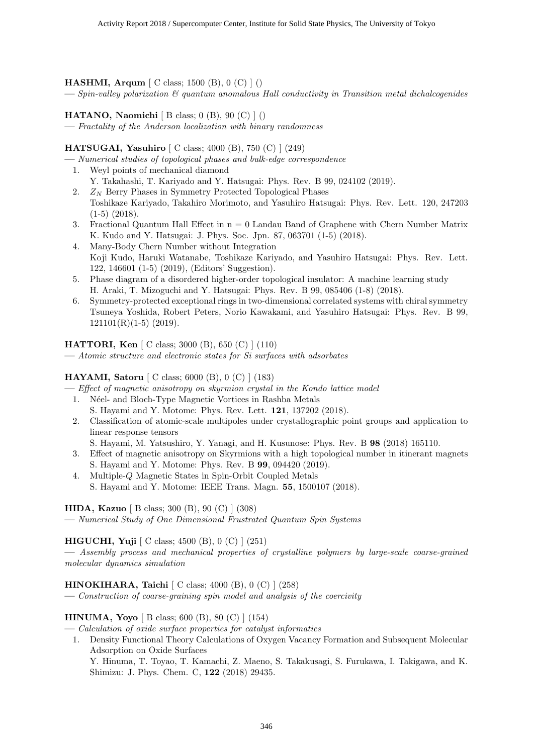**HASHMI, Arqum** [ C class; 1500 (B), 0 (C) ] ()

— *Spin-valley polarization & quantum anomalous Hall conductivity in Transition metal dichalcogenides*

**HATANO, Naomichi** [ B class; 0 (B), 90 (C) ] ()

— *Fractality of the Anderson localization with binary randomness*

**HATSUGAI, Yasuhiro** [ C class; 4000 (B), 750 (C) ] (249)

— *Numerical studies of topological phases and bulk-edge correspondence*

1. Weyl points of mechanical diamond
   Y. Takahashi, T. Kariyado and Y. Hatsugai: Phys. Rev. B 99, 024102 (2019).
2. $Z_N$ Berry Phases in Symmetry Protected Topological Phases
   Toshikaze Kariyado, Takahiro Morimoto, and Yasuhiro Hatsugai: Phys. Rev. Lett. 120, 247203 (1-5) (2018).
3. Fractional Quantum Hall Effect in n = 0 Landau Band of Graphene with Chern Number Matrix
   K. Kudo and Y. Hatsugai: J. Phys. Soc. Jpn. 87, 063701 (1-5) (2018).
4. Many-Body Chern Number without Integration
   Koji Kudo, Haruki Watanabe, Toshikaze Kariyado, and Yasuhiro Hatsugai: Phys. Rev. Lett. 122, 146601 (1-5) (2019), (Editors' Suggestion).
5. Phase diagram of a disordered higher-order topological insulator: A machine learning study
   H. Araki, T. Mizoguchi and Y. Hatsugai: Phys. Rev. B 99, 085406 (1-8) (2018).
6. Symmetry-protected exceptional rings in two-dimensional correlated systems with chiral symmetry
   Tsuneya Yoshida, Robert Peters, Norio Kawakami, and Yasuhiro Hatsugai: Phys. Rev. B 99, 121101(R)(1-5) (2019).

**HATTORI, Ken** [ C class; 3000 (B), 650 (C) ] (110)

— *Atomic structure and electronic states for Si surfaces with adsorbates*

**HAYAMI, Satoru** [ C class; 6000 (B), 0 (C) ] (183)

— *Effect of magnetic anisotropy on skyrmion crystal in the Kondo lattice model*

1. Néel- and Bloch-Type Magnetic Vortices in Rashba Metals
   S. Hayami and Y. Motome: Phys. Rev. Lett. **121**, 137202 (2018).
2. Classification of atomic-scale multipoles under crystallographic point groups and application to linear response tensors
   S. Hayami, M. Yatsushiro, Y. Yanagi, and H. Kusunose: Phys. Rev. B **98** (2018) 165110.
3. Effect of magnetic anisotropy on Skyrmions with a high topological number in itinerant magnets
   S. Hayami and Y. Motome: Phys. Rev. B **99**, 094420 (2019).
4. Multiple-$Q$ Magnetic States in Spin-Orbit Coupled Metals
   S. Hayami and Y. Motome: IEEE Trans. Magn. **55**, 1500107 (2018).

**HIDA, Kazuo** [ B class; 300 (B), 90 (C) ] (308)

— *Numerical Study of One Dimensional Frustrated Quantum Spin Systems*

**HIGUCHI, Yuji** [ C class; 4500 (B), 0 (C) ] (251)

— *Assembly process and mechanical properties of crystalline polymers by large-scale coarse-grained molecular dynamics simulation*

**HINOKIHARA, Taichi** [ C class; 4000 (B), 0 (C) ] (258)

— *Construction of coarse-graining spin model and analysis of the coercivity*

**HINUMA, Yoyo** [ B class; 600 (B), 80 (C) ] (154)

— *Calculation of oxide surface properties for catalyst informatics*

1. Density Functional Theory Calculations of Oxygen Vacancy Formation and Subsequent Molecular Adsorption on Oxide Surfaces
   Y. Hinuma, T. Toyao, T. Kamachi, Z. Maeno, S. Takakusagi, S. Furukawa, I. Takigawa, and K. Shimizu: J. Phys. Chem. C, **122** (2018) 29435.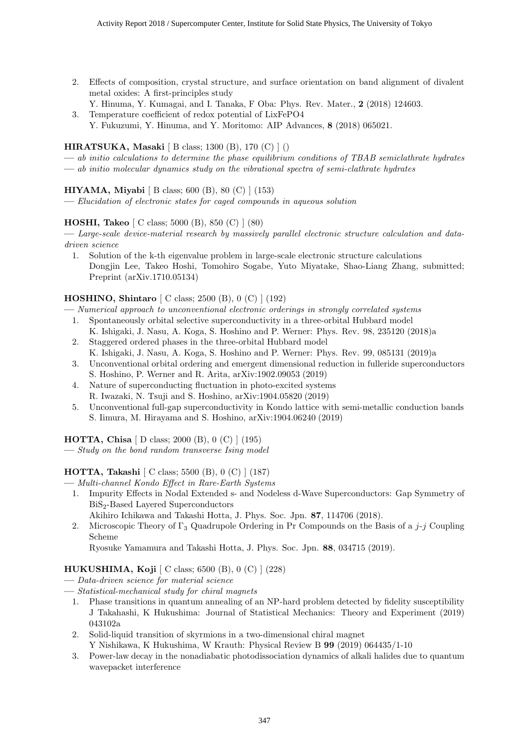2. Effects of composition, crystal structure, and surface orientation on band alignment of divalent metal oxides: A first-principles study
   Y. Hinuma, Y. Kumagai, and I. Tanaka, F Oba: Phys. Rev. Mater., **2** (2018) 124603.
3. Temperature coefficient of redox potential of LixFePO4
   Y. Fukuzumi, Y. Hinuma, and Y. Moritomo: AIP Advances, **8** (2018) 065021.

**HIRATSUKA, Masaki** [ B class; 1300 (B), 170 (C) ] ()

— *ab initio calculations to determine the phase equilibrium conditions of TBAB semiclathrate hydrates*

— *ab initio molecular dynamics study on the vibrational spectra of semi-clathrate hydrates*

**HIYAMA, Miyabi** [ B class; 600 (B), 80 (C) ] (153)

— *Elucidation of electronic states for caged compounds in aqueous solution*

**HOSHI, Takeo** [ C class; 5000 (B), 850 (C) ] (80)

— *Large-scale device-material research by massively parallel electronic structure calculation and data-driven science*

1. Solution of the k-th eigenvalue problem in large-scale electronic structure calculations
   Dongjin Lee, Takeo Hoshi, Tomohiro Sogabe, Yuto Miyatake, Shao-Liang Zhang, submitted; Preprint (arXiv.1710.05134)

**HOSHINO, Shintaro** [ C class; 2500 (B), 0 (C) ] (192)

— *Numerical approach to unconventional electronic orderings in strongly correlated systems*

1. Spontaneously orbital selective superconductivity in a three-orbital Hubbard model
   K. Ishigaki, J. Nasu, A. Koga, S. Hoshino and P. Werner: Phys. Rev. 98, 235120 (2018)a
2. Staggered ordered phases in the three-orbital Hubbard model
   K. Ishigaki, J. Nasu, A. Koga, S. Hoshino and P. Werner: Phys. Rev. 99, 085131 (2019)a
3. Unconventional orbital ordering and emergent dimensional reduction in fulleride superconductors
   S. Hoshino, P. Werner and R. Arita, arXiv:1902.09053 (2019)
4. Nature of superconducting fluctuation in photo-excited systems
   R. Iwazaki, N. Tsuji and S. Hoshino, arXiv:1904.05820 (2019)
5. Unconventional full-gap superconductivity in Kondo lattice with semi-metallic conduction bands
   S. Iimura, M. Hirayama and S. Hoshino, arXiv:1904.06240 (2019)

**HOTTA, Chisa** [ D class; 2000 (B), 0 (C) ] (195)

— *Study on the bond random transverse Ising model*

**HOTTA, Takashi** [ C class; 5500 (B), 0 (C) ] (187)

— *Multi-channel Kondo Effect in Rare-Earth Systems*

1. Impurity Effects in Nodal Extended s- and Nodeless d-Wave Superconductors: Gap Symmetry of $BiS_2$-Based Layered Superconductors
   Akihiro Ichikawa and Takashi Hotta, J. Phys. Soc. Jpn. **87**, 114706 (2018).
2. Microscopic Theory of $\Gamma_3$ Quadrupole Ordering in Pr Compounds on the Basis of a $j$-$j$ Coupling Scheme
   Ryosuke Yamamura and Takashi Hotta, J. Phys. Soc. Jpn. **88**, 034715 (2019).

**HUKUSHIMA, Koji** [ C class; 6500 (B), 0 (C) ] (228)

— *Data-driven science for material science*

— *Statistical-mechanical study for chiral magnets*

1. Phase transitions in quantum annealing of an NP-hard problem detected by fidelity susceptibility
   J Takahashi, K Hukushima: Journal of Statistical Mechanics: Theory and Experiment (2019) 043102a
2. Solid-liquid transition of skyrmions in a two-dimensional chiral magnet
   Y Nishikawa, K Hukushima, W Krauth: Physical Review B **99** (2019) 064435/1-10
3. Power-law decay in the nonadiabatic photodissociation dynamics of alkali halides due to quantum wavepacket interference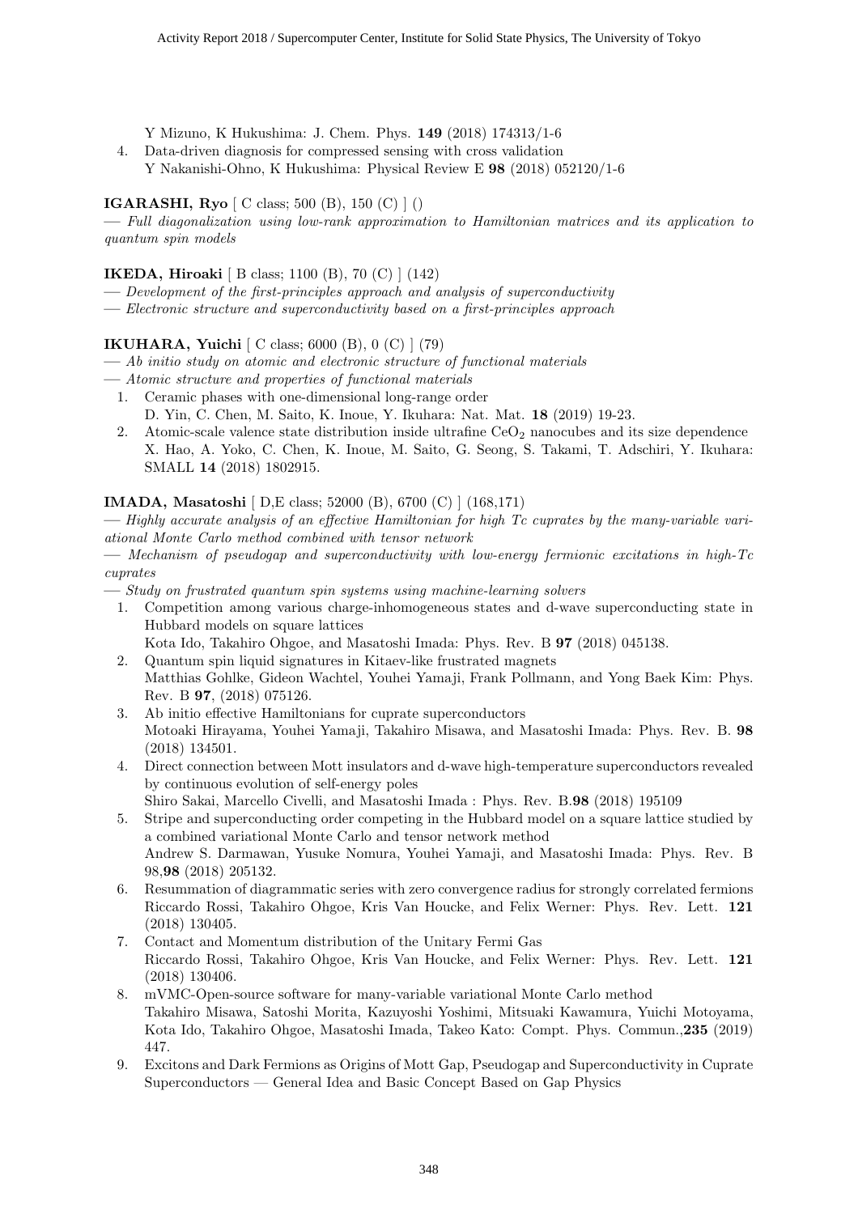Y Mizuno, K Hukushima: J. Chem. Phys. **149** (2018) 174313/1-6

4. Data-driven diagnosis for compressed sensing with cross validation
   Y Nakanishi-Ohno, K Hukushima: Physical Review E **98** (2018) 052120/1-6

**IGARASHI, Ryo** [ C class; 500 (B), 150 (C) ] ()

— *Full diagonalization using low-rank approximation to Hamiltonian matrices and its application to quantum spin models*

**IKEDA, Hiroaki** [ B class; 1100 (B), 70 (C) ] (142)

— *Development of the first-principles approach and analysis of superconductivity*

— *Electronic structure and superconductivity based on a first-principles approach*

**IKUHARA, Yuichi** [ C class; 6000 (B), 0 (C) ] (79)

— *Ab initio study on atomic and electronic structure of functional materials*

— *Atomic structure and properties of functional materials*

1. Ceramic phases with one-dimensional long-range order
   D. Yin, C. Chen, M. Saito, K. Inoue, Y. Ikuhara: Nat. Mat. **18** (2019) 19-23.
2. Atomic-scale valence state distribution inside ultrafine $CeO_2$ nanocubes and its size dependence
   X. Hao, A. Yoko, C. Chen, K. Inoue, M. Saito, G. Seong, S. Takami, T. Adschiri, Y. Ikuhara: SMALL **14** (2018) 1802915.

**IMADA, Masatoshi** [ D,E class; 52000 (B), 6700 (C) ] (168,171)

— *Highly accurate analysis of an effective Hamiltonian for high Tc cuprates by the many-variable variational Monte Carlo method combined with tensor network*

— *Mechanism of pseudogap and superconductivity with low-energy fermionic excitations in high-Tc cuprates*

— *Study on frustrated quantum spin systems using machine-learning solvers*

1. Competition among various charge-inhomogeneous states and d-wave superconducting state in Hubbard models on square lattices
   Kota Ido, Takahiro Ohgoe, and Masatoshi Imada: Phys. Rev. B **97** (2018) 045138.
2. Quantum spin liquid signatures in Kitaev-like frustrated magnets
   Matthias Gohlke, Gideon Wachtel, Youhei Yamaji, Frank Pollmann, and Yong Baek Kim: Phys. Rev. B **97**, (2018) 075126.
3. Ab initio effective Hamiltonians for cuprate superconductors
   Motoaki Hirayama, Youhei Yamaji, Takahiro Misawa, and Masatoshi Imada: Phys. Rev. B. **98** (2018) 134501.
4. Direct connection between Mott insulators and d-wave high-temperature superconductors revealed by continuous evolution of self-energy poles
   Shiro Sakai, Marcello Civelli, and Masatoshi Imada : Phys. Rev. B.**98** (2018) 195109
5. Stripe and superconducting order competing in the Hubbard model on a square lattice studied by a combined variational Monte Carlo and tensor network method
   Andrew S. Darmawan, Yusuke Nomura, Youhei Yamaji, and Masatoshi Imada: Phys. Rev. B 98,**98** (2018) 205132.
6. Resummation of diagrammatic series with zero convergence radius for strongly correlated fermions
   Riccardo Rossi, Takahiro Ohgoe, Kris Van Houcke, and Felix Werner: Phys. Rev. Lett. **121** (2018) 130405.
7. Contact and Momentum distribution of the Unitary Fermi Gas
   Riccardo Rossi, Takahiro Ohgoe, Kris Van Houcke, and Felix Werner: Phys. Rev. Lett. **121** (2018) 130406.
8. mVMC-Open-source software for many-variable variational Monte Carlo method
   Takahiro Misawa, Satoshi Morita, Kazuyoshi Yoshimi, Mitsuaki Kawamura, Yuichi Motoyama, Kota Ido, Takahiro Ohgoe, Masatoshi Imada, Takeo Kato: Compt. Phys. Commun.,**235** (2019) 447.
9. Excitons and Dark Fermions as Origins of Mott Gap, Pseudogap and Superconductivity in Cuprate Superconductors — General Idea and Basic Concept Based on Gap Physics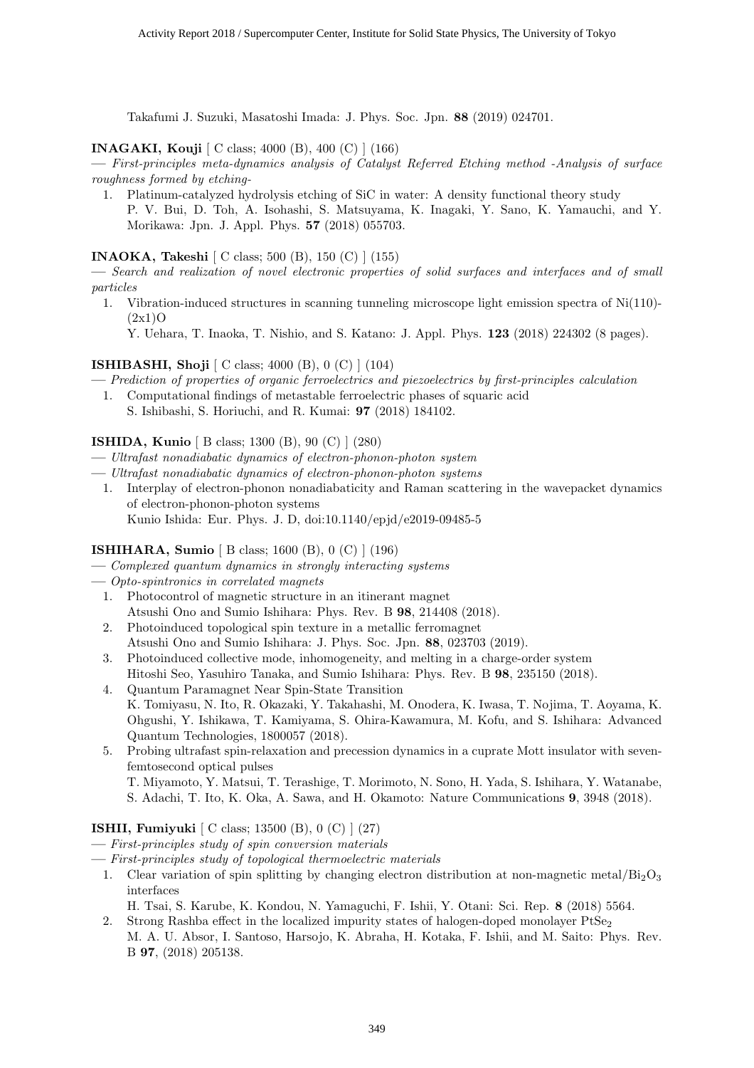Takafumi J. Suzuki, Masatoshi Imada: J. Phys. Soc. Jpn. **88** (2019) 024701.

**INAGAKI, Kouji** [ C class; 4000 (B), 400 (C) ] (166)

— *First-principles meta-dynamics analysis of Catalyst Referred Etching method -Analysis of surface roughness formed by etching-*

1. Platinum-catalyzed hydrolysis etching of SiC in water: A density functional theory study
   P. V. Bui, D. Toh, A. Isohashi, S. Matsuyama, K. Inagaki, Y. Sano, K. Yamauchi, and Y. Morikawa: Jpn. J. Appl. Phys. **57** (2018) 055703.

**INAOKA, Takeshi** [ C class; 500 (B), 150 (C) ] (155)

— *Search and realization of novel electronic properties of solid surfaces and interfaces and of small particles*

1. Vibration-induced structures in scanning tunneling microscope light emission spectra of Ni(110)-(2x1)O
   Y. Uehara, T. Inaoka, T. Nishio, and S. Katano: J. Appl. Phys. **123** (2018) 224302 (8 pages).

**ISHIBASHI, Shoji** [ C class; 4000 (B), 0 (C) ] (104)

— *Prediction of properties of organic ferroelectrics and piezoelectrics by first-principles calculation*

1. Computational findings of metastable ferroelectric phases of squaric acid
   S. Ishibashi, S. Horiuchi, and R. Kumai: **97** (2018) 184102.

**ISHIDA, Kunio** [ B class; 1300 (B), 90 (C) ] (280)

— *Ultrafast nonadiabatic dynamics of electron-phonon-photon system*

— *Ultrafast nonadiabatic dynamics of electron-phonon-photon systems*

1. Interplay of electron-phonon nonadiabaticity and Raman scattering in the wavepacket dynamics of electron-phonon-photon systems
   Kunio Ishida: Eur. Phys. J. D, doi:10.1140/epjd/e2019-09485-5

**ISHIHARA, Sumio** [ B class; 1600 (B), 0 (C) ] (196)

— *Complexed quantum dynamics in strongly interacting systems*

— *Opto-spintronics in correlated magnets*

1. Photocontrol of magnetic structure in an itinerant magnet
   Atsushi Ono and Sumio Ishihara: Phys. Rev. B **98**, 214408 (2018).
2. Photoinduced topological spin texture in a metallic ferromagnet
   Atsushi Ono and Sumio Ishihara: J. Phys. Soc. Jpn. **88**, 023703 (2019).
3. Photoinduced collective mode, inhomogeneity, and melting in a charge-order system
   Hitoshi Seo, Yasuhiro Tanaka, and Sumio Ishihara: Phys. Rev. B **98**, 235150 (2018).
4. Quantum Paramagnet Near Spin-State Transition
   K. Tomiyasu, N. Ito, R. Okazaki, Y. Takahashi, M. Onodera, K. Iwasa, T. Nojima, T. Aoyama, K. Ohgushi, Y. Ishikawa, T. Kamiyama, S. Ohira-Kawamura, M. Kofu, and S. Ishihara: Advanced Quantum Technologies, 1800057 (2018).
5. Probing ultrafast spin-relaxation and precession dynamics in a cuprate Mott insulator with seven-femtosecond optical pulses
   T. Miyamoto, Y. Matsui, T. Terashige, T. Morimoto, N. Sono, H. Yada, S. Ishihara, Y. Watanabe, S. Adachi, T. Ito, K. Oka, A. Sawa, and H. Okamoto: Nature Communications **9**, 3948 (2018).

**ISHII, Fumiyuki** [ C class; 13500 (B), 0 (C) ] (27)

— *First-principles study of spin conversion materials*

— *First-principles study of topological thermoelectric materials*

1. Clear variation of spin splitting by changing electron distribution at non-magnetic metal/$Bi_2O_3$ interfaces
   H. Tsai, S. Karube, K. Kondou, N. Yamaguchi, F. Ishii, Y. Otani: Sci. Rep. **8** (2018) 5564.
2. Strong Rashba effect in the localized impurity states of halogen-doped monolayer $PtSe_2$
   M. A. U. Absor, I. Santoso, Harsojo, K. Abraha, H. Kotaka, F. Ishii, and M. Saito: Phys. Rev. B **97**, (2018) 205138.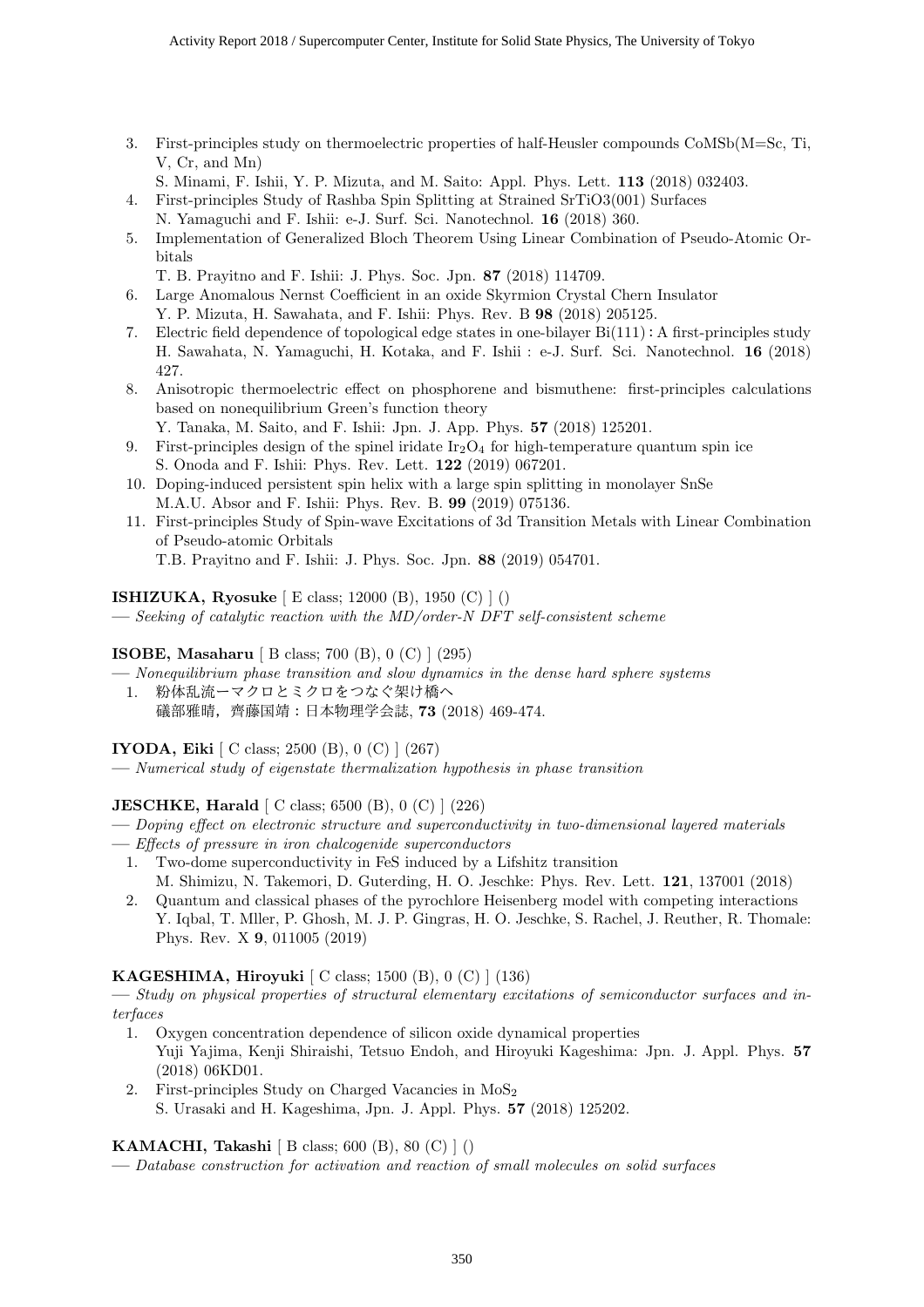3. First-principles study on thermoelectric properties of half-Heusler compounds CoMSb(M=Sc, Ti, V, Cr, and Mn)
   S. Minami, F. Ishii, Y. P. Mizuta, and M. Saito: Appl. Phys. Lett. **113** (2018) 032403.
4. First-principles Study of Rashba Spin Splitting at Strained SrTiO3(001) Surfaces
   N. Yamaguchi and F. Ishii: e-J. Surf. Sci. Nanotechnol. **16** (2018) 360.
5. Implementation of Generalized Bloch Theorem Using Linear Combination of Pseudo-Atomic Orbitals
   T. B. Prayitno and F. Ishii: J. Phys. Soc. Jpn. **87** (2018) 114709.
6. Large Anomalous Nernst Coefficient in an oxide Skyrmion Crystal Chern Insulator
   Y. P. Mizuta, H. Sawahata, and F. Ishii: Phys. Rev. B **98** (2018) 205125.
7. Electric field dependence of topological edge states in one-bilayer Bi(111)：A first-principles study
   H. Sawahata, N. Yamaguchi, H. Kotaka, and F. Ishii : e-J. Surf. Sci. Nanotechnol. **16** (2018) 427.
8. Anisotropic thermoelectric effect on phosphorene and bismuthene: first-principles calculations based on nonequilibrium Green's function theory
   Y. Tanaka, M. Saito, and F. Ishii: Jpn. J. App. Phys. **57** (2018) 125201.
9. First-principles design of the spinel iridate $Ir_2O_4$ for high-temperature quantum spin ice
   S. Onoda and F. Ishii: Phys. Rev. Lett. **122** (2019) 067201.
10. Doping-induced persistent spin helix with a large spin splitting in monolayer SnSe
    M.A.U. Absor and F. Ishii: Phys. Rev. B. **99** (2019) 075136.
11. First-principles Study of Spin-wave Excitations of 3d Transition Metals with Linear Combination of Pseudo-atomic Orbitals
    T.B. Prayitno and F. Ishii: J. Phys. Soc. Jpn. **88** (2019) 054701.

**ISHIZUKA, Ryosuke** [ E class; 12000 (B), 1950 (C) ] ()
— *Seeking of catalytic reaction with the MD/order-N DFT self-consistent scheme*

**ISOBE, Masaharu** [ B class; 700 (B), 0 (C) ] (295)
— *Nonequilibrium phase transition and slow dynamics in the dense hard sphere systems*
1. 粉体乱流ーマクロとミクロをつなぐ架け橋へ
   礒部雅晴，齊藤国靖：日本物理学会誌, **73** (2018) 469-474.

**IYODA, Eiki** [ C class; 2500 (B), 0 (C) ] (267)
— *Numerical study of eigenstate thermalization hypothesis in phase transition*

**JESCHKE, Harald** [ C class; 6500 (B), 0 (C) ] (226)
— *Doping effect on electronic structure and superconductivity in two-dimensional layered materials*
— *Effects of pressure in iron chalcogenide superconductors*
1. Two-dome superconductivity in FeS induced by a Lifshitz transition
   M. Shimizu, N. Takemori, D. Guterding, H. O. Jeschke: Phys. Rev. Lett. **121**, 137001 (2018)
2. Quantum and classical phases of the pyrochlore Heisenberg model with competing interactions
   Y. Iqbal, T. Mller, P. Ghosh, M. J. P. Gingras, H. O. Jeschke, S. Rachel, J. Reuther, R. Thomale: Phys. Rev. X **9**, 011005 (2019)

**KAGESHIMA, Hiroyuki** [ C class; 1500 (B), 0 (C) ] (136)
— *Study on physical properties of structural elementary excitations of semiconductor surfaces and interfaces*
1. Oxygen concentration dependence of silicon oxide dynamical properties
   Yuji Yajima, Kenji Shiraishi, Tetsuo Endoh, and Hiroyuki Kageshima: Jpn. J. Appl. Phys. **57** (2018) 06KD01.
2. First-principles Study on Charged Vacancies in $MoS_2$
   S. Urasaki and H. Kageshima, Jpn. J. Appl. Phys. **57** (2018) 125202.

**KAMACHI, Takashi** [ B class; 600 (B), 80 (C) ] ()
— *Database construction for activation and reaction of small molecules on solid surfaces*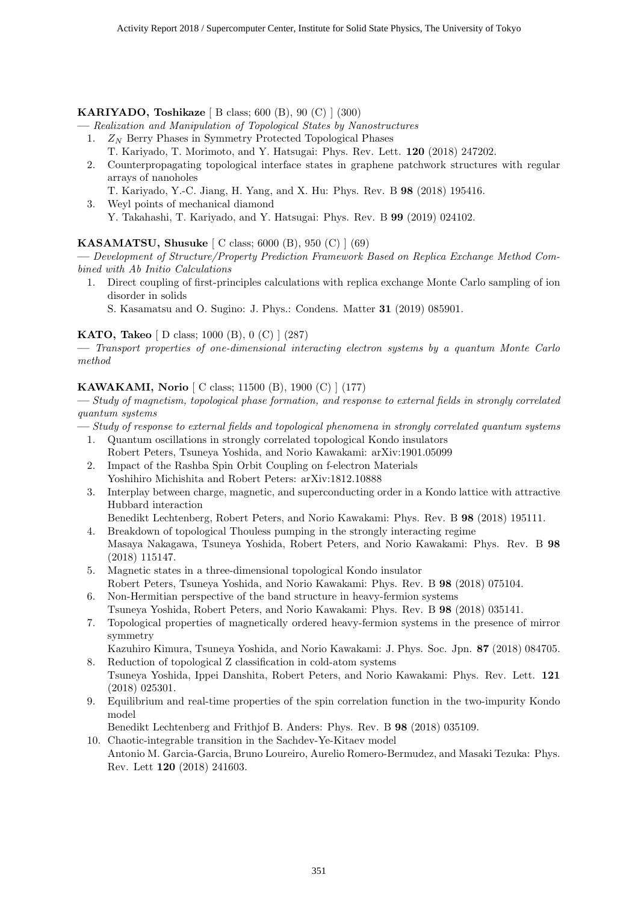**KARIYADO, Toshikaze** [ B class; 600 (B), 90 (C) ] (300)

— *Realization and Manipulation of Topological States by Nanostructures*

1. $Z_N$ Berry Phases in Symmetry Protected Topological Phases
   T. Kariyado, T. Morimoto, and Y. Hatsugai: Phys. Rev. Lett. **120** (2018) 247202.
2. Counterpropagating topological interface states in graphene patchwork structures with regular arrays of nanoholes
   T. Kariyado, Y.-C. Jiang, H. Yang, and X. Hu: Phys. Rev. B **98** (2018) 195416.
3. Weyl points of mechanical diamond
   Y. Takahashi, T. Kariyado, and Y. Hatsugai: Phys. Rev. B **99** (2019) 024102.

**KASAMATSU, Shusuke** [ C class; 6000 (B), 950 (C) ] (69)

— *Development of Structure/Property Prediction Framework Based on Replica Exchange Method Combined with Ab Initio Calculations*

1. Direct coupling of first-principles calculations with replica exchange Monte Carlo sampling of ion disorder in solids
   S. Kasamatsu and O. Sugino: J. Phys.: Condens. Matter **31** (2019) 085901.

**KATO, Takeo** [ D class; 1000 (B), 0 (C) ] (287)

— *Transport properties of one-dimensional interacting electron systems by a quantum Monte Carlo method*

**KAWAKAMI, Norio** [ C class; 11500 (B), 1900 (C) ] (177)

— *Study of magnetism, topological phase formation, and response to external fields in strongly correlated quantum systems*

— *Study of response to external fields and topological phenomena in strongly correlated quantum systems*

1. Quantum oscillations in strongly correlated topological Kondo insulators
   Robert Peters, Tsuneya Yoshida, and Norio Kawakami: arXiv:1901.05099
2. Impact of the Rashba Spin Orbit Coupling on f-electron Materials
   Yoshihiro Michishita and Robert Peters: arXiv:1812.10888
3. Interplay between charge, magnetic, and superconducting order in a Kondo lattice with attractive Hubbard interaction
   Benedikt Lechtenberg, Robert Peters, and Norio Kawakami: Phys. Rev. B **98** (2018) 195111.
4. Breakdown of topological Thouless pumping in the strongly interacting regime
   Masaya Nakagawa, Tsuneya Yoshida, Robert Peters, and Norio Kawakami: Phys. Rev. B **98** (2018) 115147.
5. Magnetic states in a three-dimensional topological Kondo insulator
   Robert Peters, Tsuneya Yoshida, and Norio Kawakami: Phys. Rev. B **98** (2018) 075104.
6. Non-Hermitian perspective of the band structure in heavy-fermion systems
   Tsuneya Yoshida, Robert Peters, and Norio Kawakami: Phys. Rev. B **98** (2018) 035141.
7. Topological properties of magnetically ordered heavy-fermion systems in the presence of mirror symmetry
   Kazuhiro Kimura, Tsuneya Yoshida, and Norio Kawakami: J. Phys. Soc. Jpn. **87** (2018) 084705.
8. Reduction of topological Z classification in cold-atom systems
   Tsuneya Yoshida, Ippei Danshita, Robert Peters, and Norio Kawakami: Phys. Rev. Lett. **121** (2018) 025301.
9. Equilibrium and real-time properties of the spin correlation function in the two-impurity Kondo model
   Benedikt Lechtenberg and Frithjof B. Anders: Phys. Rev. B **98** (2018) 035109.
10. Chaotic-integrable transition in the Sachdev-Ye-Kitaev model
    Antonio M. Garcia-Garcia, Bruno Loureiro, Aurelio Romero-Bermudez, and Masaki Tezuka: Phys. Rev. Lett **120** (2018) 241603.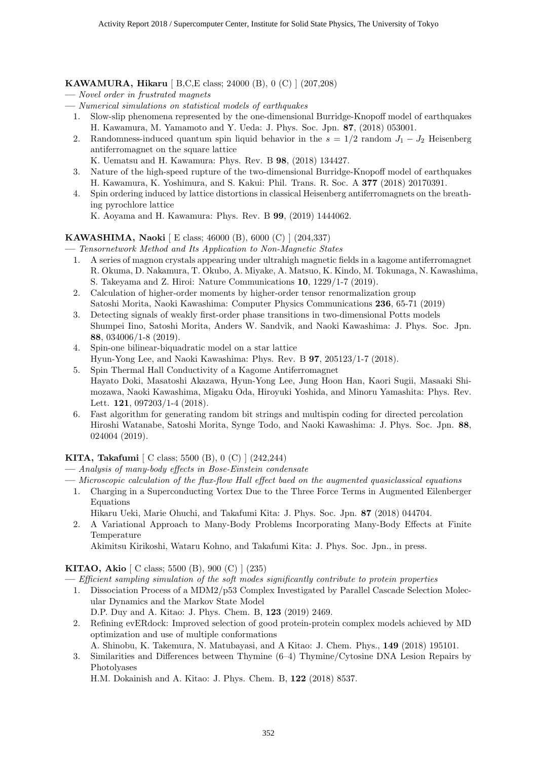**KAWAMURA, Hikaru** [ B,C,E class; 24000 (B), 0 (C) ] (207,208)

— *Novel order in frustrated magnets*

— *Numerical simulations on statistical models of earthquakes*

1. Slow-slip phenomena represented by the one-dimensional Burridge-Knopoff model of earthquakes
   H. Kawamura, M. Yamamoto and Y. Ueda: J. Phys. Soc. Jpn. **87**, (2018) 053001.
2. Randomness-induced quantum spin liquid behavior in the $s = 1/2$ random $J_1 - J_2$ Heisenberg antiferromagnet on the square lattice
   K. Uematsu and H. Kawamura: Phys. Rev. B **98**, (2018) 134427.
3. Nature of the high-speed rupture of the two-dimensional Burridge-Knopoff model of earthquakes
   H. Kawamura, K. Yoshimura, and S. Kakui: Phil. Trans. R. Soc. A **377** (2018) 20170391.
4. Spin ordering induced by lattice distortions in classical Heisenberg antiferromagnets on the breathing pyrochlore lattice
   K. Aoyama and H. Kawamura: Phys. Rev. B **99**, (2019) 1444062.

**KAWASHIMA, Naoki** [ E class; 46000 (B), 6000 (C) ] (204,337)

— *Tensornetwork Method and Its Application to Non-Magnetic States*

1. A series of magnon crystals appearing under ultrahigh magnetic fields in a kagome antiferromagnet
   R. Okuma, D. Nakamura, T. Okubo, A. Miyake, A. Matsuo, K. Kindo, M. Tokunaga, N. Kawashima, S. Takeyama and Z. Hiroi: Nature Communications **10**, 1229/1-7 (2019).
2. Calculation of higher-order moments by higher-order tensor renormalization group
   Satoshi Morita, Naoki Kawashima: Computer Physics Communications **236**, 65-71 (2019)
3. Detecting signals of weakly first-order phase transitions in two-dimensional Potts models
   Shumpei Iino, Satoshi Morita, Anders W. Sandvik, and Naoki Kawashima: J. Phys. Soc. Jpn. **88**, 034006/1-8 (2019).
4. Spin-one bilinear-biquadratic model on a star lattice
   Hyun-Yong Lee, and Naoki Kawashima: Phys. Rev. B **97**, 205123/1-7 (2018).
5. Spin Thermal Hall Conductivity of a Kagome Antiferromagnet
   Hayato Doki, Masatoshi Akazawa, Hyun-Yong Lee, Jung Hoon Han, Kaori Sugii, Masaaki Shimozawa, Naoki Kawashima, Migaku Oda, Hiroyuki Yoshida, and Minoru Yamashita: Phys. Rev. Lett. **121**, 097203/1-4 (2018).
6. Fast algorithm for generating random bit strings and multispin coding for directed percolation
   Hiroshi Watanabe, Satoshi Morita, Synge Todo, and Naoki Kawashima: J. Phys. Soc. Jpn. **88**, 024004 (2019).

**KITA, Takafumi** [ C class; 5500 (B), 0 (C) ] (242,244)

— *Analysis of many-body effects in Bose-Einstein condensate*

— *Microscopic calculation of the flux-flow Hall effect baed on the augmented quasiclassical equations*

1. Charging in a Superconducting Vortex Due to the Three Force Terms in Augmented Eilenberger Equations
   Hikaru Ueki, Marie Ohuchi, and Takafumi Kita: J. Phys. Soc. Jpn. **87** (2018) 044704.
2. A Variational Approach to Many-Body Problems Incorporating Many-Body Effects at Finite Temperature
   Akimitsu Kirikoshi, Wataru Kohno, and Takafumi Kita: J. Phys. Soc. Jpn., in press.

**KITAO, Akio** [ C class; 5500 (B), 900 (C) ] (235)

— *Efficient sampling simulation of the soft modes significantly contribute to protein properties*

1. Dissociation Process of a MDM2/p53 Complex Investigated by Parallel Cascade Selection Molecular Dynamics and the Markov State Model
   D.P. Duy and A. Kitao: J. Phys. Chem. B, **123** (2019) 2469.
2. Refining evERdock: Improved selection of good protein-protein complex models achieved by MD optimization and use of multiple conformations
   A. Shinobu, K. Takemura, N. Matubayasi, and A Kitao: J. Chem. Phys., **149** (2018) 195101.
3. Similarities and Differences between Thymine (6–4) Thymine/Cytosine DNA Lesion Repairs by Photolyases
   H.M. Dokainish and A. Kitao: J. Phys. Chem. B, **122** (2018) 8537.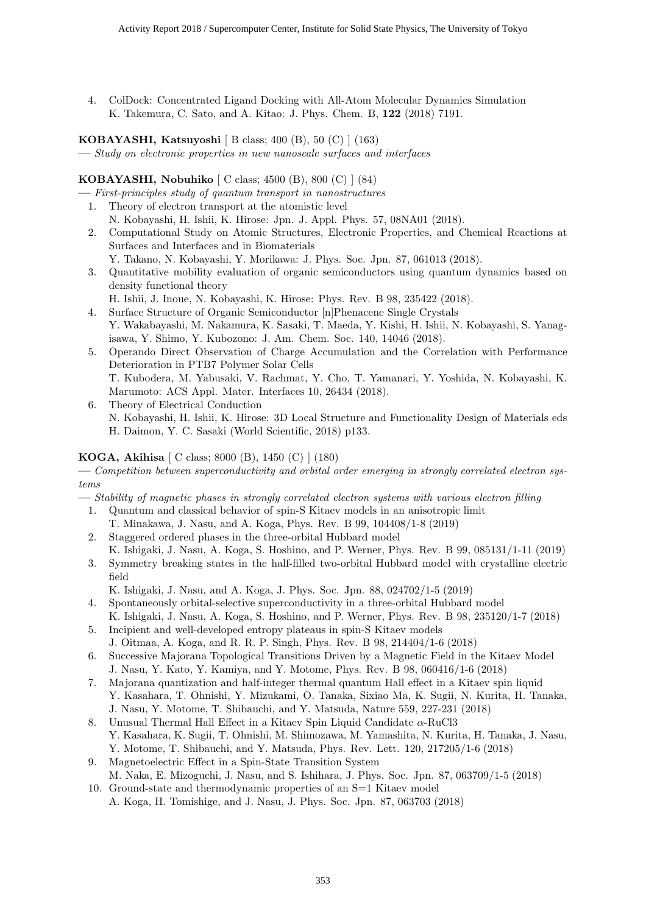4. ColDock: Concentrated Ligand Docking with All-Atom Molecular Dynamics Simulation
   K. Takemura, C. Sato, and A. Kitao: J. Phys. Chem. B, **122** (2018) 7191.

**KOBAYASHI, Katsuyoshi** [ B class; 400 (B), 50 (C) ] (163)
— *Study on electronic properties in new nanoscale surfaces and interfaces*

**KOBAYASHI, Nobuhiko** [ C class; 4500 (B), 800 (C) ] (84)
— *First-principles study of quantum transport in nanostructures*

1. Theory of electron transport at the atomistic level
   N. Kobayashi, H. Ishii, K. Hirose: Jpn. J. Appl. Phys. 57, 08NA01 (2018).
2. Computational Study on Atomic Structures, Electronic Properties, and Chemical Reactions at Surfaces and Interfaces and in Biomaterials
   Y. Takano, N. Kobayashi, Y. Morikawa: J. Phys. Soc. Jpn. 87, 061013 (2018).
3. Quantitative mobility evaluation of organic semiconductors using quantum dynamics based on density functional theory
   H. Ishii, J. Inoue, N. Kobayashi, K. Hirose: Phys. Rev. B 98, 235422 (2018).
4. Surface Structure of Organic Semiconductor [n]Phenacene Single Crystals
   Y. Wakabayashi, M. Nakamura, K. Sasaki, T. Maeda, Y. Kishi, H. Ishii, N. Kobayashi, S. Yanagisawa, Y. Shimo, Y. Kubozono: J. Am. Chem. Soc. 140, 14046 (2018).
5. Operando Direct Observation of Charge Accumulation and the Correlation with Performance Deterioration in PTB7 Polymer Solar Cells
   T. Kubodera, M. Yabusaki, V. Rachmat, Y. Cho, T. Yamanari, Y. Yoshida, N. Kobayashi, K. Marumoto: ACS Appl. Mater. Interfaces 10, 26434 (2018).
6. Theory of Electrical Conduction
   N. Kobayashi, H. Ishii, K. Hirose: 3D Local Structure and Functionality Design of Materials eds H. Daimon, Y. C. Sasaki (World Scientific, 2018) p133.

**KOGA, Akihisa** [ C class; 8000 (B), 1450 (C) ] (180)
— *Competition between superconductivity and orbital order emerging in strongly correlated electron systems*
— *Stability of magnetic phases in strongly correlated electron systems with various electron filling*

1. Quantum and classical behavior of spin-S Kitaev models in an anisotropic limit
   T. Minakawa, J. Nasu, and A. Koga, Phys. Rev. B 99, 104408/1-8 (2019)
2. Staggered ordered phases in the three-orbital Hubbard model
   K. Ishigaki, J. Nasu, A. Koga, S. Hoshino, and P. Werner, Phys. Rev. B 99, 085131/1-11 (2019)
3. Symmetry breaking states in the half-filled two-orbital Hubbard model with crystalline electric field
   K. Ishigaki, J. Nasu, and A. Koga, J. Phys. Soc. Jpn. 88, 024702/1-5 (2019)
4. Spontaneously orbital-selective superconductivity in a three-orbital Hubbard model
   K. Ishigaki, J. Nasu, A. Koga, S. Hoshino, and P. Werner, Phys. Rev. B 98, 235120/1-7 (2018)
5. Incipient and well-developed entropy plateaus in spin-S Kitaev models
   J. Oitmaa, A. Koga, and R. R. P. Singh, Phys. Rev. B 98, 214404/1-6 (2018)
6. Successive Majorana Topological Transitions Driven by a Magnetic Field in the Kitaev Model
   J. Nasu, Y. Kato, Y. Kamiya, and Y. Motome, Phys. Rev. B 98, 060416/1-6 (2018)
7. Majorana quantization and half-integer thermal quantum Hall effect in a Kitaev spin liquid
   Y. Kasahara, T. Ohnishi, Y. Mizukami, O. Tanaka, Sixiao Ma, K. Sugii, N. Kurita, H. Tanaka, J. Nasu, Y. Motome, T. Shibauchi, and Y. Matsuda, Nature 559, 227-231 (2018)
8. Unusual Thermal Hall Effect in a Kitaev Spin Liquid Candidate $\alpha$-RuCl3
   Y. Kasahara, K. Sugii, T. Ohnishi, M. Shimozawa, M. Yamashita, N. Kurita, H. Tanaka, J. Nasu, Y. Motome, T. Shibauchi, and Y. Matsuda, Phys. Rev. Lett. 120, 217205/1-6 (2018)
9. Magnetoelectric Effect in a Spin-State Transition System
   M. Naka, E. Mizoguchi, J. Nasu, and S. Ishihara, J. Phys. Soc. Jpn. 87, 063709/1-5 (2018)
10. Ground-state and thermodynamic properties of an S=1 Kitaev model
    A. Koga, H. Tomishige, and J. Nasu, J. Phys. Soc. Jpn. 87, 063703 (2018)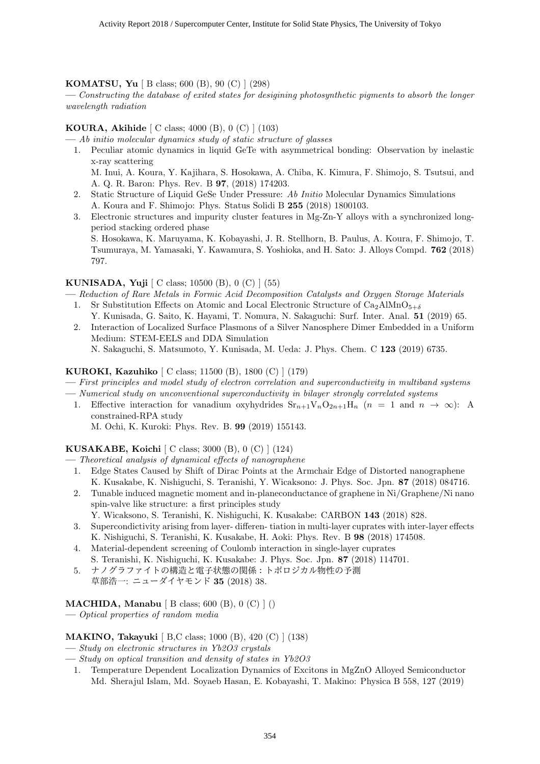**KOMATSU, Yu** [ B class; 600 (B), 90 (C) ] (298)

— *Constructing the database of exited states for desigining photosynthetic pigments to absorb the longer wavelength radiation*

**KOURA, Akihide** [ C class; 4000 (B), 0 (C) ] (103)

— *Ab initio molecular dynamics study of static structure of glasses*

1. Peculiar atomic dynamics in liquid GeTe with asymmetrical bonding: Observation by inelastic x-ray scattering
   M. Inui, A. Koura, Y. Kajihara, S. Hosokawa, A. Chiba, K. Kimura, F. Shimojo, S. Tsutsui, and A. Q. R. Baron: Phys. Rev. B **97**, (2018) 174203.
2. Static Structure of Liquid GeSe Under Pressure: *Ab Initio* Molecular Dynamics Simulations
   A. Koura and F. Shimojo: Phys. Status Solidi B **255** (2018) 1800103.
3. Electronic structures and impurity cluster features in Mg-Zn-Y alloys with a synchronized long-period stacking ordered phase
   S. Hosokawa, K. Maruyama, K. Kobayashi, J. R. Stellhorn, B. Paulus, A. Koura, F. Shimojo, T. Tsumuraya, M. Yamasaki, Y. Kawamura, S. Yoshioka, and H. Sato: J. Alloys Compd. **762** (2018) 797.

**KUNISADA, Yuji** [ C class; 10500 (B), 0 (C) ] (55)

— *Reduction of Rare Metals in Formic Acid Decomposition Catalysts and Oxygen Storage Materials*

1. Sr Substitution Effects on Atomic and Local Electronic Structure of $Ca_2AlMnO_{5+\delta}$
   Y. Kunisada, G. Saito, K. Hayami, T. Nomura, N. Sakaguchi: Surf. Inter. Anal. **51** (2019) 65.
2. Interaction of Localized Surface Plasmons of a Silver Nanosphere Dimer Embedded in a Uniform Medium: STEM-EELS and DDA Simulation
   N. Sakaguchi, S. Matsumoto, Y. Kunisada, M. Ueda: J. Phys. Chem. C **123** (2019) 6735.

**KUROKI, Kazuhiko** [ C class; 11500 (B), 1800 (C) ] (179)

— *First principles and model study of electron correlation and superconductivity in multiband systems*

— *Numerical study on unconventional superconductivity in bilayer strongly correlated systems*

1. Effective interaction for vanadium oxyhydrides $Sr_{n+1}V_nO_{2n+1}H_n$ ($n = 1$ and $n \to \infty$): A constrained-RPA study
   M. Ochi, K. Kuroki: Phys. Rev. B. **99** (2019) 155143.

**KUSAKABE, Koichi** [ C class; 3000 (B), 0 (C) ] (124)

— *Theoretical analysis of dynamical effects of nanographene*

1. Edge States Caused by Shift of Dirac Points at the Armchair Edge of Distorted nanographene
   K. Kusakabe, K. Nishiguchi, S. Teranishi, Y. Wicaksono: J. Phys. Soc. Jpn. **87** (2018) 084716.
2. Tunable induced magnetic moment and in-planeconductance of graphene in Ni/Graphene/Ni nano spin-valve like structure: a first principles study
   Y. Wicaksono, S. Teranishi, K. Nishiguchi, K. Kusakabe: CARBON **143** (2018) 828.
3. Supercondictivity arising from layer- differen- tiation in multi-layer cuprates with inter-layer effects
   K. Nishiguchi, S. Teranishi, K. Kusakabe, H. Aoki: Phys. Rev. B **98** (2018) 174508.
4. Material-dependent screening of Coulomb interaction in single-layer cuprates
   S. Teranishi, K. Nishiguchi, K. Kusakabe: J. Phys. Soc. Jpn. **87** (2018) 114701.
5. ナノグラファイトの構造と電子状態の関係：トポロジカル物性の予測
   草部浩一: ニューダイヤモンド **35** (2018) 38.

**MACHIDA, Manabu** [ B class; 600 (B), 0 (C) ] ()

— *Optical properties of random media*

**MAKINO, Takayuki** [ B,C class; 1000 (B), 420 (C) ] (138)

— *Study on electronic structures in Yb2O3 crystals*

— *Study on optical transition and density of states in Yb2O3*

1. Temperature Dependent Localization Dynamics of Excitons in MgZnO Alloyed Semiconductor
   Md. Sherajul Islam, Md. Soyaeb Hasan, E. Kobayashi, T. Makino: Physica B 558, 127 (2019)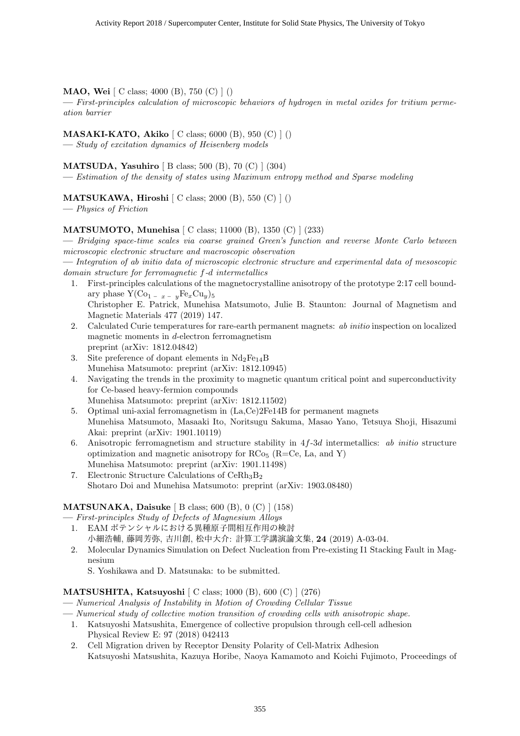**MAO, Wei** [ C class; 4000 (B), 750 (C) ] ()

— *First-principles calculation of microscopic behaviors of hydrogen in metal oxides for tritium permeation barrier*

**MASAKI-KATO, Akiko** [ C class; 6000 (B), 950 (C) ] ()

— *Study of excitation dynamics of Heisenberg models*

**MATSUDA, Yasuhiro** [ B class; 500 (B), 70 (C) ] (304)

— *Estimation of the density of states using Maximum entropy method and Sparse modeling*

**MATSUKAWA, Hiroshi** [ C class; 2000 (B), 550 (C) ] ()

— *Physics of Friction*

**MATSUMOTO, Munehisa** [ C class; 11000 (B), 1350 (C) ] (233)

— *Bridging space-time scales via coarse grained Green's function and reverse Monte Carlo between microscopic electronic structure and macroscopic observation*

— *Integration of ab initio data of microscopic electronic structure and experimental data of mesoscopic domain structure for ferromagnetic f-d intermetallics*

1. First-principles calculations of the magnetocrystalline anisotropy of the prototype 2:17 cell boundary phase $Y(Co_{1-x-y}Fe_xCu_y)_5$
   Christopher E. Patrick, Munehisa Matsumoto, Julie B. Staunton: Journal of Magnetism and Magnetic Materials 477 (2019) 147.
2. Calculated Curie temperatures for rare-earth permanent magnets: *ab initio* inspection on localized magnetic moments in *d*-electron ferromagnetism
   preprint (arXiv: 1812.04842)
3. Site preference of dopant elements in $Nd_2Fe_{14}B$
   Munehisa Matsumoto: preprint (arXiv: 1812.10945)
4. Navigating the trends in the proximity to magnetic quantum critical point and superconductivity for Ce-based heavy-fermion compounds
   Munehisa Matsumoto: preprint (arXiv: 1812.11502)
5. Optimal uni-axial ferromagnetism in (La,Ce)2Fe14B for permanent magnets
   Munehisa Matsumoto, Masaaki Ito, Noritsugu Sakuma, Masao Yano, Tetsuya Shoji, Hisazumi Akai: preprint (arXiv: 1901.10119)
6. Anisotropic ferromagnetism and structure stability in $4f$-$3d$ intermetallics: *ab initio* structure optimization and magnetic anisotropy for $RCo_5$ (R=Ce, La, and Y)
   Munehisa Matsumoto: preprint (arXiv: 1901.11498)
7. Electronic Structure Calculations of $CeRh_3B_2$
   Shotaro Doi and Munehisa Matsumoto: preprint (arXiv: 1903.08480)

**MATSUNAKA, Daisuke** [ B class; 600 (B), 0 (C) ] (158)

— *First-principles Study of Defects of Magnesium Alloys*

1. EAM ポテンシャルにおける異種原子間相互作用の検討
   小細浩輔, 藤岡芳弥, 吉川創, 松中大介: 計算工学講演論文集, **24** (2019) A-03-04.
2. Molecular Dynamics Simulation on Defect Nucleation from Pre-existing I1 Stacking Fault in Magnesium
   S. Yoshikawa and D. Matsunaka: to be submitted.

**MATSUSHITA, Katsuyoshi** [ C class; 1000 (B), 600 (C) ] (276)

— *Numerical Analysis of Instability in Motion of Crowding Cellular Tissue*

— *Numerical study of collective motion transition of crowding cells with anisotropic shape.*

1. Katsuyoshi Matsushita, Emergence of collective propulsion through cell-cell adhesion
   Physical Review E: 97 (2018) 042413
2. Cell Migration driven by Receptor Density Polarity of Cell-Matrix Adhesion
   Katsuyoshi Matsushita, Kazuya Horibe, Naoya Kamamoto and Koichi Fujimoto, Proceedings of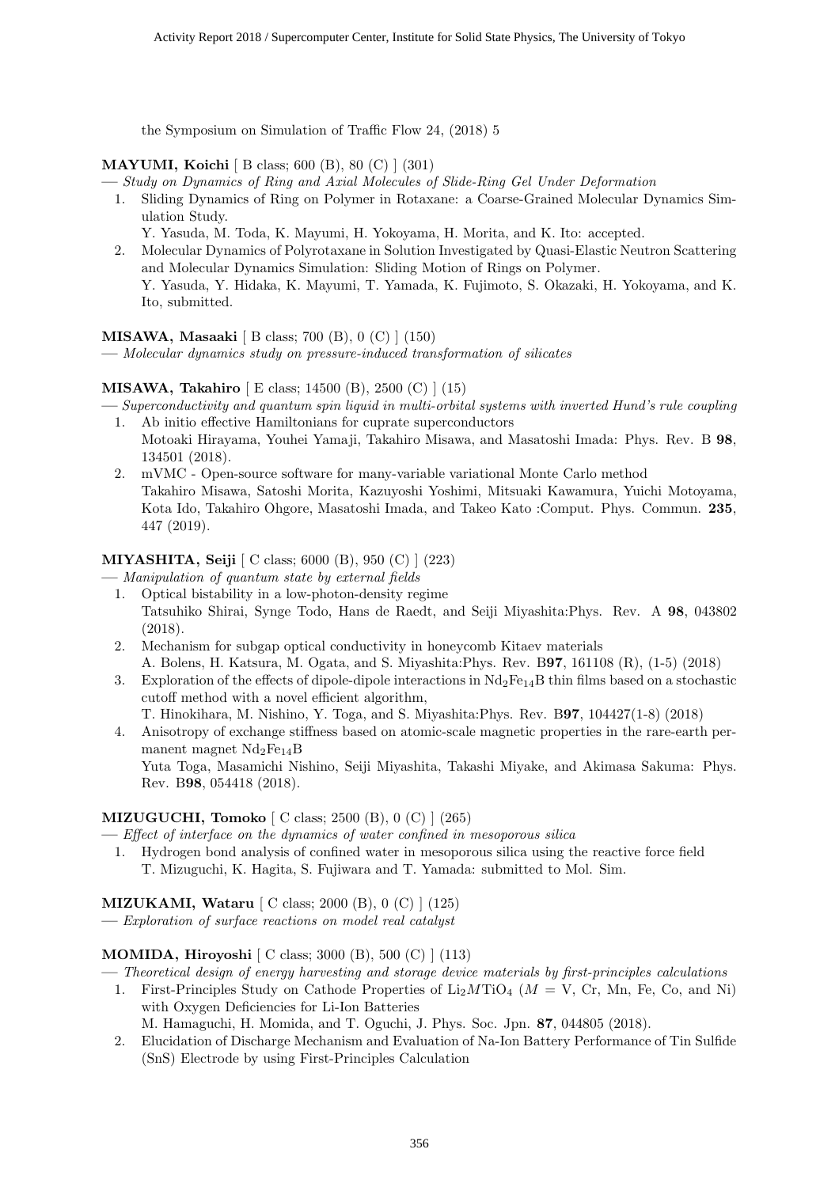the Symposium on Simulation of Traffic Flow 24, (2018) 5

**MAYUMI, Koichi** [ B class; 600 (B), 80 (C) ] (301)

— *Study on Dynamics of Ring and Axial Molecules of Slide-Ring Gel Under Deformation*

1. Sliding Dynamics of Ring on Polymer in Rotaxane: a Coarse-Grained Molecular Dynamics Simulation Study.
   Y. Yasuda, M. Toda, K. Mayumi, H. Yokoyama, H. Morita, and K. Ito: accepted.
2. Molecular Dynamics of Polyrotaxane in Solution Investigated by Quasi-Elastic Neutron Scattering and Molecular Dynamics Simulation: Sliding Motion of Rings on Polymer.
   Y. Yasuda, Y. Hidaka, K. Mayumi, T. Yamada, K. Fujimoto, S. Okazaki, H. Yokoyama, and K. Ito, submitted.

**MISAWA, Masaaki** [ B class; 700 (B), 0 (C) ] (150)

— *Molecular dynamics study on pressure-induced transformation of silicates*

**MISAWA, Takahiro** [ E class; 14500 (B), 2500 (C) ] (15)

— *Superconductivity and quantum spin liquid in multi-orbital systems with inverted Hund's rule coupling*

1. Ab initio effective Hamiltonians for cuprate superconductors
   Motoaki Hirayama, Youhei Yamaji, Takahiro Misawa, and Masatoshi Imada: Phys. Rev. B **98**, 134501 (2018).
2. mVMC - Open-source software for many-variable variational Monte Carlo method
   Takahiro Misawa, Satoshi Morita, Kazuyoshi Yoshimi, Mitsuaki Kawamura, Yuichi Motoyama, Kota Ido, Takahiro Ohgore, Masatoshi Imada, and Takeo Kato :Comput. Phys. Commun. **235**, 447 (2019).

**MIYASHITA, Seiji** [ C class; 6000 (B), 950 (C) ] (223)

— *Manipulation of quantum state by external fields*

1. Optical bistability in a low-photon-density regime
   Tatsuhiko Shirai, Synge Todo, Hans de Raedt, and Seiji Miyashita:Phys. Rev. A **98**, 043802 (2018).
2. Mechanism for subgap optical conductivity in honeycomb Kitaev materials
   A. Bolens, H. Katsura, M. Ogata, and S. Miyashita:Phys. Rev. B**97**, 161108 (R), (1-5) (2018)
3. Exploration of the effects of dipole-dipole interactions in $Nd_2Fe_{14}B$ thin films based on a stochastic cutoff method with a novel efficient algorithm,
   T. Hinokihara, M. Nishino, Y. Toga, and S. Miyashita:Phys. Rev. B**97**, 104427(1-8) (2018)
4. Anisotropy of exchange stiffness based on atomic-scale magnetic properties in the rare-earth permanent magnet $Nd_2Fe_{14}B$
   Yuta Toga, Masamichi Nishino, Seiji Miyashita, Takashi Miyake, and Akimasa Sakuma: Phys. Rev. B**98**, 054418 (2018).

**MIZUGUCHI, Tomoko** [ C class; 2500 (B), 0 (C) ] (265)

— *Effect of interface on the dynamics of water confined in mesoporous silica*

1. Hydrogen bond analysis of confined water in mesoporous silica using the reactive force field
   T. Mizuguchi, K. Hagita, S. Fujiwara and T. Yamada: submitted to Mol. Sim.

**MIZUKAMI, Wataru** [ C class; 2000 (B), 0 (C) ] (125)

— *Exploration of surface reactions on model real catalyst*

**MOMIDA, Hiroyoshi** [ C class; 3000 (B), 500 (C) ] (113)

— *Theoretical design of energy harvesting and storage device materials by first-principles calculations*

1. First-Principles Study on Cathode Properties of $Li_2MTiO_4$ ($M$ = V, Cr, Mn, Fe, Co, and Ni) with Oxygen Deficiencies for Li-Ion Batteries
   M. Hamaguchi, H. Momida, and T. Oguchi, J. Phys. Soc. Jpn. **87**, 044805 (2018).
2. Elucidation of Discharge Mechanism and Evaluation of Na-Ion Battery Performance of Tin Sulfide (SnS) Electrode by using First-Principles Calculation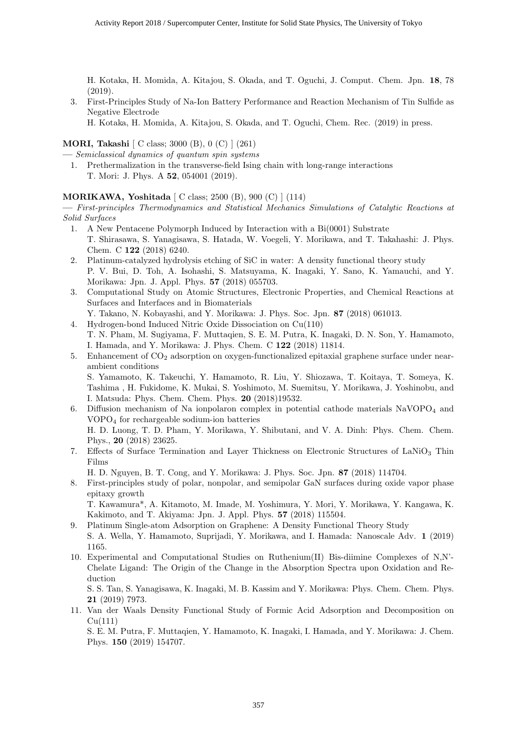H. Kotaka, H. Momida, A. Kitajou, S. Okada, and T. Oguchi, J. Comput. Chem. Jpn. **18**, 78 (2019).

3. First-Principles Study of Na-Ion Battery Performance and Reaction Mechanism of Tin Sulfide as Negative Electrode
   H. Kotaka, H. Momida, A. Kitajou, S. Okada, and T. Oguchi, Chem. Rec. (2019) in press.

**MORI, Takashi** [ C class; 3000 (B), 0 (C) ] (261)
— *Semiclassical dynamics of quantum spin systems*

1. Prethermalization in the transverse-field Ising chain with long-range interactions
   T. Mori: J. Phys. A **52**, 054001 (2019).

**MORIKAWA, Yoshitada** [ C class; 2500 (B), 900 (C) ] (114)
— *First-principles Thermodynamics and Statistical Mechanics Simulations of Catalytic Reactions at Solid Surfaces*

1. A New Pentacene Polymorph Induced by Interaction with a Bi(0001) Substrate
   T. Shirasawa, S. Yanagisawa, S. Hatada, W. Voegeli, Y. Morikawa, and T. Takahashi: J. Phys. Chem. C **122** (2018) 6240.
2. Platinum-catalyzed hydrolysis etching of SiC in water: A density functional theory study
   P. V. Bui, D. Toh, A. Isohashi, S. Matsuyama, K. Inagaki, Y. Sano, K. Yamauchi, and Y. Morikawa: Jpn. J. Appl. Phys. **57** (2018) 055703.
3. Computational Study on Atomic Structures, Electronic Properties, and Chemical Reactions at Surfaces and Interfaces and in Biomaterials
   Y. Takano, N. Kobayashi, and Y. Morikawa: J. Phys. Soc. Jpn. **87** (2018) 061013.
4. Hydrogen-bond Induced Nitric Oxide Dissociation on Cu(110)
   T. N. Pham, M. Sugiyama, F. Muttaqien, S. E. M. Putra, K. Inagaki, D. N. Son, Y. Hamamoto, I. Hamada, and Y. Morikawa: J. Phys. Chem. C **122** (2018) 11814.
5. Enhancement of $CO_2$ adsorption on oxygen-functionalized epitaxial graphene surface under near-ambient conditions
   S. Yamamoto, K. Takeuchi, Y. Hamamoto, R. Liu, Y. Shiozawa, T. Koitaya, T. Someya, K. Tashima , H. Fukidome, K. Mukai, S. Yoshimoto, M. Suemitsu, Y. Morikawa, J. Yoshinobu, and I. Matsuda: Phys. Chem. Chem. Phys. **20** (2018)19532.
6. Diffusion mechanism of Na ionpolaron complex in potential cathode materials $NaVOPO_4$ and $VOPO_4$ for rechargeable sodium-ion batteries
   H. D. Luong, T. D. Pham, Y. Morikawa, Y. Shibutani, and V. A. Dinh: Phys. Chem. Chem. Phys., **20** (2018) 23625.
7. Effects of Surface Termination and Layer Thickness on Electronic Structures of $LaNiO_3$ Thin Films
   H. D. Nguyen, B. T. Cong, and Y. Morikawa: J. Phys. Soc. Jpn. **87** (2018) 114704.
8. First-principles study of polar, nonpolar, and semipolar GaN surfaces during oxide vapor phase epitaxy growth
   T. Kawamura*, A. Kitamoto, M. Imade, M. Yoshimura, Y. Mori, Y. Morikawa, Y. Kangawa, K. Kakimoto, and T. Akiyama: Jpn. J. Appl. Phys. **57** (2018) 115504.
9. Platinum Single-atom Adsorption on Graphene: A Density Functional Theory Study
   S. A. Wella, Y. Hamamoto, Suprijadi, Y. Morikawa, and I. Hamada: Nanoscale Adv. **1** (2019) 1165.
10. Experimental and Computational Studies on Ruthenium(II) Bis-diimine Complexes of N,N'-Chelate Ligand: The Origin of the Change in the Absorption Spectra upon Oxidation and Reduction
    S. S. Tan, S. Yanagisawa, K. Inagaki, M. B. Kassim and Y. Morikawa: Phys. Chem. Chem. Phys. **21** (2019) 7973.
11. Van der Waals Density Functional Study of Formic Acid Adsorption and Decomposition on Cu(111)
    S. E. M. Putra, F. Muttaqien, Y. Hamamoto, K. Inagaki, I. Hamada, and Y. Morikawa: J. Chem. Phys. **150** (2019) 154707.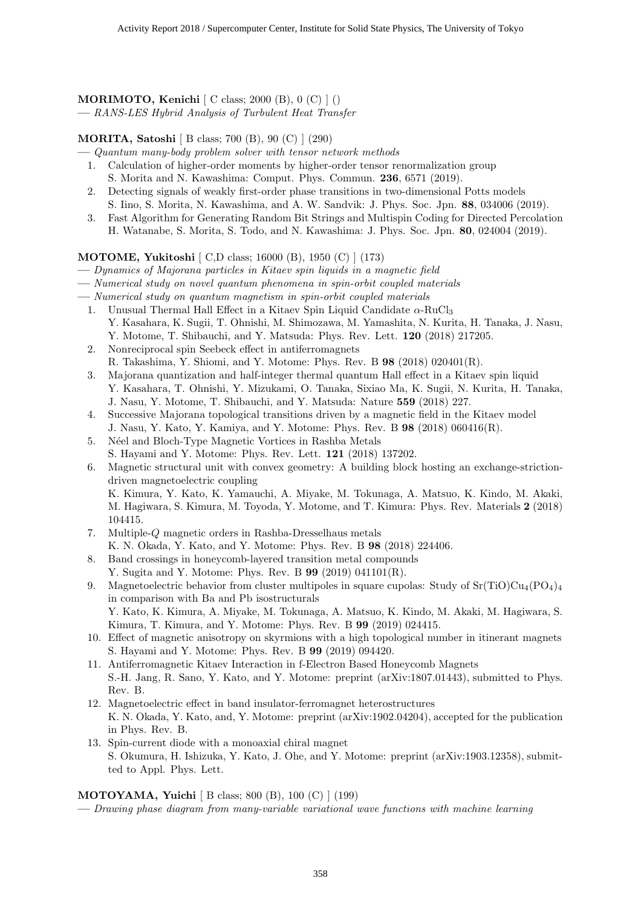**MORIMOTO, Kenichi** [ C class; 2000 (B), 0 (C) ] ()

— *RANS-LES Hybrid Analysis of Turbulent Heat Transfer*

**MORITA, Satoshi** [ B class; 700 (B), 90 (C) ] (290)

— *Quantum many-body problem solver with tensor network methods*

1. Calculation of higher-order moments by higher-order tensor renormalization group
   S. Morita and N. Kawashima: Comput. Phys. Commun. **236**, 6571 (2019).
2. Detecting signals of weakly first-order phase transitions in two-dimensional Potts models
   S. Iino, S. Morita, N. Kawashima, and A. W. Sandvik: J. Phys. Soc. Jpn. **88**, 034006 (2019).
3. Fast Algorithm for Generating Random Bit Strings and Multispin Coding for Directed Percolation
   H. Watanabe, S. Morita, S. Todo, and N. Kawashima: J. Phys. Soc. Jpn. **80**, 024004 (2019).

**MOTOME, Yukitoshi** [ C,D class; 16000 (B), 1950 (C) ] (173)

— *Dynamics of Majorana particles in Kitaev spin liquids in a magnetic field*

— *Numerical study on novel quantum phenomena in spin-orbit coupled materials*

— *Numerical study on quantum magnetism in spin-orbit coupled materials*

1. Unusual Thermal Hall Effect in a Kitaev Spin Liquid Candidate $\alpha$-$RuCl_3$
   Y. Kasahara, K. Sugii, T. Ohnishi, M. Shimozawa, M. Yamashita, N. Kurita, H. Tanaka, J. Nasu, Y. Motome, T. Shibauchi, and Y. Matsuda: Phys. Rev. Lett. **120** (2018) 217205.
2. Nonreciprocal spin Seebeck effect in antiferromagnets
   R. Takashima, Y. Shiomi, and Y. Motome: Phys. Rev. B **98** (2018) 020401(R).
3. Majorana quantization and half-integer thermal quantum Hall effect in a Kitaev spin liquid
   Y. Kasahara, T. Ohnishi, Y. Mizukami, O. Tanaka, Sixiao Ma, K. Sugii, N. Kurita, H. Tanaka, J. Nasu, Y. Motome, T. Shibauchi, and Y. Matsuda: Nature **559** (2018) 227.
4. Successive Majorana topological transitions driven by a magnetic field in the Kitaev model
   J. Nasu, Y. Kato, Y. Kamiya, and Y. Motome: Phys. Rev. B **98** (2018) 060416(R).
5. Néel and Bloch-Type Magnetic Vortices in Rashba Metals
   S. Hayami and Y. Motome: Phys. Rev. Lett. **121** (2018) 137202.
6. Magnetic structural unit with convex geometry: A building block hosting an exchange-striction-driven magnetoelectric coupling
   K. Kimura, Y. Kato, K. Yamauchi, A. Miyake, M. Tokunaga, A. Matsuo, K. Kindo, M. Akaki, M. Hagiwara, S. Kimura, M. Toyoda, Y. Motome, and T. Kimura: Phys. Rev. Materials **2** (2018) 104415.
7. Multiple-$Q$ magnetic orders in Rashba-Dresselhaus metals
   K. N. Okada, Y. Kato, and Y. Motome: Phys. Rev. B **98** (2018) 224406.
8. Band crossings in honeycomb-layered transition metal compounds
   Y. Sugita and Y. Motome: Phys. Rev. B **99** (2019) 041101(R).
9. Magnetoelectric behavior from cluster multipoles in square cupolas: Study of $Sr(TiO)Cu_4(PO_4)_4$ in comparison with Ba and Pb isostructurals
   Y. Kato, K. Kimura, A. Miyake, M. Tokunaga, A. Matsuo, K. Kindo, M. Akaki, M. Hagiwara, S. Kimura, T. Kimura, and Y. Motome: Phys. Rev. B **99** (2019) 024415.
10. Effect of magnetic anisotropy on skyrmions with a high topological number in itinerant magnets
    S. Hayami and Y. Motome: Phys. Rev. B **99** (2019) 094420.
11. Antiferromagnetic Kitaev Interaction in f-Electron Based Honeycomb Magnets
    S.-H. Jang, R. Sano, Y. Kato, and Y. Motome: preprint (arXiv:1807.01443), submitted to Phys. Rev. B.
12. Magnetoelectric effect in band insulator-ferromagnet heterostructures
    K. N. Okada, Y. Kato, and, Y. Motome: preprint (arXiv:1902.04204), accepted for the publication in Phys. Rev. B.
13. Spin-current diode with a monoaxial chiral magnet
    S. Okumura, H. Ishizuka, Y. Kato, J. Ohe, and Y. Motome: preprint (arXiv:1903.12358), submitted to Appl. Phys. Lett.

**MOTOYAMA, Yuichi** [ B class; 800 (B), 100 (C) ] (199)

— *Drawing phase diagram from many-variable variational wave functions with machine learning*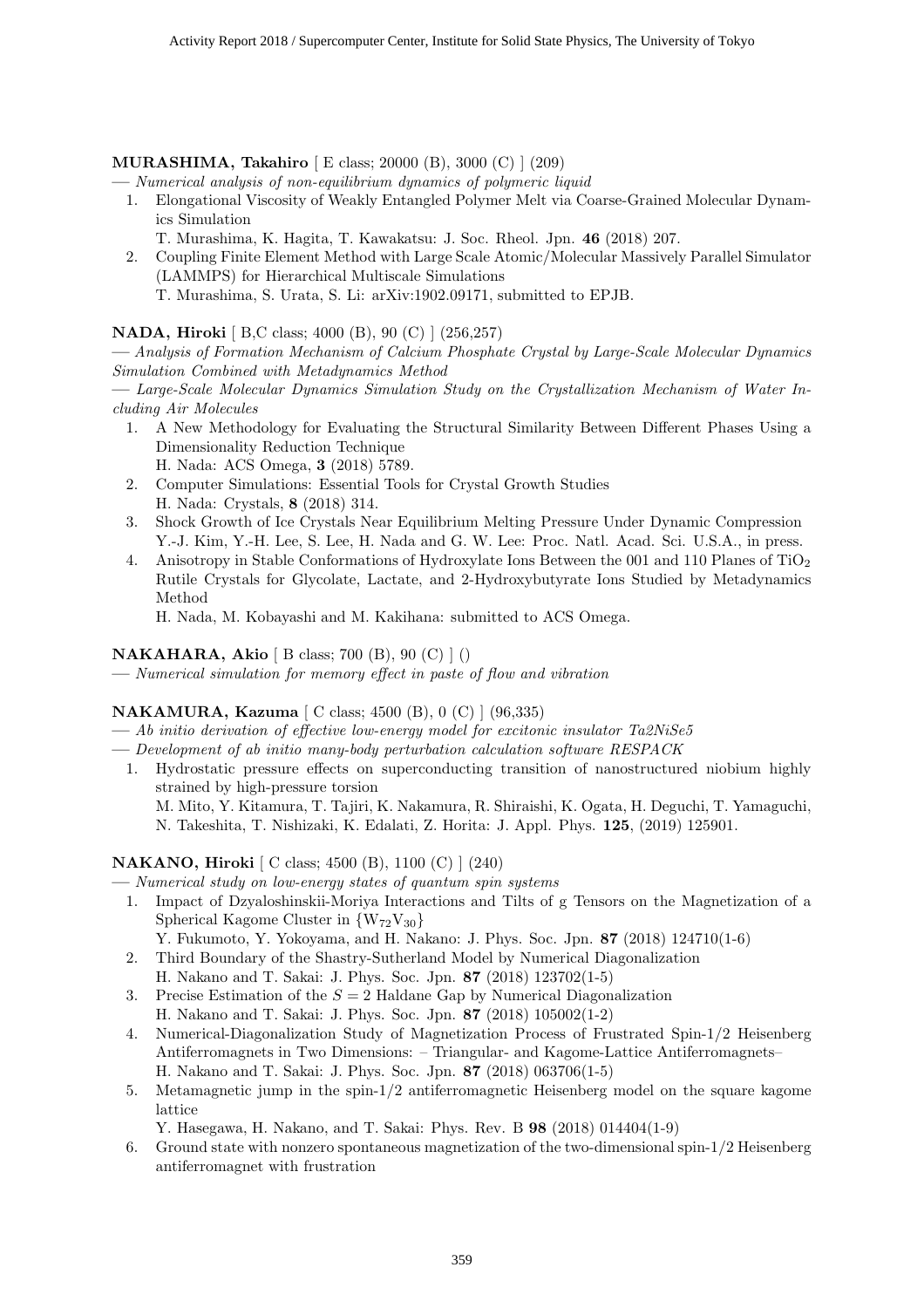**MURASHIMA, Takahiro** [ E class; 20000 (B), 3000 (C) ] (209)

— *Numerical analysis of non-equilibrium dynamics of polymeric liquid*

1. Elongational Viscosity of Weakly Entangled Polymer Melt via Coarse-Grained Molecular Dynamics Simulation
   T. Murashima, K. Hagita, T. Kawakatsu: J. Soc. Rheol. Jpn. **46** (2018) 207.
2. Coupling Finite Element Method with Large Scale Atomic/Molecular Massively Parallel Simulator (LAMMPS) for Hierarchical Multiscale Simulations
   T. Murashima, S. Urata, S. Li: arXiv:1902.09171, submitted to EPJB.

**NADA, Hiroki** [ B,C class; 4000 (B), 90 (C) ] (256,257)

— *Analysis of Formation Mechanism of Calcium Phosphate Crystal by Large-Scale Molecular Dynamics Simulation Combined with Metadynamics Method*

— *Large-Scale Molecular Dynamics Simulation Study on the Crystallization Mechanism of Water Including Air Molecules*

1. A New Methodology for Evaluating the Structural Similarity Between Different Phases Using a Dimensionality Reduction Technique
   H. Nada: ACS Omega, **3** (2018) 5789.
2. Computer Simulations: Essential Tools for Crystal Growth Studies
   H. Nada: Crystals, **8** (2018) 314.
3. Shock Growth of Ice Crystals Near Equilibrium Melting Pressure Under Dynamic Compression
   Y.-J. Kim, Y.-H. Lee, S. Lee, H. Nada and G. W. Lee: Proc. Natl. Acad. Sci. U.S.A., in press.
4. Anisotropy in Stable Conformations of Hydroxylate Ions Between the 001 and 110 Planes of $TiO_2$ Rutile Crystals for Glycolate, Lactate, and 2-Hydroxybutyrate Ions Studied by Metadynamics Method
   H. Nada, M. Kobayashi and M. Kakihana: submitted to ACS Omega.

**NAKAHARA, Akio** [ B class; 700 (B), 90 (C) ] ()

— *Numerical simulation for memory effect in paste of flow and vibration*

**NAKAMURA, Kazuma** [ C class; 4500 (B), 0 (C) ] (96,335)

— *Ab initio derivation of effective low-energy model for excitonic insulator Ta2NiSe5*

— *Development of ab initio many-body perturbation calculation software RESPACK*

1. Hydrostatic pressure effects on superconducting transition of nanostructured niobium highly strained by high-pressure torsion
   M. Mito, Y. Kitamura, T. Tajiri, K. Nakamura, R. Shiraishi, K. Ogata, H. Deguchi, T. Yamaguchi, N. Takeshita, T. Nishizaki, K. Edalati, Z. Horita: J. Appl. Phys. **125**, (2019) 125901.

**NAKANO, Hiroki** [ C class; 4500 (B), 1100 (C) ] (240)

— *Numerical study on low-energy states of quantum spin systems*

1. Impact of Dzyaloshinskii-Moriya Interactions and Tilts of g Tensors on the Magnetization of a Spherical Kagome Cluster in $\{W_{72}V_{30}\}$
   Y. Fukumoto, Y. Yokoyama, and H. Nakano: J. Phys. Soc. Jpn. **87** (2018) 124710(1-6)
2. Third Boundary of the Shastry-Sutherland Model by Numerical Diagonalization
   H. Nakano and T. Sakai: J. Phys. Soc. Jpn. **87** (2018) 123702(1-5)
3. Precise Estimation of the $S = 2$ Haldane Gap by Numerical Diagonalization
   H. Nakano and T. Sakai: J. Phys. Soc. Jpn. **87** (2018) 105002(1-2)
4. Numerical-Diagonalization Study of Magnetization Process of Frustrated Spin-1/2 Heisenberg Antiferromagnets in Two Dimensions: – Triangular- and Kagome-Lattice Antiferromagnets–
   H. Nakano and T. Sakai: J. Phys. Soc. Jpn. **87** (2018) 063706(1-5)
5. Metamagnetic jump in the spin-1/2 antiferromagnetic Heisenberg model on the square kagome lattice
   Y. Hasegawa, H. Nakano, and T. Sakai: Phys. Rev. B **98** (2018) 014404(1-9)
6. Ground state with nonzero spontaneous magnetization of the two-dimensional spin-1/2 Heisenberg antiferromagnet with frustration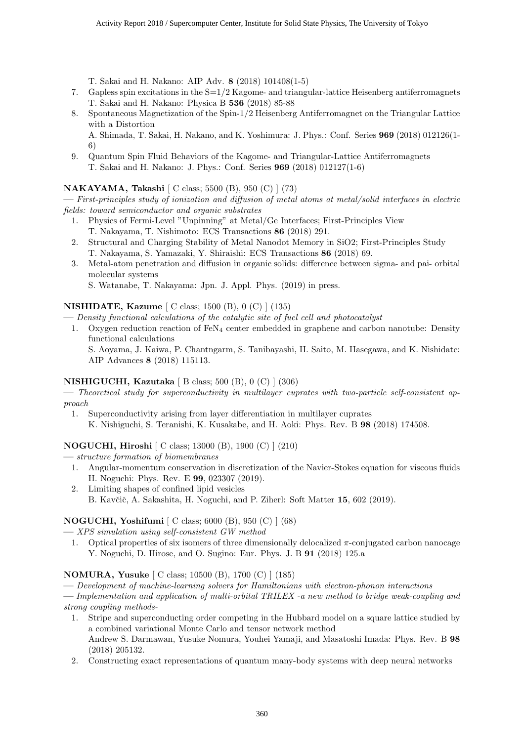T. Sakai and H. Nakano: AIP Adv. **8** (2018) 101408(1-5)

7. Gapless spin excitations in the S=1/2 Kagome- and triangular-lattice Heisenberg antiferromagnets
   T. Sakai and H. Nakano: Physica B **536** (2018) 85-88
8. Spontaneous Magnetization of the Spin-1/2 Heisenberg Antiferromagnet on the Triangular Lattice with a Distortion
   A. Shimada, T. Sakai, H. Nakano, and K. Yoshimura: J. Phys.: Conf. Series **969** (2018) 012126(1-6)
9. Quantum Spin Fluid Behaviors of the Kagome- and Triangular-Lattice Antiferromagnets
   T. Sakai and H. Nakano: J. Phys.: Conf. Series **969** (2018) 012127(1-6)

**NAKAYAMA, Takashi** [ C class; 5500 (B), 950 (C) ] (73)

— *First-principles study of ionization and diffusion of metal atoms at metal/solid interfaces in electric fields: toward semiconductor and organic substrates*

1. Physics of Fermi-Level "Unpinning" at Metal/Ge Interfaces; First-Principles View
   T. Nakayama, T. Nishimoto: ECS Transactions **86** (2018) 291.
2. Structural and Charging Stability of Metal Nanodot Memory in SiO2; First-Principles Study
   T. Nakayama, S. Yamazaki, Y. Shiraishi: ECS Transactions **86** (2018) 69.
3. Metal-atom penetration and diffusion in organic solids: difference between sigma- and pai- orbital molecular systems
   S. Watanabe, T. Nakayama: Jpn. J. Appl. Phys. (2019) in press.

**NISHIDATE, Kazume** [ C class; 1500 (B), 0 (C) ] (135)

— *Density functional calculations of the catalytic site of fuel cell and photocatalyst*

1. Oxygen reduction reaction of $FeN_4$ center embedded in graphene and carbon nanotube: Density functional calculations
   S. Aoyama, J. Kaiwa, P. Chantngarm, S. Tanibayashi, H. Saito, M. Hasegawa, and K. Nishidate: AIP Advances **8** (2018) 115113.

**NISHIGUCHI, Kazutaka** [ B class; 500 (B), 0 (C) ] (306)

— *Theoretical study for superconductivity in multilayer cuprates with two-particle self-consistent approach*

1. Superconductivity arising from layer differentiation in multilayer cuprates
   K. Nishiguchi, S. Teranishi, K. Kusakabe, and H. Aoki: Phys. Rev. B **98** (2018) 174508.

**NOGUCHI, Hiroshi** [ C class; 13000 (B), 1900 (C) ] (210)

— *structure formation of biomembranes*

1. Angular-momentum conservation in discretization of the Navier-Stokes equation for viscous fluids
   H. Noguchi: Phys. Rev. E **99**, 023307 (2019).
2. Limiting shapes of confined lipid vesicles
   B. Kavčič, A. Sakashita, H. Noguchi, and P. Ziherl: Soft Matter **15**, 602 (2019).

**NOGUCHI, Yoshifumi** [ C class; 6000 (B), 950 (C) ] (68)

— *XPS simulation using self-consistent GW method*

1. Optical properties of six isomers of three dimensionally delocalized $\pi$-conjugated carbon nanocage
   Y. Noguchi, D. Hirose, and O. Sugino: Eur. Phys. J. B **91** (2018) 125.a

**NOMURA, Yusuke** [ C class; 10500 (B), 1700 (C) ] (185)

— *Development of machine-learning solvers for Hamiltonians with electron-phonon interactions*

— *Implementation and application of multi-orbital TRILEX -a new method to bridge weak-coupling and strong coupling methods-*

1. Stripe and superconducting order competing in the Hubbard model on a square lattice studied by a combined variational Monte Carlo and tensor network method
   Andrew S. Darmawan, Yusuke Nomura, Youhei Yamaji, and Masatoshi Imada: Phys. Rev. B **98** (2018) 205132.
2. Constructing exact representations of quantum many-body systems with deep neural networks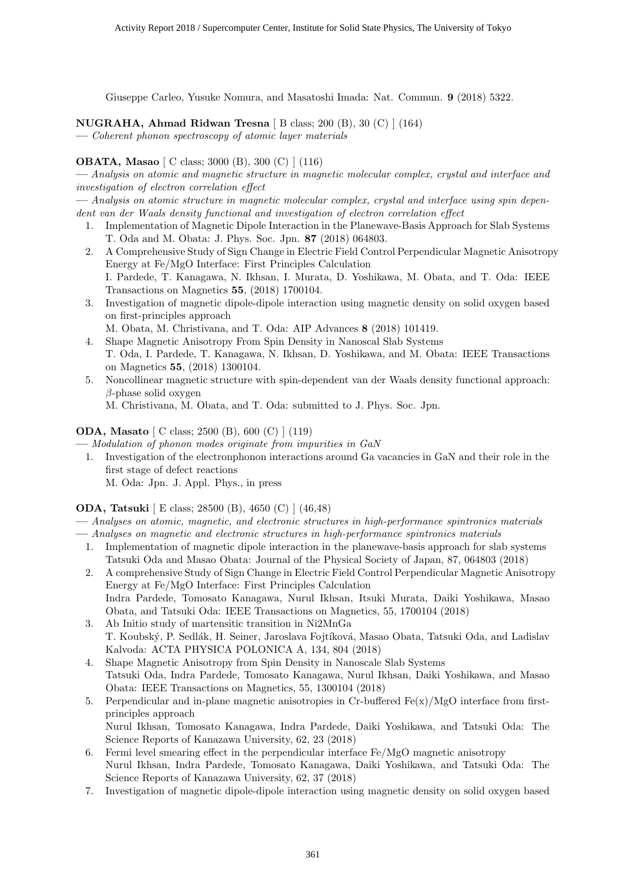Giuseppe Carleo, Yusuke Nomura, and Masatoshi Imada: Nat. Commun. **9** (2018) 5322.

**NUGRAHA, Ahmad Ridwan Tresna** [ B class; 200 (B), 30 (C) ] (164)
— *Coherent phonon spectroscopy of atomic layer materials*

**OBATA, Masao** [ C class; 3000 (B), 300 (C) ] (116)
— *Analysis on atomic and magnetic structure in magnetic molecular complex, crystal and interface and investigation of electron correlation effect*
— *Analysis on atomic structure in magnetic molecular complex, crystal and interface using spin dependent van der Waals density functional and investigation of electron correlation effect*

1. Implementation of Magnetic Dipole Interaction in the Planewave-Basis Approach for Slab Systems
   T. Oda and M. Obata: J. Phys. Soc. Jpn. **87** (2018) 064803.
2. A Comprehensive Study of Sign Change in Electric Field Control Perpendicular Magnetic Anisotropy Energy at Fe/MgO Interface: First Principles Calculation
   I. Pardede, T. Kanagawa, N. Ikhsan, I. Murata, D. Yoshikawa, M. Obata, and T. Oda: IEEE Transactions on Magnetics **55**, (2018) 1700104.
3. Investigation of magnetic dipole-dipole interaction using magnetic density on solid oxygen based on first-principles approach
   M. Obata, M. Christivana, and T. Oda: AIP Advances **8** (2018) 101419.
4. Shape Magnetic Anisotropy From Spin Density in Nanoscal Slab Systems
   T. Oda, I. Pardede, T. Kanagawa, N. Ikhsan, D. Yoshikawa, and M. Obata: IEEE Transactions on Magnetics **55**, (2018) 1300104.
5. Noncollinear magnetic structure with spin-dependent van der Waals density functional approach: $\beta$-phase solid oxygen
   M. Christivana, M. Obata, and T. Oda: submitted to J. Phys. Soc. Jpn.

**ODA, Masato** [ C class; 2500 (B), 600 (C) ] (119)
— *Modulation of phonon modes originate from impurities in GaN*

1. Investigation of the electronphonon interactions around Ga vacancies in GaN and their role in the first stage of defect reactions
   M. Oda: Jpn. J. Appl. Phys., in press

**ODA, Tatsuki** [ E class; 28500 (B), 4650 (C) ] (46,48)
— *Analyses on atomic, magnetic, and electronic structures in high-performance spintronics materials*
— *Analyses on magnetic and electronic structures in high-performance spintronics materials*

1. Implementation of magnetic dipole interaction in the planewave-basis approach for slab systems
   Tatsuki Oda and Masao Obata: Journal of the Physical Society of Japan, 87, 064803 (2018)
2. A comprehensive Study of Sign Change in Electric Field Control Perpendicular Magnetic Anisotropy Energy at Fe/MgO Interface: First Principles Calculation
   Indra Pardede, Tomosato Kanagawa, Nurul Ikhsan, Itsuki Murata, Daiki Yoshikawa, Masao Obata, and Tatsuki Oda: IEEE Transactions on Magnetics, 55, 1700104 (2018)
3. Ab Initio study of martensitic transition in Ni2MnGa
   T. Koubský, P. Sedlák, H. Seiner, Jaroslava Fojtíková, Masao Obata, Tatsuki Oda, and Ladislav Kalvoda: ACTA PHYSICA POLONICA A, 134, 804 (2018)
4. Shape Magnetic Anisotropy from Spin Density in Nanoscale Slab Systems
   Tatsuki Oda, Indra Pardede, Tomosato Kanagawa, Nurul Ikhsan, Daiki Yoshikawa, and Masao Obata: IEEE Transactions on Magnetics, 55, 1300104 (2018)
5. Perpendicular and in-plane magnetic anisotropies in Cr-buffered Fe(x)/MgO interface from first-principles approach
   Nurul Ikhsan, Tomosato Kanagawa, Indra Pardede, Daiki Yoshikawa, and Tatsuki Oda: The Science Reports of Kanazawa University, 62, 23 (2018)
6. Fermi level smearing effect in the perpendicular interface Fe/MgO magnetic anisotropy
   Nurul Ikhsan, Indra Pardede, Tomosato Kanagawa, Daiki Yoshikawa, and Tatsuki Oda: The Science Reports of Kanazawa University, 62, 37 (2018)
7. Investigation of magnetic dipole-dipole interaction using magnetic density on solid oxygen based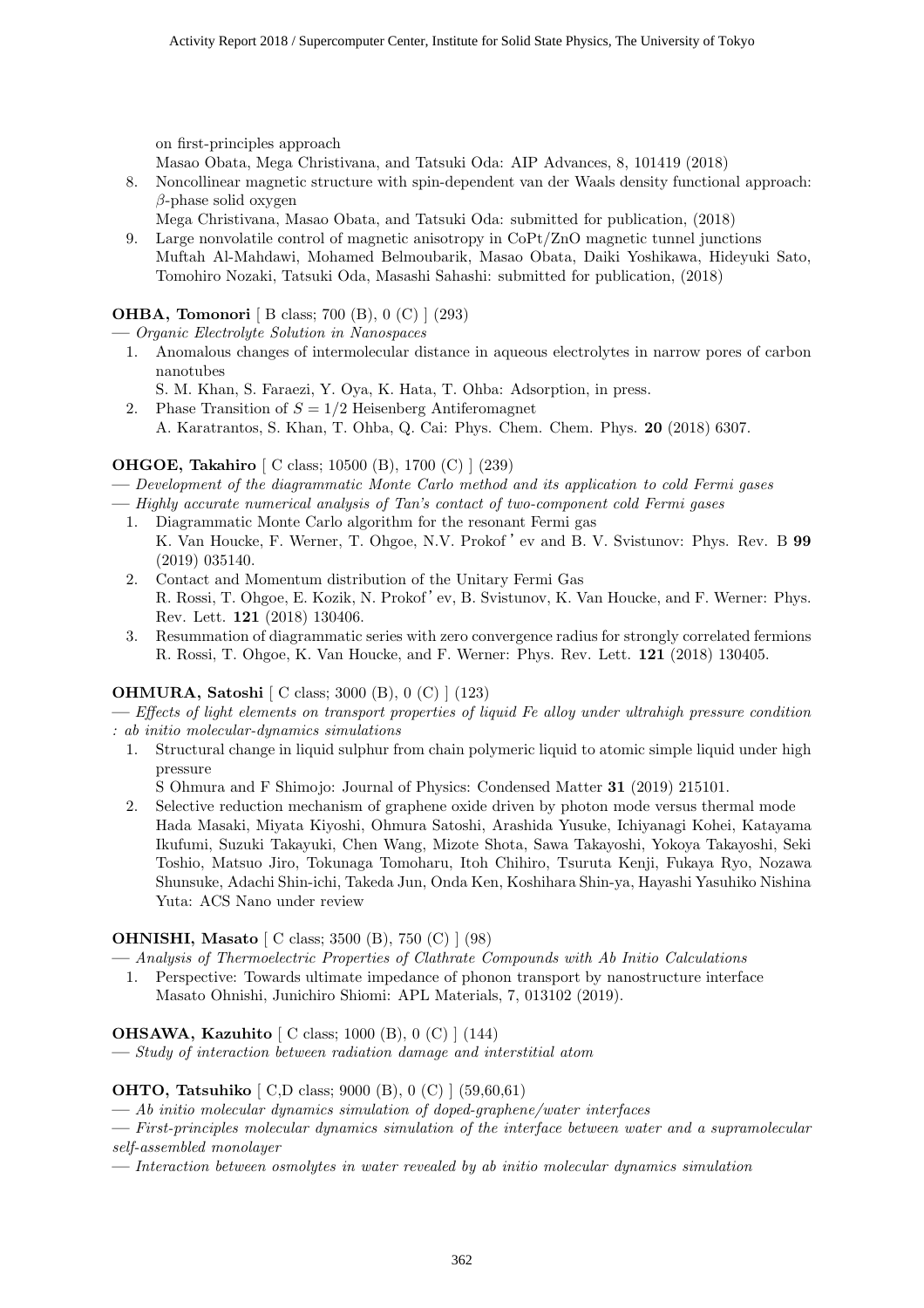on first-principles approach
Masao Obata, Mega Christivana, and Tatsuki Oda: AIP Advances, 8, 101419 (2018)

8. Noncollinear magnetic structure with spin-dependent van der Waals density functional approach: $\beta$-phase solid oxygen
Mega Christivana, Masao Obata, and Tatsuki Oda: submitted for publication, (2018)
9. Large nonvolatile control of magnetic anisotropy in CoPt/ZnO magnetic tunnel junctions
Muftah Al-Mahdawi, Mohamed Belmoubarik, Masao Obata, Daiki Yoshikawa, Hideyuki Sato, Tomohiro Nozaki, Tatsuki Oda, Masashi Sahashi: submitted for publication, (2018)

**OHBA, Tomonori** [ B class; 700 (B), 0 (C) ] (293)
— *Organic Electrolyte Solution in Nanospaces*

1. Anomalous changes of intermolecular distance in aqueous electrolytes in narrow pores of carbon nanotubes
S. M. Khan, S. Faraezi, Y. Oya, K. Hata, T. Ohba: Adsorption, in press.
2. Phase Transition of $S = 1/2$ Heisenberg Antiferomagnet
A. Karatrantos, S. Khan, T. Ohba, Q. Cai: Phys. Chem. Chem. Phys. **20** (2018) 6307.

**OHGOE, Takahiro** [ C class; 10500 (B), 1700 (C) ] (239)
— *Development of the diagrammatic Monte Carlo method and its application to cold Fermi gases*
— *Highly accurate numerical analysis of Tan's contact of two-component cold Fermi gases*

1. Diagrammatic Monte Carlo algorithm for the resonant Fermi gas
K. Van Houcke, F. Werner, T. Ohgoe, N.V. Prokof'ev and B. V. Svistunov: Phys. Rev. B **99** (2019) 035140.
2. Contact and Momentum distribution of the Unitary Fermi Gas
R. Rossi, T. Ohgoe, E. Kozik, N. Prokof'ev, B. Svistunov, K. Van Houcke, and F. Werner: Phys. Rev. Lett. **121** (2018) 130406.
3. Resummation of diagrammatic series with zero convergence radius for strongly correlated fermions
R. Rossi, T. Ohgoe, K. Van Houcke, and F. Werner: Phys. Rev. Lett. **121** (2018) 130405.

**OHMURA, Satoshi** [ C class; 3000 (B), 0 (C) ] (123)
— *Effects of light elements on transport properties of liquid Fe alloy under ultrahigh pressure condition : ab initio molecular-dynamics simulations*

1. Structural change in liquid sulphur from chain polymeric liquid to atomic simple liquid under high pressure
S Ohmura and F Shimojo: Journal of Physics: Condensed Matter **31** (2019) 215101.
2. Selective reduction mechanism of graphene oxide driven by photon mode versus thermal mode
Hada Masaki, Miyata Kiyoshi, Ohmura Satoshi, Arashida Yusuke, Ichiyanagi Kohei, Katayama Ikufumi, Suzuki Takayuki, Chen Wang, Mizote Shota, Sawa Takayoshi, Yokoya Takayoshi, Seki Toshio, Matsuo Jiro, Tokunaga Tomoharu, Itoh Chihiro, Tsuruta Kenji, Fukaya Ryo, Nozawa Shunsuke, Adachi Shin-ichi, Takeda Jun, Onda Ken, Koshihara Shin-ya, Hayashi Yasuhiko Nishina Yuta: ACS Nano under review

**OHNISHI, Masato** [ C class; 3500 (B), 750 (C) ] (98)
— *Analysis of Thermoelectric Properties of Clathrate Compounds with Ab Initio Calculations*

1. Perspective: Towards ultimate impedance of phonon transport by nanostructure interface
Masato Ohnishi, Junichiro Shiomi: APL Materials, 7, 013102 (2019).

**OHSAWA, Kazuhito** [ C class; 1000 (B), 0 (C) ] (144)
— *Study of interaction between radiation damage and interstitial atom*

**OHTO, Tatsuhiko** [ C,D class; 9000 (B), 0 (C) ] (59,60,61)
— *Ab initio molecular dynamics simulation of doped-graphene/water interfaces*
— *First-principles molecular dynamics simulation of the interface between water and a supramolecular self-assembled monolayer*
— *Interaction between osmolytes in water revealed by ab initio molecular dynamics simulation*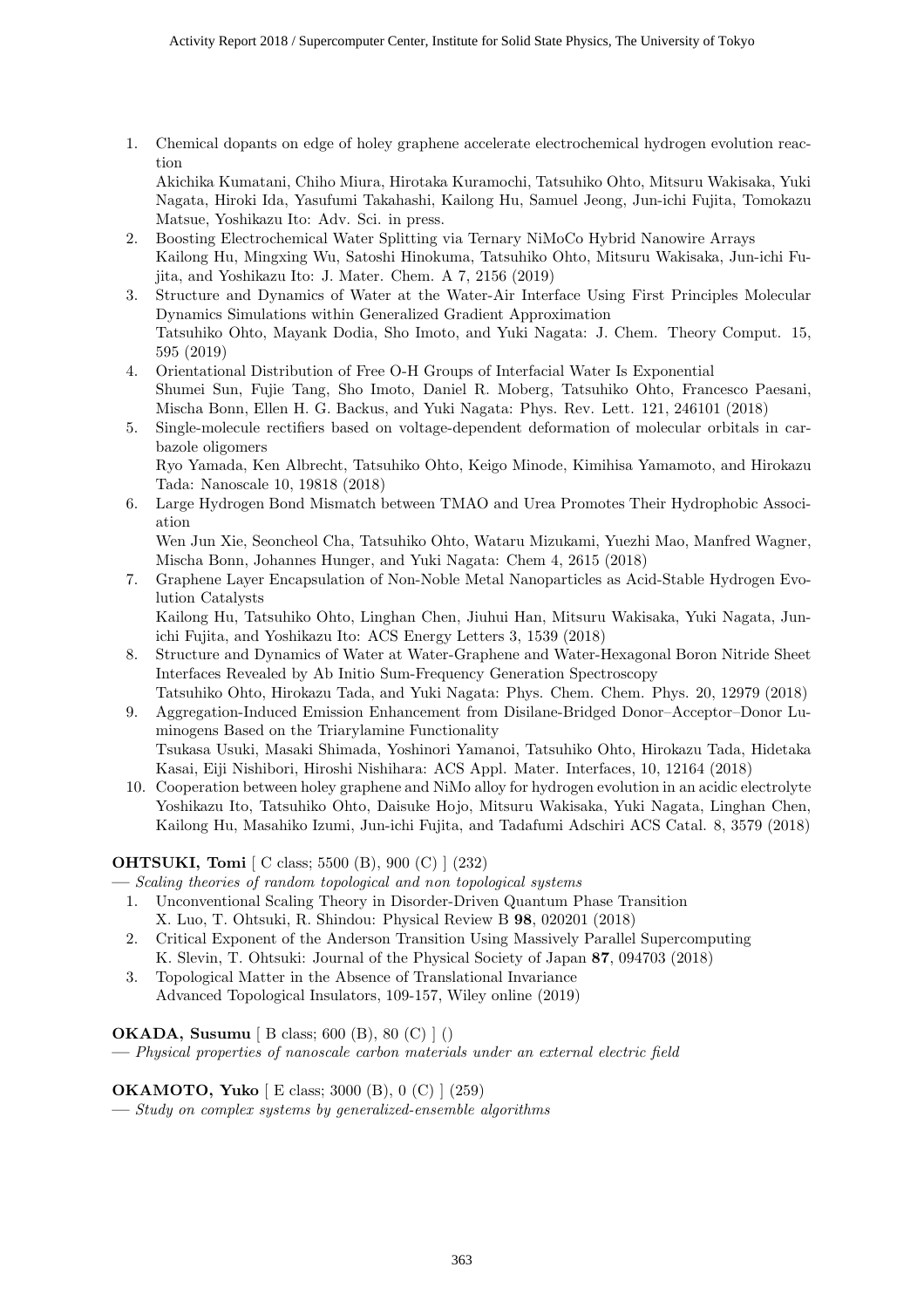1. Chemical dopants on edge of holey graphene accelerate electrochemical hydrogen evolution reaction
   Akichika Kumatani, Chiho Miura, Hirotaka Kuramochi, Tatsuhiko Ohto, Mitsuru Wakisaka, Yuki Nagata, Hiroki Ida, Yasufumi Takahashi, Kailong Hu, Samuel Jeong, Jun-ichi Fujita, Tomokazu Matsue, Yoshikazu Ito: Adv. Sci. in press.
2. Boosting Electrochemical Water Splitting via Ternary NiMoCo Hybrid Nanowire Arrays
   Kailong Hu, Mingxing Wu, Satoshi Hinokuma, Tatsuhiko Ohto, Mitsuru Wakisaka, Jun-ichi Fujita, and Yoshikazu Ito: J. Mater. Chem. A 7, 2156 (2019)
3. Structure and Dynamics of Water at the Water-Air Interface Using First Principles Molecular Dynamics Simulations within Generalized Gradient Approximation
   Tatsuhiko Ohto, Mayank Dodia, Sho Imoto, and Yuki Nagata: J. Chem. Theory Comput. 15, 595 (2019)
4. Orientational Distribution of Free O-H Groups of Interfacial Water Is Exponential
   Shumei Sun, Fujie Tang, Sho Imoto, Daniel R. Moberg, Tatsuhiko Ohto, Francesco Paesani, Mischa Bonn, Ellen H. G. Backus, and Yuki Nagata: Phys. Rev. Lett. 121, 246101 (2018)
5. Single-molecule rectifiers based on voltage-dependent deformation of molecular orbitals in carbazole oligomers
   Ryo Yamada, Ken Albrecht, Tatsuhiko Ohto, Keigo Minode, Kimihisa Yamamoto, and Hirokazu Tada: Nanoscale 10, 19818 (2018)
6. Large Hydrogen Bond Mismatch between TMAO and Urea Promotes Their Hydrophobic Association
   Wen Jun Xie, Seoncheol Cha, Tatsuhiko Ohto, Wataru Mizukami, Yuezhi Mao, Manfred Wagner, Mischa Bonn, Johannes Hunger, and Yuki Nagata: Chem 4, 2615 (2018)
7. Graphene Layer Encapsulation of Non-Noble Metal Nanoparticles as Acid-Stable Hydrogen Evolution Catalysts
   Kailong Hu, Tatsuhiko Ohto, Linghan Chen, Jiuhui Han, Mitsuru Wakisaka, Yuki Nagata, Jun-ichi Fujita, and Yoshikazu Ito: ACS Energy Letters 3, 1539 (2018)
8. Structure and Dynamics of Water at Water-Graphene and Water-Hexagonal Boron Nitride Sheet Interfaces Revealed by Ab Initio Sum-Frequency Generation Spectroscopy
   Tatsuhiko Ohto, Hirokazu Tada, and Yuki Nagata: Phys. Chem. Chem. Phys. 20, 12979 (2018)
9. Aggregation-Induced Emission Enhancement from Disilane-Bridged Donor–Acceptor–Donor Luminogens Based on the Triarylamine Functionality
   Tsukasa Usuki, Masaki Shimada, Yoshinori Yamanoi, Tatsuhiko Ohto, Hirokazu Tada, Hidetaka Kasai, Eiji Nishibori, Hiroshi Nishihara: ACS Appl. Mater. Interfaces, 10, 12164 (2018)
10. Cooperation between holey graphene and NiMo alloy for hydrogen evolution in an acidic electrolyte
    Yoshikazu Ito, Tatsuhiko Ohto, Daisuke Hojo, Mitsuru Wakisaka, Yuki Nagata, Linghan Chen, Kailong Hu, Masahiko Izumi, Jun-ichi Fujita, and Tadafumi Adschiri ACS Catal. 8, 3579 (2018)

**OHTSUKI, Tomi** [ C class; 5500 (B), 900 (C) ] (232)

— *Scaling theories of random topological and non topological systems*

1. Unconventional Scaling Theory in Disorder-Driven Quantum Phase Transition
   X. Luo, T. Ohtsuki, R. Shindou: Physical Review B **98**, 020201 (2018)
2. Critical Exponent of the Anderson Transition Using Massively Parallel Supercomputing
   K. Slevin, T. Ohtsuki: Journal of the Physical Society of Japan **87**, 094703 (2018)
3. Topological Matter in the Absence of Translational Invariance
   Advanced Topological Insulators, 109-157, Wiley online (2019)

**OKADA, Susumu** [ B class; 600 (B), 80 (C) ] ()

— *Physical properties of nanoscale carbon materials under an external electric field*

**OKAMOTO, Yuko** [ E class; 3000 (B), 0 (C) ] (259)

— *Study on complex systems by generalized-ensemble algorithms*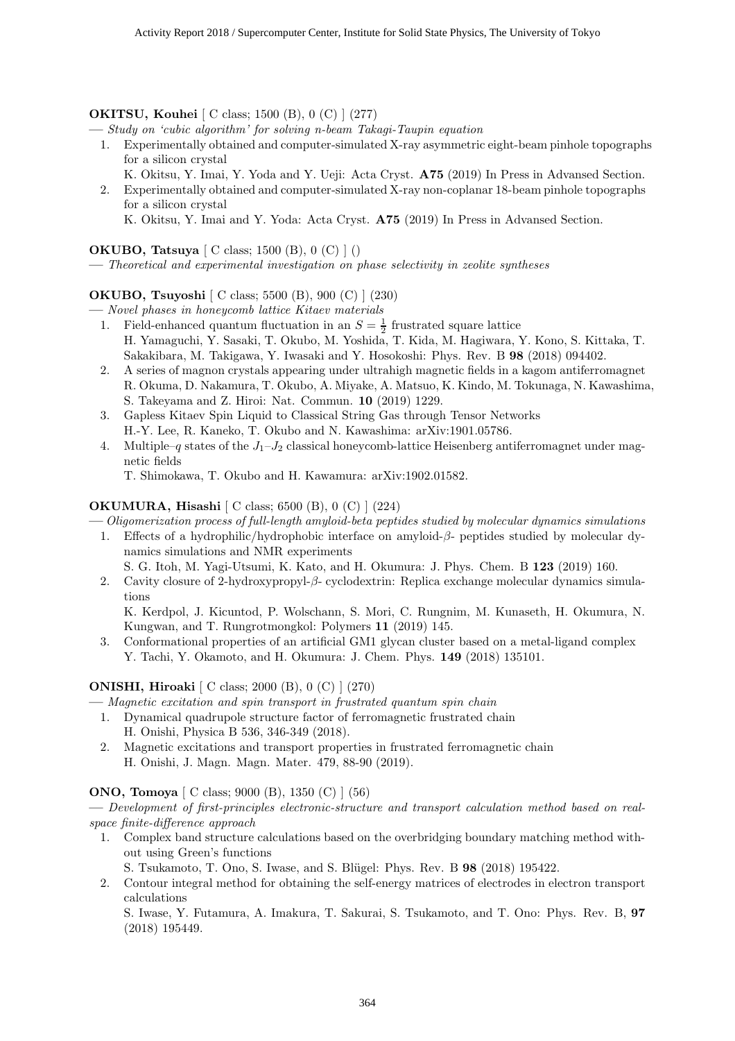**OKITSU, Kouhei** [ C class; 1500 (B), 0 (C) ] (277)

— *Study on 'cubic algorithm' for solving n-beam Takagi-Taupin equation*

1. Experimentally obtained and computer-simulated X-ray asymmetric eight-beam pinhole topographs for a silicon crystal
   K. Okitsu, Y. Imai, Y. Yoda and Y. Ueji: Acta Cryst. **A75** (2019) In Press in Advansed Section.
2. Experimentally obtained and computer-simulated X-ray non-coplanar 18-beam pinhole topographs for a silicon crystal
   K. Okitsu, Y. Imai and Y. Yoda: Acta Cryst. **A75** (2019) In Press in Advansed Section.

**OKUBO, Tatsuya** [ C class; 1500 (B), 0 (C) ] ()

— *Theoretical and experimental investigation on phase selectivity in zeolite syntheses*

**OKUBO, Tsuyoshi** [ C class; 5500 (B), 900 (C) ] (230)

— *Novel phases in honeycomb lattice Kitaev materials*

1. Field-enhanced quantum fluctuation in an $S = \frac{1}{2}$ frustrated square lattice
   H. Yamaguchi, Y. Sasaki, T. Okubo, M. Yoshida, T. Kida, M. Hagiwara, Y. Kono, S. Kittaka, T. Sakakibara, M. Takigawa, Y. Iwasaki and Y. Hosokoshi: Phys. Rev. B **98** (2018) 094402.
2. A series of magnon crystals appearing under ultrahigh magnetic fields in a kagom antiferromagnet
   R. Okuma, D. Nakamura, T. Okubo, A. Miyake, A. Matsuo, K. Kindo, M. Tokunaga, N. Kawashima, S. Takeyama and Z. Hiroi: Nat. Commun. **10** (2019) 1229.
3. Gapless Kitaev Spin Liquid to Classical String Gas through Tensor Networks
   H.-Y. Lee, R. Kaneko, T. Okubo and N. Kawashima: arXiv:1901.05786.
4. Multiple–$q$ states of the $J_1$–$J_2$ classical honeycomb-lattice Heisenberg antiferromagnet under magnetic fields
   T. Shimokawa, T. Okubo and H. Kawamura: arXiv:1902.01582.

**OKUMURA, Hisashi** [ C class; 6500 (B), 0 (C) ] (224)

— *Oligomerization process of full-length amyloid-beta peptides studied by molecular dynamics simulations*

1. Effects of a hydrophilic/hydrophobic interface on amyloid-$\beta$- peptides studied by molecular dynamics simulations and NMR experiments
   S. G. Itoh, M. Yagi-Utsumi, K. Kato, and H. Okumura: J. Phys. Chem. B **123** (2019) 160.
2. Cavity closure of 2-hydroxypropyl-$\beta$- cyclodextrin: Replica exchange molecular dynamics simulations
   K. Kerdpol, J. Kicuntod, P. Wolschann, S. Mori, C. Rungnim, M. Kunaseth, H. Okumura, N. Kungwan, and T. Rungrotmongkol: Polymers **11** (2019) 145.
3. Conformational properties of an artificial GM1 glycan cluster based on a metal-ligand complex
   Y. Tachi, Y. Okamoto, and H. Okumura: J. Chem. Phys. **149** (2018) 135101.

**ONISHI, Hiroaki** [ C class; 2000 (B), 0 (C) ] (270)

— *Magnetic excitation and spin transport in frustrated quantum spin chain*

1. Dynamical quadrupole structure factor of ferromagnetic frustrated chain
   H. Onishi, Physica B 536, 346-349 (2018).
2. Magnetic excitations and transport properties in frustrated ferromagnetic chain
   H. Onishi, J. Magn. Magn. Mater. 479, 88-90 (2019).

**ONO, Tomoya** [ C class; 9000 (B), 1350 (C) ] (56)

— *Development of first-principles electronic-structure and transport calculation method based on real-space finite-difference approach*

1. Complex band structure calculations based on the overbridging boundary matching method without using Green's functions
   S. Tsukamoto, T. Ono, S. Iwase, and S. Blügel: Phys. Rev. B **98** (2018) 195422.
2. Contour integral method for obtaining the self-energy matrices of electrodes in electron transport calculations
   S. Iwase, Y. Futamura, A. Imakura, T. Sakurai, S. Tsukamoto, and T. Ono: Phys. Rev. B, **97** (2018) 195449.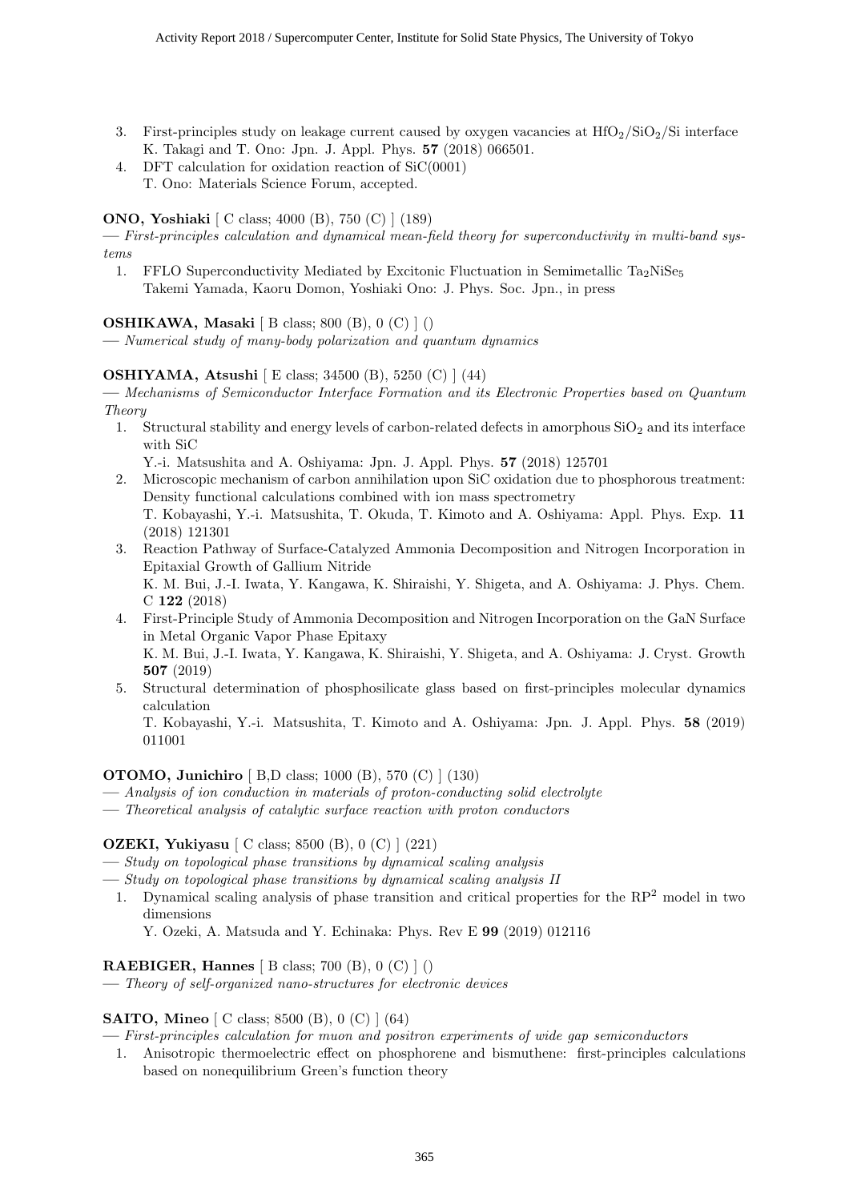3. First-principles study on leakage current caused by oxygen vacancies at $HfO_2/SiO_2/Si$ interface
   K. Takagi and T. Ono: Jpn. J. Appl. Phys. **57** (2018) 066501.
4. DFT calculation for oxidation reaction of SiC(0001)
   T. Ono: Materials Science Forum, accepted.

**ONO, Yoshiaki** [ C class; 4000 (B), 750 (C) ] (189)
— *First-principles calculation and dynamical mean-field theory for superconductivity in multi-band systems*

1. FFLO Superconductivity Mediated by Excitonic Fluctuation in Semimetallic $Ta_2NiSe_5$
   Takemi Yamada, Kaoru Domon, Yoshiaki Ono: J. Phys. Soc. Jpn., in press

**OSHIKAWA, Masaki** [ B class; 800 (B), 0 (C) ] ()
— *Numerical study of many-body polarization and quantum dynamics*

**OSHIYAMA, Atsushi** [ E class; 34500 (B), 5250 (C) ] (44)
— *Mechanisms of Semiconductor Interface Formation and its Electronic Properties based on Quantum Theory*

1. Structural stability and energy levels of carbon-related defects in amorphous $SiO_2$ and its interface with SiC
   Y.-i. Matsushita and A. Oshiyama: Jpn. J. Appl. Phys. **57** (2018) 125701
2. Microscopic mechanism of carbon annihilation upon SiC oxidation due to phosphorous treatment: Density functional calculations combined with ion mass spectrometry
   T. Kobayashi, Y.-i. Matsushita, T. Okuda, T. Kimoto and A. Oshiyama: Appl. Phys. Exp. **11** (2018) 121301
3. Reaction Pathway of Surface-Catalyzed Ammonia Decomposition and Nitrogen Incorporation in Epitaxial Growth of Gallium Nitride
   K. M. Bui, J.-I. Iwata, Y. Kangawa, K. Shiraishi, Y. Shigeta, and A. Oshiyama: J. Phys. Chem. C **122** (2018)
4. First-Principle Study of Ammonia Decomposition and Nitrogen Incorporation on the GaN Surface in Metal Organic Vapor Phase Epitaxy
   K. M. Bui, J.-I. Iwata, Y. Kangawa, K. Shiraishi, Y. Shigeta, and A. Oshiyama: J. Cryst. Growth **507** (2019)
5. Structural determination of phosphosilicate glass based on first-principles molecular dynamics calculation
   T. Kobayashi, Y.-i. Matsushita, T. Kimoto and A. Oshiyama: Jpn. J. Appl. Phys. **58** (2019) 011001

**OTOMO, Junichiro** [ B,D class; 1000 (B), 570 (C) ] (130)
— *Analysis of ion conduction in materials of proton-conducting solid electrolyte*
— *Theoretical analysis of catalytic surface reaction with proton conductors*

**OZEKI, Yukiyasu** [ C class; 8500 (B), 0 (C) ] (221)
— *Study on topological phase transitions by dynamical scaling analysis*
— *Study on topological phase transitions by dynamical scaling analysis II*

1. Dynamical scaling analysis of phase transition and critical properties for the $RP^2$ model in two dimensions
   Y. Ozeki, A. Matsuda and Y. Echinaka: Phys. Rev E **99** (2019) 012116

**RAEBIGER, Hannes** [ B class; 700 (B), 0 (C) ] ()
— *Theory of self-organized nano-structures for electronic devices*

**SAITO, Mineo** [ C class; 8500 (B), 0 (C) ] (64)
— *First-principles calculation for muon and positron experiments of wide gap semiconductors*

1. Anisotropic thermoelectric effect on phosphorene and bismuthene: first-principles calculations based on nonequilibrium Green's function theory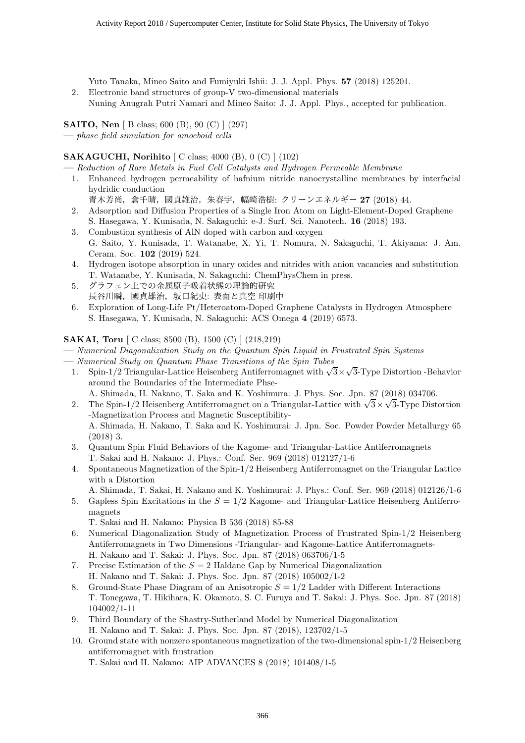Yuto Tanaka, Mineo Saito and Fumiyuki Ishii: J. J. Appl. Phys. **57** (2018) 125201.

2. Electronic band structures of group-V two-dimensional materials
   Nuning Anugrah Putri Namari and Mineo Saito: J. J. Appl. Phys., accepted for publication.

**SAITO, Nen** [ B class; 600 (B), 90 (C) ] (297)
— *phase field simulation for amoeboid cells*

**SAKAGUCHI, Norihito** [ C class; 4000 (B), 0 (C) ] (102)
— *Reduction of Rare Metals in Fuel Cell Catalysts and Hydrogen Permeable Membrane*

1. Enhanced hydrogen permeability of hafnium nitride nanocrystalline membranes by interfacial hydridic conduction
   青木芳尚，倉千晴，國貞雄治，朱春宇，幅崎浩樹: クリーンエネルギー **27** (2018) 44.
2. Adsorption and Diffusion Properties of a Single Iron Atom on Light-Element-Doped Graphene
   S. Hasegawa, Y. Kunisada, N. Sakaguchi: e-J. Surf. Sci. Nanotech. **16** (2018) 193.
3. Combustion synthesis of AlN doped with carbon and oxygen
   G. Saito, Y. Kunisada, T. Watanabe, X. Yi, T. Nomura, N. Sakaguchi, T. Akiyama: J. Am. Ceram. Soc. **102** (2019) 524.
4. Hydrogen isotope absorption in unary oxides and nitrides with anion vacancies and substitution
   T. Watanabe, Y. Kunisada, N. Sakaguchi: ChemPhysChem in press.
5. グラフェン上での金属原子吸着状態の理論的研究
   長谷川瞬，國貞雄治，坂口紀史: 表面と真空 印刷中
6. Exploration of Long-Life Pt/Heteroatom-Doped Graphene Catalysts in Hydrogen Atmosphere
   S. Hasegawa, Y. Kunisada, N. Sakaguchi: ACS Omega **4** (2019) 6573.

**SAKAI, Toru** [ C class; 8500 (B), 1500 (C) ] (218,219)
— *Numerical Diagonalization Study on the Quantum Spin Liquid in Frustrated Spin Systems*
— *Numerical Study on Quantum Phase Transitions of the Spin Tubes*

1. Spin-1/2 Triangular-Lattice Heisenberg Antiferromagnet with $\sqrt{3}\times\sqrt{3}$-Type Distortion -Behavior around the Boundaries of the Intermediate Phse-
   A. Shimada, H. Nakano, T. Saka and K. Yoshimura: J. Phys. Soc. Jpn. 87 (2018) 034706.
2. The Spin-1/2 Heisenberg Antiferromagnet on a Triangular-Lattice with $\sqrt{3}\times\sqrt{3}$-Type Distortion -Magnetization Process and Magnetic Susceptibility-
   A. Shimada, H. Nakano, T. Saka and K. Yoshimurai: J. Jpn. Soc. Powder Powder Metallurgy 65 (2018) 3.
3. Quantum Spin Fluid Behaviors of the Kagome- and Triangular-Lattice Antiferromagnets
   T. Sakai and H. Nakano: J. Phys.: Conf. Ser. 969 (2018) 012127/1-6
4. Spontaneous Magnetization of the Spin-1/2 Heisenberg Antiferromagnet on the Triangular Lattice with a Distortion
   A. Shimada, T. Sakai, H. Nakano and K. Yoshimurai: J. Phys.: Conf. Ser. 969 (2018) 012126/1-6
5. Gapless Spin Excitations in the $S = 1/2$ Kagome- and Triangular-Lattice Heisenberg Antiferromagnets
   T. Sakai and H. Nakano: Physica B 536 (2018) 85-88
6. Numerical Diagonalization Study of Magnetization Process of Frustrated Spin-1/2 Heisenberg Antiferromagnets in Two Dimensions -Triangular- and Kagome-Lattice Antiferromagnets-
   H. Nakano and T. Sakai: J. Phys. Soc. Jpn. 87 (2018) 063706/1-5
7. Precise Estimation of the $S = 2$ Haldane Gap by Numerical Diagonalization
   H. Nakano and T. Sakai: J. Phys. Soc. Jpn. 87 (2018) 105002/1-2
8. Ground-State Phase Diagram of an Anisotropic $S = 1/2$ Ladder with Different Interactions
   T. Tonegawa, T. Hikihara, K. Okamoto, S. C. Furuya and T. Sakai: J. Phys. Soc. Jpn. 87 (2018) 104002/1-11
9. Third Boundary of the Shastry-Sutherland Model by Numerical Diagonalization
   H. Nakano and T. Sakai: J. Phys. Soc. Jpn. 87 (2018), 123702/1-5
10. Ground state with nonzero spontaneous magnetization of the two-dimensional spin-1/2 Heisenberg antiferromagnet with frustration
    T. Sakai and H. Nakano: AIP ADVANCES 8 (2018) 101408/1-5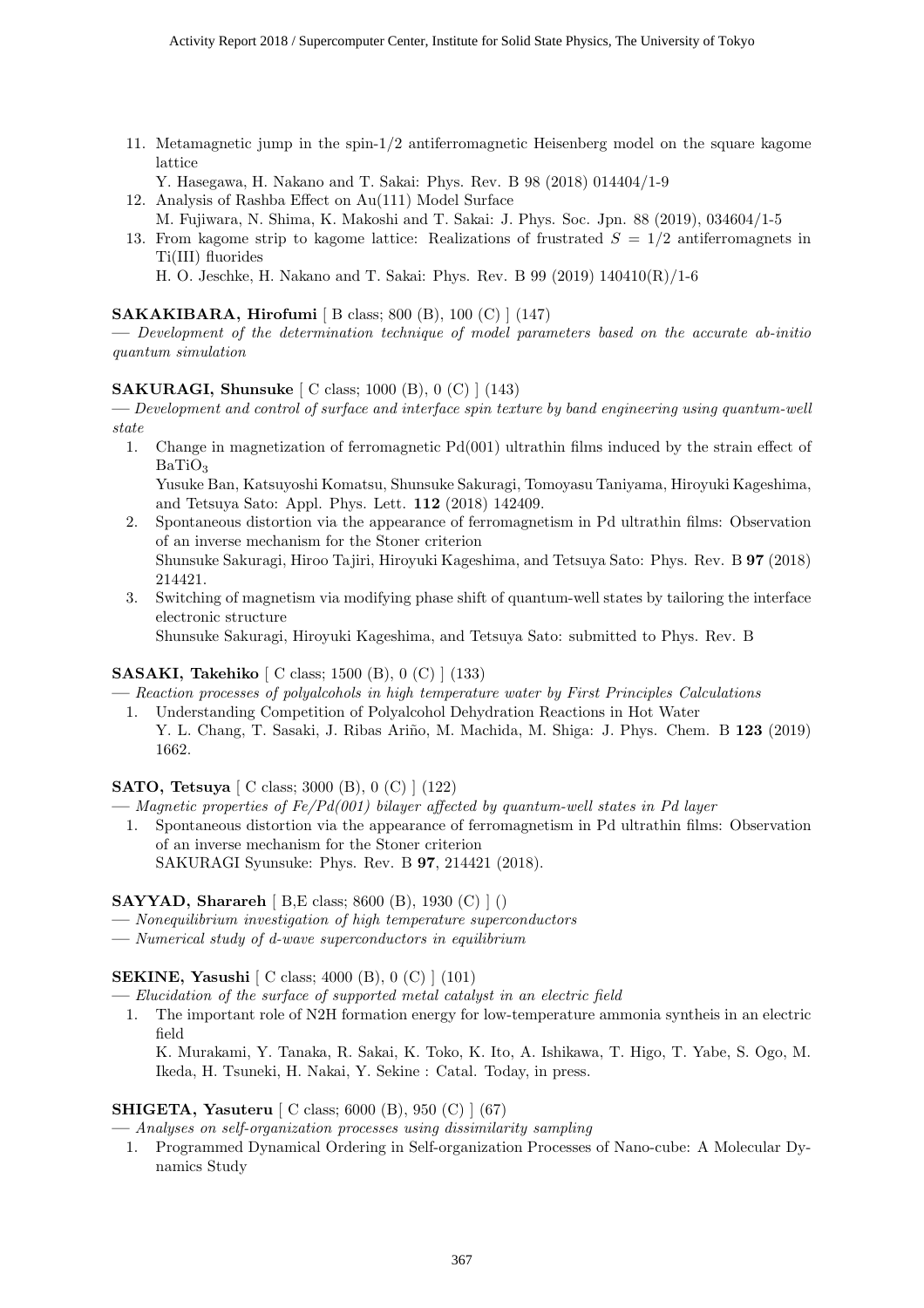11. Metamagnetic jump in the spin-1/2 antiferromagnetic Heisenberg model on the square kagome lattice
    Y. Hasegawa, H. Nakano and T. Sakai: Phys. Rev. B 98 (2018) 014404/1-9
12. Analysis of Rashba Effect on Au(111) Model Surface
    M. Fujiwara, N. Shima, K. Makoshi and T. Sakai: J. Phys. Soc. Jpn. 88 (2019), 034604/1-5
13. From kagome strip to kagome lattice: Realizations of frustrated $S = 1/2$ antiferromagnets in Ti(III) fluorides
    H. O. Jeschke, H. Nakano and T. Sakai: Phys. Rev. B 99 (2019) 140410(R)/1-6

**SAKAKIBARA, Hirofumi** [ B class; 800 (B), 100 (C) ] (147)
— *Development of the determination technique of model parameters based on the accurate ab-initio quantum simulation*

**SAKURAGI, Shunsuke** [ C class; 1000 (B), 0 (C) ] (143)
— *Development and control of surface and interface spin texture by band engineering using quantum-well state*

1. Change in magnetization of ferromagnetic Pd(001) ultrathin films induced by the strain effect of $BaTiO_3$
   Yusuke Ban, Katsuyoshi Komatsu, Shunsuke Sakuragi, Tomoyasu Taniyama, Hiroyuki Kageshima, and Tetsuya Sato: Appl. Phys. Lett. **112** (2018) 142409.
2. Spontaneous distortion via the appearance of ferromagnetism in Pd ultrathin films: Observation of an inverse mechanism for the Stoner criterion
   Shunsuke Sakuragi, Hiroo Tajiri, Hiroyuki Kageshima, and Tetsuya Sato: Phys. Rev. B **97** (2018) 214421.
3. Switching of magnetism via modifying phase shift of quantum-well states by tailoring the interface electronic structure
   Shunsuke Sakuragi, Hiroyuki Kageshima, and Tetsuya Sato: submitted to Phys. Rev. B

**SASAKI, Takehiko** [ C class; 1500 (B), 0 (C) ] (133)
— *Reaction processes of polyalcohols in high temperature water by First Principles Calculations*

1. Understanding Competition of Polyalcohol Dehydration Reactions in Hot Water
   Y. L. Chang, T. Sasaki, J. Ribas Ariño, M. Machida, M. Shiga: J. Phys. Chem. B **123** (2019) 1662.

**SATO, Tetsuya** [ C class; 3000 (B), 0 (C) ] (122)
— *Magnetic properties of Fe/Pd(001) bilayer affected by quantum-well states in Pd layer*

1. Spontaneous distortion via the appearance of ferromagnetism in Pd ultrathin films: Observation of an inverse mechanism for the Stoner criterion
   SAKURAGI Syunsuke: Phys. Rev. B **97**, 214421 (2018).

**SAYYAD, Sharareh** [ B,E class; 8600 (B), 1930 (C) ] ()
— *Nonequilibrium investigation of high temperature superconductors*
— *Numerical study of d-wave superconductors in equilibrium*

**SEKINE, Yasushi** [ C class; 4000 (B), 0 (C) ] (101)
— *Elucidation of the surface of supported metal catalyst in an electric field*

1. The important role of N2H formation energy for low-temperature ammonia syntheis in an electric field
   K. Murakami, Y. Tanaka, R. Sakai, K. Toko, K. Ito, A. Ishikawa, T. Higo, T. Yabe, S. Ogo, M. Ikeda, H. Tsuneki, H. Nakai, Y. Sekine : Catal. Today, in press.

**SHIGETA, Yasuteru** [ C class; 6000 (B), 950 (C) ] (67)
— *Analyses on self-organization processes using dissimilarity sampling*

1. Programmed Dynamical Ordering in Self-organization Processes of Nano-cube: A Molecular Dynamics Study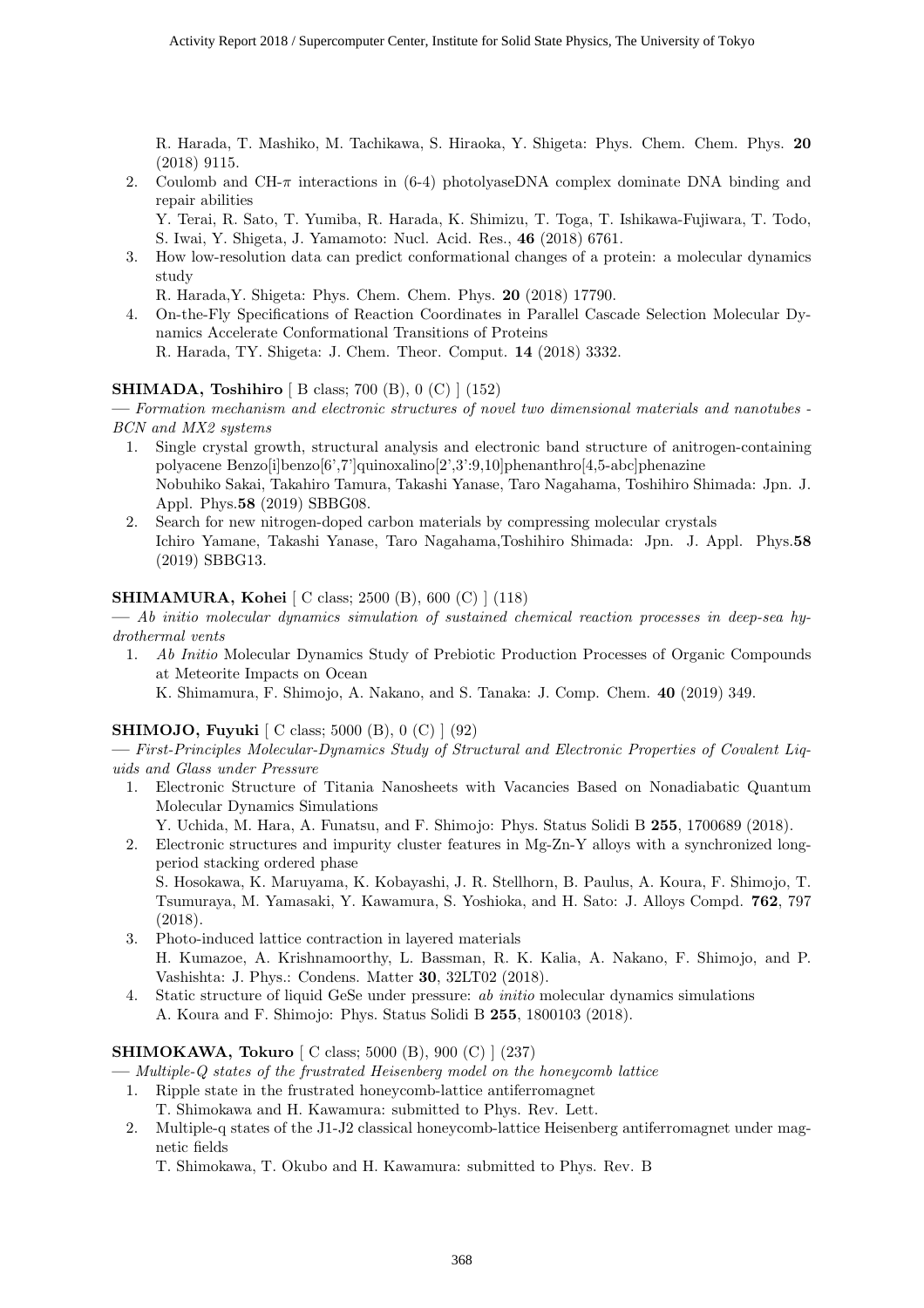R. Harada, T. Mashiko, M. Tachikawa, S. Hiraoka, Y. Shigeta: Phys. Chem. Chem. Phys. **20** (2018) 9115.

2. Coulomb and CH-$\pi$ interactions in (6-4) photolyaseDNA complex dominate DNA binding and repair abilities
   Y. Terai, R. Sato, T. Yumiba, R. Harada, K. Shimizu, T. Toga, T. Ishikawa-Fujiwara, T. Todo, S. Iwai, Y. Shigeta, J. Yamamoto: Nucl. Acid. Res., **46** (2018) 6761.
3. How low-resolution data can predict conformational changes of a protein: a molecular dynamics study
   R. Harada,Y. Shigeta: Phys. Chem. Chem. Phys. **20** (2018) 17790.
4. On-the-Fly Specifications of Reaction Coordinates in Parallel Cascade Selection Molecular Dynamics Accelerate Conformational Transitions of Proteins
   R. Harada, TY. Shigeta: J. Chem. Theor. Comput. **14** (2018) 3332.

**SHIMADA, Toshihiro** [ B class; 700 (B), 0 (C) ] (152)

— *Formation mechanism and electronic structures of novel two dimensional materials and nanotubes - BCN and MX2 systems*

1. Single crystal growth, structural analysis and electronic band structure of anitrogen-containing polyacene Benzo[i]benzo[6',7']quinoxalino[2',3':9,10]phenanthro[4,5-abc]phenazine
   Nobuhiko Sakai, Takahiro Tamura, Takashi Yanase, Taro Nagahama, Toshihiro Shimada: Jpn. J. Appl. Phys.**58** (2019) SBBG08.
2. Search for new nitrogen-doped carbon materials by compressing molecular crystals
   Ichiro Yamane, Takashi Yanase, Taro Nagahama,Toshihiro Shimada: Jpn. J. Appl. Phys.**58** (2019) SBBG13.

**SHIMAMURA, Kohei** [ C class; 2500 (B), 600 (C) ] (118)

— *Ab initio molecular dynamics simulation of sustained chemical reaction processes in deep-sea hydrothermal vents*

1. *Ab Initio* Molecular Dynamics Study of Prebiotic Production Processes of Organic Compounds at Meteorite Impacts on Ocean
   K. Shimamura, F. Shimojo, A. Nakano, and S. Tanaka: J. Comp. Chem. **40** (2019) 349.

**SHIMOJO, Fuyuki** [ C class; 5000 (B), 0 (C) ] (92)

— *First-Principles Molecular-Dynamics Study of Structural and Electronic Properties of Covalent Liquids and Glass under Pressure*

1. Electronic Structure of Titania Nanosheets with Vacancies Based on Nonadiabatic Quantum Molecular Dynamics Simulations
   Y. Uchida, M. Hara, A. Funatsu, and F. Shimojo: Phys. Status Solidi B **255**, 1700689 (2018).
2. Electronic structures and impurity cluster features in Mg-Zn-Y alloys with a synchronized long-period stacking ordered phase
   S. Hosokawa, K. Maruyama, K. Kobayashi, J. R. Stellhorn, B. Paulus, A. Koura, F. Shimojo, T. Tsumuraya, M. Yamasaki, Y. Kawamura, S. Yoshioka, and H. Sato: J. Alloys Compd. **762**, 797 (2018).
3. Photo-induced lattice contraction in layered materials
   H. Kumazoe, A. Krishnamoorthy, L. Bassman, R. K. Kalia, A. Nakano, F. Shimojo, and P. Vashishta: J. Phys.: Condens. Matter **30**, 32LT02 (2018).
4. Static structure of liquid GeSe under pressure: *ab initio* molecular dynamics simulations
   A. Koura and F. Shimojo: Phys. Status Solidi B **255**, 1800103 (2018).

**SHIMOKAWA, Tokuro** [ C class; 5000 (B), 900 (C) ] (237)

— *Multiple-Q states of the frustrated Heisenberg model on the honeycomb lattice*

1. Ripple state in the frustrated honeycomb-lattice antiferromagnet
   T. Shimokawa and H. Kawamura: submitted to Phys. Rev. Lett.
2. Multiple-q states of the J1-J2 classical honeycomb-lattice Heisenberg antiferromagnet under magnetic fields
   T. Shimokawa, T. Okubo and H. Kawamura: submitted to Phys. Rev. B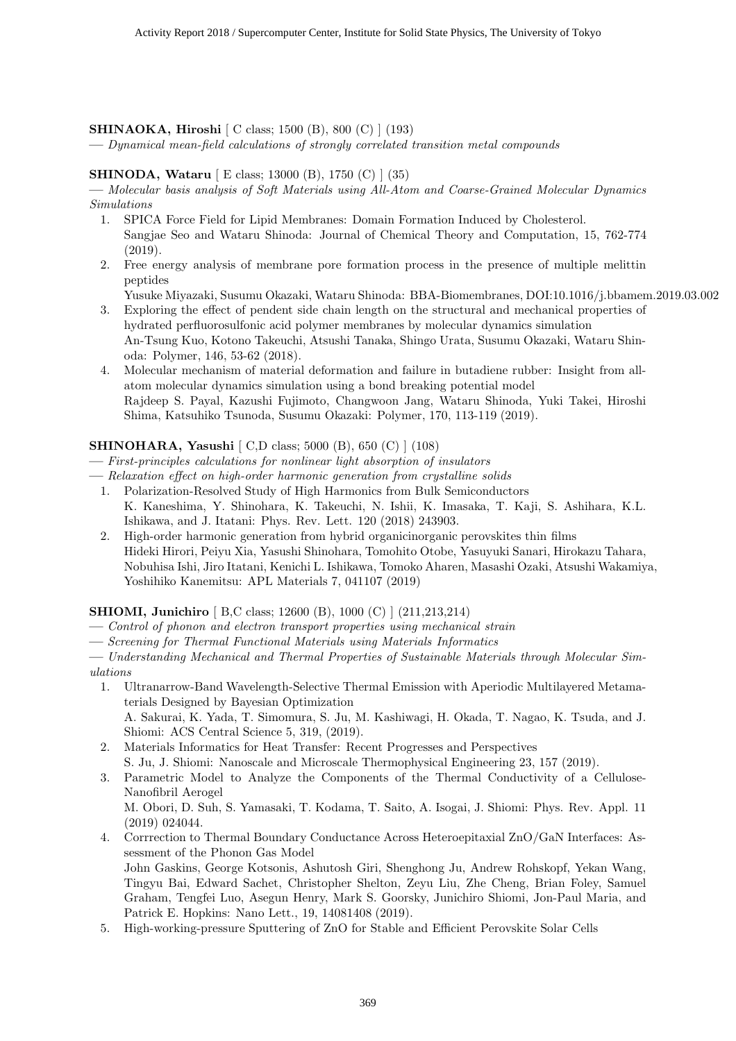**SHINAOKA, Hiroshi** [ C class; 1500 (B), 800 (C) ] (193)

— *Dynamical mean-field calculations of strongly correlated transition metal compounds*

**SHINODA, Wataru** [ E class; 13000 (B), 1750 (C) ] (35)

— *Molecular basis analysis of Soft Materials using All-Atom and Coarse-Grained Molecular Dynamics Simulations*

1. SPICA Force Field for Lipid Membranes: Domain Formation Induced by Cholesterol.
   Sangjae Seo and Wataru Shinoda: Journal of Chemical Theory and Computation, 15, 762-774 (2019).
2. Free energy analysis of membrane pore formation process in the presence of multiple melittin peptides
   Yusuke Miyazaki, Susumu Okazaki, Wataru Shinoda: BBA-Biomembranes, DOI:10.1016/j.bbamem.2019.03.002
3. Exploring the effect of pendent side chain length on the structural and mechanical properties of hydrated perfluorosulfonic acid polymer membranes by molecular dynamics simulation
   An-Tsung Kuo, Kotono Takeuchi, Atsushi Tanaka, Shingo Urata, Susumu Okazaki, Wataru Shinoda: Polymer, 146, 53-62 (2018).
4. Molecular mechanism of material deformation and failure in butadiene rubber: Insight from all-atom molecular dynamics simulation using a bond breaking potential model
   Rajdeep S. Payal, Kazushi Fujimoto, Changwoon Jang, Wataru Shinoda, Yuki Takei, Hiroshi Shima, Katsuhiko Tsunoda, Susumu Okazaki: Polymer, 170, 113-119 (2019).

**SHINOHARA, Yasushi** [ C,D class; 5000 (B), 650 (C) ] (108)

— *First-principles calculations for nonlinear light absorption of insulators*

— *Relaxation effect on high-order harmonic generation from crystalline solids*

1. Polarization-Resolved Study of High Harmonics from Bulk Semiconductors
   K. Kaneshima, Y. Shinohara, K. Takeuchi, N. Ishii, K. Imasaka, T. Kaji, S. Ashihara, K.L. Ishikawa, and J. Itatani: Phys. Rev. Lett. 120 (2018) 243903.
2. High-order harmonic generation from hybrid organicinorganic perovskites thin films
   Hideki Hirori, Peiyu Xia, Yasushi Shinohara, Tomohito Otobe, Yasuyuki Sanari, Hirokazu Tahara, Nobuhisa Ishi, Jiro Itatani, Kenichi L. Ishikawa, Tomoko Aharen, Masashi Ozaki, Atsushi Wakamiya, Yoshihiko Kanemitsu: APL Materials 7, 041107 (2019)

**SHIOMI, Junichiro** [ B,C class; 12600 (B), 1000 (C) ] (211,213,214)

— *Control of phonon and electron transport properties using mechanical strain*

— *Screening for Thermal Functional Materials using Materials Informatics*

— *Understanding Mechanical and Thermal Properties of Sustainable Materials through Molecular Simulations*

1. Ultranarrow-Band Wavelength-Selective Thermal Emission with Aperiodic Multilayered Metamaterials Designed by Bayesian Optimization
   A. Sakurai, K. Yada, T. Simomura, S. Ju, M. Kashiwagi, H. Okada, T. Nagao, K. Tsuda, and J. Shiomi: ACS Central Science 5, 319, (2019).
2. Materials Informatics for Heat Transfer: Recent Progresses and Perspectives
   S. Ju, J. Shiomi: Nanoscale and Microscale Thermophysical Engineering 23, 157 (2019).
3. Parametric Model to Analyze the Components of the Thermal Conductivity of a Cellulose-Nanofibril Aerogel
   M. Obori, D. Suh, S. Yamasaki, T. Kodama, T. Saito, A. Isogai, J. Shiomi: Phys. Rev. Appl. 11 (2019) 024044.
4. Corrrection to Thermal Boundary Conductance Across Heteroepitaxial ZnO/GaN Interfaces: Assessment of the Phonon Gas Model
   John Gaskins, George Kotsonis, Ashutosh Giri, Shenghong Ju, Andrew Rohskopf, Yekan Wang, Tingyu Bai, Edward Sachet, Christopher Shelton, Zeyu Liu, Zhe Cheng, Brian Foley, Samuel Graham, Tengfei Luo, Asegun Henry, Mark S. Goorsky, Junichiro Shiomi, Jon-Paul Maria, and Patrick E. Hopkins: Nano Lett., 19, 14081408 (2019).
5. High-working-pressure Sputtering of ZnO for Stable and Efficient Perovskite Solar Cells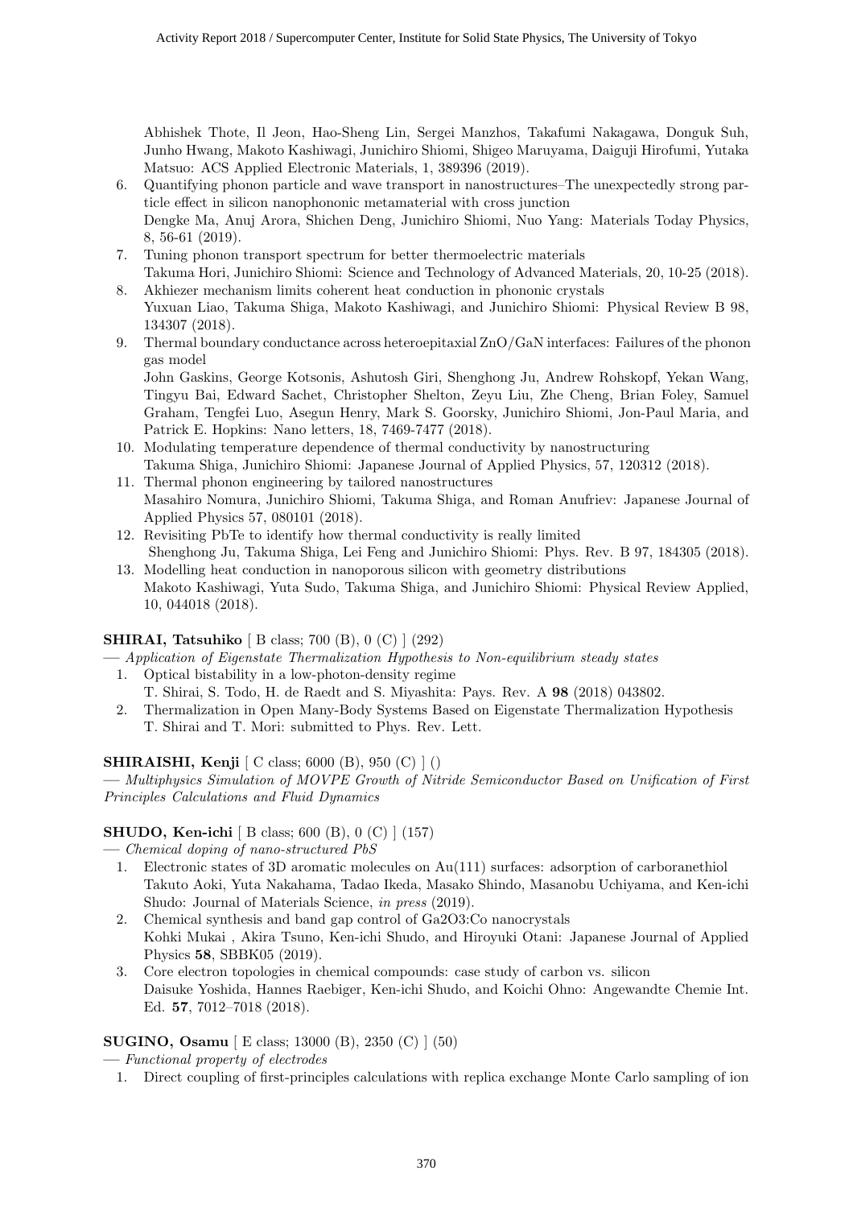Abhishek Thote, Il Jeon, Hao-Sheng Lin, Sergei Manzhos, Takafumi Nakagawa, Donguk Suh, Junho Hwang, Makoto Kashiwagi, Junichiro Shiomi, Shigeo Maruyama, Daiguji Hirofumi, Yutaka Matsuo: ACS Applied Electronic Materials, 1, 389396 (2019).

6. Quantifying phonon particle and wave transport in nanostructures–The unexpectedly strong particle effect in silicon nanophononic metamaterial with cross junction
   Dengke Ma, Anuj Arora, Shichen Deng, Junichiro Shiomi, Nuo Yang: Materials Today Physics, 8, 56-61 (2019).
7. Tuning phonon transport spectrum for better thermoelectric materials
   Takuma Hori, Junichiro Shiomi: Science and Technology of Advanced Materials, 20, 10-25 (2018).
8. Akhiezer mechanism limits coherent heat conduction in phononic crystals
   Yuxuan Liao, Takuma Shiga, Makoto Kashiwagi, and Junichiro Shiomi: Physical Review B 98, 134307 (2018).
9. Thermal boundary conductance across heteroepitaxial ZnO/GaN interfaces: Failures of the phonon gas model
   John Gaskins, George Kotsonis, Ashutosh Giri, Shenghong Ju, Andrew Rohskopf, Yekan Wang, Tingyu Bai, Edward Sachet, Christopher Shelton, Zeyu Liu, Zhe Cheng, Brian Foley, Samuel Graham, Tengfei Luo, Asegun Henry, Mark S. Goorsky, Junichiro Shiomi, Jon-Paul Maria, and Patrick E. Hopkins: Nano letters, 18, 7469-7477 (2018).
10. Modulating temperature dependence of thermal conductivity by nanostructuring
    Takuma Shiga, Junichiro Shiomi: Japanese Journal of Applied Physics, 57, 120312 (2018).
11. Thermal phonon engineering by tailored nanostructures
    Masahiro Nomura, Junichiro Shiomi, Takuma Shiga, and Roman Anufriev: Japanese Journal of Applied Physics 57, 080101 (2018).
12. Revisiting PbTe to identify how thermal conductivity is really limited
    Shenghong Ju, Takuma Shiga, Lei Feng and Junichiro Shiomi: Phys. Rev. B 97, 184305 (2018).
13. Modelling heat conduction in nanoporous silicon with geometry distributions
    Makoto Kashiwagi, Yuta Sudo, Takuma Shiga, and Junichiro Shiomi: Physical Review Applied, 10, 044018 (2018).

**SHIRAI, Tatsuhiko** [ B class; 700 (B), 0 (C) ] (292)

— *Application of Eigenstate Thermalization Hypothesis to Non-equilibrium steady states*

1. Optical bistability in a low-photon-density regime
   T. Shirai, S. Todo, H. de Raedt and S. Miyashita: Pays. Rev. A **98** (2018) 043802.
2. Thermalization in Open Many-Body Systems Based on Eigenstate Thermalization Hypothesis
   T. Shirai and T. Mori: submitted to Phys. Rev. Lett.

**SHIRAISHI, Kenji** [ C class; 6000 (B), 950 (C) ] ()

— *Multiphysics Simulation of MOVPE Growth of Nitride Semiconductor Based on Unification of First Principles Calculations and Fluid Dynamics*

**SHUDO, Ken-ichi** [ B class; 600 (B), 0 (C) ] (157)

— *Chemical doping of nano-structured PbS*

1. Electronic states of 3D aromatic molecules on Au(111) surfaces: adsorption of carboranethiol
   Takuto Aoki, Yuta Nakahama, Tadao Ikeda, Masako Shindo, Masanobu Uchiyama, and Ken-ichi Shudo: Journal of Materials Science, *in press* (2019).
2. Chemical synthesis and band gap control of Ga2O3:Co nanocrystals
   Kohki Mukai , Akira Tsuno, Ken-ichi Shudo, and Hiroyuki Otani: Japanese Journal of Applied Physics **58**, SBBK05 (2019).
3. Core electron topologies in chemical compounds: case study of carbon vs. silicon
   Daisuke Yoshida, Hannes Raebiger, Ken-ichi Shudo, and Koichi Ohno: Angewandte Chemie Int. Ed. **57**, 7012–7018 (2018).

**SUGINO, Osamu** [ E class; 13000 (B), 2350 (C) ] (50)

— *Functional property of electrodes*

1. Direct coupling of first-principles calculations with replica exchange Monte Carlo sampling of ion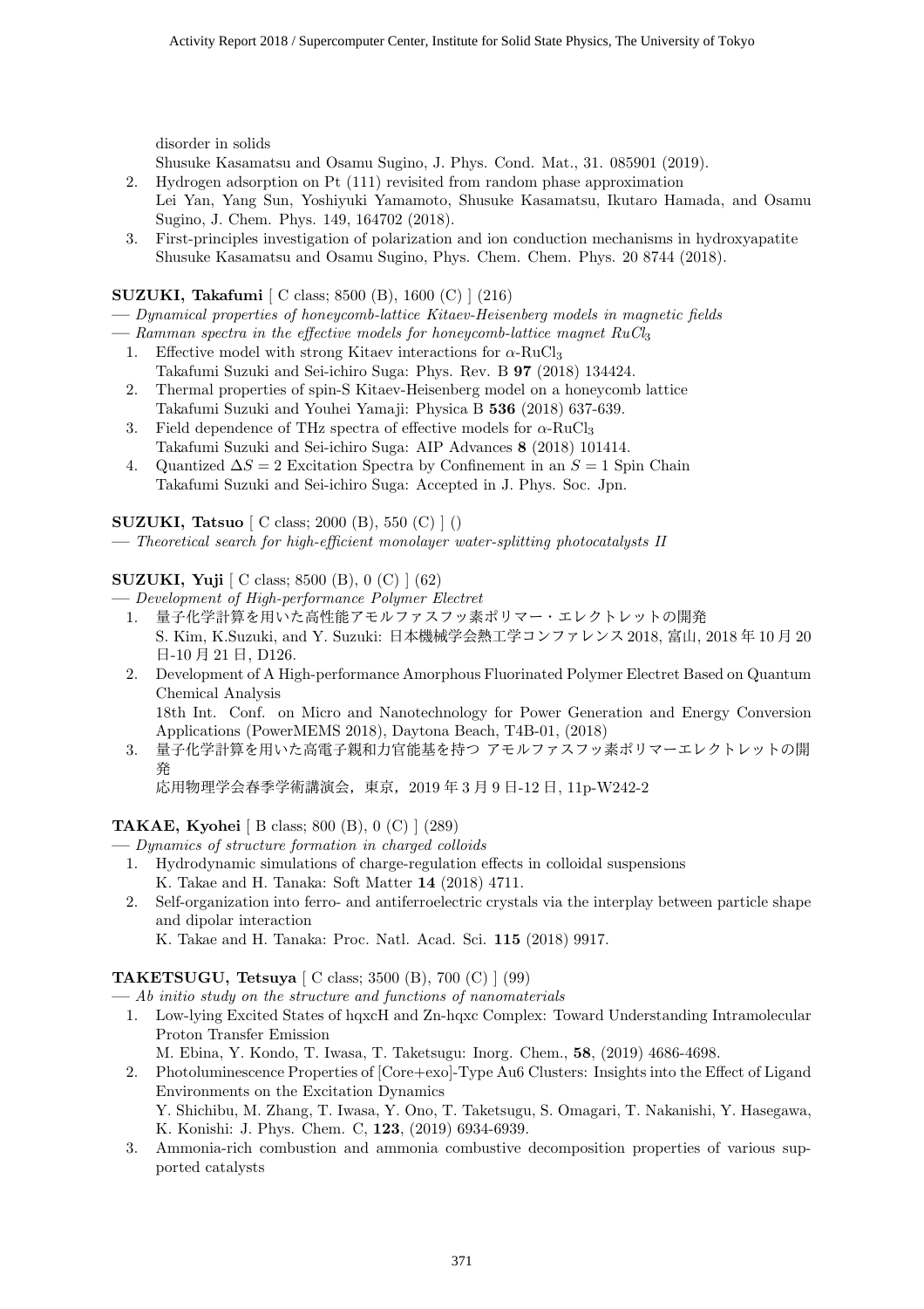disorder in solids
Shusuke Kasamatsu and Osamu Sugino, J. Phys. Cond. Mat., 31. 085901 (2019).

2. Hydrogen adsorption on Pt (111) revisited from random phase approximation
Lei Yan, Yang Sun, Yoshiyuki Yamamoto, Shusuke Kasamatsu, Ikutaro Hamada, and Osamu Sugino, J. Chem. Phys. 149, 164702 (2018).
3. First-principles investigation of polarization and ion conduction mechanisms in hydroxyapatite
Shusuke Kasamatsu and Osamu Sugino, Phys. Chem. Chem. Phys. 20 8744 (2018).

**SUZUKI, Takafumi** [ C class; 8500 (B), 1600 (C) ] (216)

— *Dynamical properties of honeycomb-lattice Kitaev-Heisenberg models in magnetic fields*

— *Ramman spectra in the effective models for honeycomb-lattice magnet $RuCl_3$*

1. Effective model with strong Kitaev interactions for $\alpha$-$RuCl_3$
Takafumi Suzuki and Sei-ichiro Suga: Phys. Rev. B **97** (2018) 134424.
2. Thermal properties of spin-S Kitaev-Heisenberg model on a honeycomb lattice
Takafumi Suzuki and Youhei Yamaji: Physica B **536** (2018) 637-639.
3. Field dependence of THz spectra of effective models for $\alpha$-$RuCl_3$
Takafumi Suzuki and Sei-ichiro Suga: AIP Advances **8** (2018) 101414.
4. Quantized $\Delta S = 2$ Excitation Spectra by Confinement in an $S = 1$ Spin Chain
Takafumi Suzuki and Sei-ichiro Suga: Accepted in J. Phys. Soc. Jpn.

**SUZUKI, Tatsuo** [ C class; 2000 (B), 550 (C) ] ()

— *Theoretical search for high-efficient monolayer water-splitting photocatalysts II*

**SUZUKI, Yuji** [ C class; 8500 (B), 0 (C) ] (62)

— *Development of High-performance Polymer Electret*

1. 量子化学計算を用いた高性能アモルファスフッ素ポリマー・エレクトレットの開発
S. Kim, K.Suzuki, and Y. Suzuki: 日本機械学会熱工学コンファレンス 2018, 富山, 2018 年 10 月 20 日-10 月 21 日, D126.
2. Development of A High-performance Amorphous Fluorinated Polymer Electret Based on Quantum Chemical Analysis
18th Int. Conf. on Micro and Nanotechnology for Power Generation and Energy Conversion Applications (PowerMEMS 2018), Daytona Beach, T4B-01, (2018)
3. 量子化学計算を用いた高電子親和力官能基を持つ アモルファスフッ素ポリマーエレクトレットの開発
応用物理学会春季学術講演会，東京，2019 年 3 月 9 日-12 日, 11p-W242-2

**TAKAE, Kyohei** [ B class; 800 (B), 0 (C) ] (289)

— *Dynamics of structure formation in charged colloids*

1. Hydrodynamic simulations of charge-regulation effects in colloidal suspensions
K. Takae and H. Tanaka: Soft Matter **14** (2018) 4711.
2. Self-organization into ferro- and antiferroelectric crystals via the interplay between particle shape and dipolar interaction
K. Takae and H. Tanaka: Proc. Natl. Acad. Sci. **115** (2018) 9917.

**TAKETSUGU, Tetsuya** [ C class; 3500 (B), 700 (C) ] (99)

— *Ab initio study on the structure and functions of nanomaterials*

1. Low-lying Excited States of hqxcH and Zn-hqxc Complex: Toward Understanding Intramolecular Proton Transfer Emission
M. Ebina, Y. Kondo, T. Iwasa, T. Taketsugu: Inorg. Chem., **58**, (2019) 4686-4698.
2. Photoluminescence Properties of [Core+exo]-Type Au6 Clusters: Insights into the Effect of Ligand Environments on the Excitation Dynamics
Y. Shichibu, M. Zhang, T. Iwasa, Y. Ono, T. Taketsugu, S. Omagari, T. Nakanishi, Y. Hasegawa, K. Konishi: J. Phys. Chem. C, **123**, (2019) 6934-6939.
3. Ammonia-rich combustion and ammonia combustive decomposition properties of various supported catalysts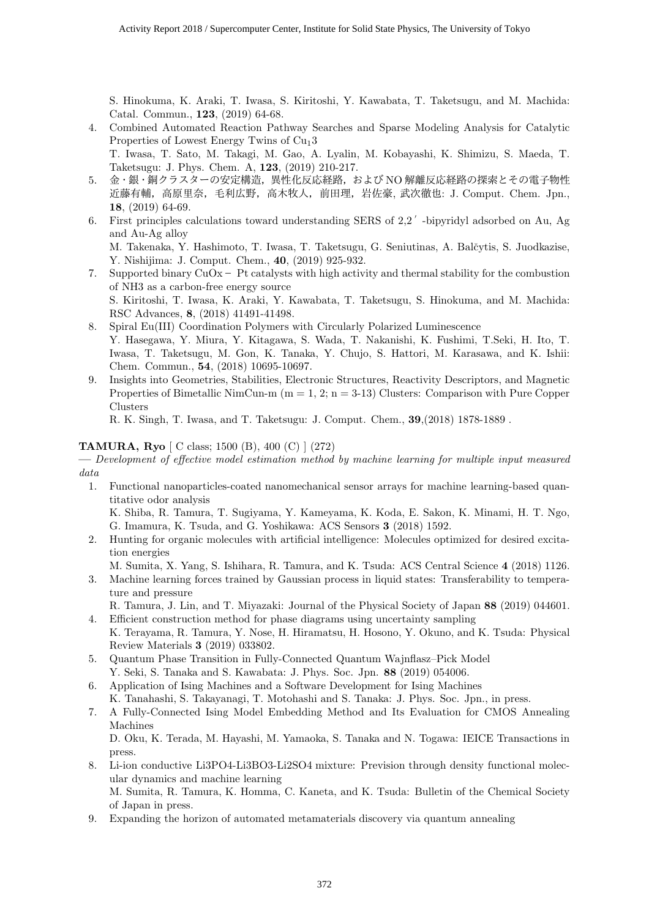S. Hinokuma, K. Araki, T. Iwasa, S. Kiritoshi, Y. Kawabata, T. Taketsugu, and M. Machida: Catal. Commun., **123**, (2019) 64-68.

4. Combined Automated Reaction Pathway Searches and Sparse Modeling Analysis for Catalytic Properties of Lowest Energy Twins of $Cu_13$
   T. Iwasa, T. Sato, M. Takagi, M. Gao, A. Lyalin, M. Kobayashi, K. Shimizu, S. Maeda, T. Taketsugu: J. Phys. Chem. A, **123**, (2019) 210-217.
5. 金・銀・銅クラスターの安定構造，異性化反応経路，および NO 解離反応経路の探索とその電子物性
   近藤有輔，高原里奈，毛利広野，高木牧人，前田理，岩佐豪, 武次徹也: J. Comput. Chem. Jpn., **18**, (2019) 64-69.
6. First principles calculations toward understanding SERS of 2,2′-bipyridyl adsorbed on Au, Ag and Au-Ag alloy
   M. Takenaka, Y. Hashimoto, T. Iwasa, T. Taketsugu, G. Seniutinas, A. Balčytis, S. Juodkazise, Y. Nishijima: J. Comput. Chem., **40**, (2019) 925-932.
7. Supported binary CuOx− Pt catalysts with high activity and thermal stability for the combustion of NH3 as a carbon-free energy source
   S. Kiritoshi, T. Iwasa, K. Araki, Y. Kawabata, T. Taketsugu, S. Hinokuma, and M. Machida: RSC Advances, **8**, (2018) 41491-41498.
8. Spiral Eu(III) Coordination Polymers with Circularly Polarized Luminescence
   Y. Hasegawa, Y. Miura, Y. Kitagawa, S. Wada, T. Nakanishi, K. Fushimi, T.Seki, H. Ito, T. Iwasa, T. Taketsugu, M. Gon, K. Tanaka, Y. Chujo, S. Hattori, M. Karasawa, and K. Ishii: Chem. Commun., **54**, (2018) 10695-10697.
9. Insights into Geometries, Stabilities, Electronic Structures, Reactivity Descriptors, and Magnetic Properties of Bimetallic NimCun-m (m = 1, 2; n = 3-13) Clusters: Comparison with Pure Copper Clusters
   R. K. Singh, T. Iwasa, and T. Taketsugu: J. Comput. Chem., **39**,(2018) 1878-1889 .

**TAMURA, Ryo** [ C class; 1500 (B), 400 (C) ] (272)

— *Development of effective model estimation method by machine learning for multiple input measured data*

1. Functional nanoparticles-coated nanomechanical sensor arrays for machine learning-based quantitative odor analysis
   K. Shiba, R. Tamura, T. Sugiyama, Y. Kameyama, K. Koda, E. Sakon, K. Minami, H. T. Ngo, G. Imamura, K. Tsuda, and G. Yoshikawa: ACS Sensors **3** (2018) 1592.
2. Hunting for organic molecules with artificial intelligence: Molecules optimized for desired excitation energies
   M. Sumita, X. Yang, S. Ishihara, R. Tamura, and K. Tsuda: ACS Central Science **4** (2018) 1126.
3. Machine learning forces trained by Gaussian process in liquid states: Transferability to temperature and pressure
   R. Tamura, J. Lin, and T. Miyazaki: Journal of the Physical Society of Japan **88** (2019) 044601.
4. Efficient construction method for phase diagrams using uncertainty sampling
   K. Terayama, R. Tamura, Y. Nose, H. Hiramatsu, H. Hosono, Y. Okuno, and K. Tsuda: Physical Review Materials **3** (2019) 033802.
5. Quantum Phase Transition in Fully-Connected Quantum Wajnflasz–Pick Model
   Y. Seki, S. Tanaka and S. Kawabata: J. Phys. Soc. Jpn. **88** (2019) 054006.
6. Application of Ising Machines and a Software Development for Ising Machines
   K. Tanahashi, S. Takayanagi, T. Motohashi and S. Tanaka: J. Phys. Soc. Jpn., in press.
7. A Fully-Connected Ising Model Embedding Method and Its Evaluation for CMOS Annealing Machines
   D. Oku, K. Terada, M. Hayashi, M. Yamaoka, S. Tanaka and N. Togawa: IEICE Transactions in press.
8. Li-ion conductive Li3PO4-Li3BO3-Li2SO4 mixture: Prevision through density functional molecular dynamics and machine learning
   M. Sumita, R. Tamura, K. Homma, C. Kaneta, and K. Tsuda: Bulletin of the Chemical Society of Japan in press.
9. Expanding the horizon of automated metamaterials discovery via quantum annealing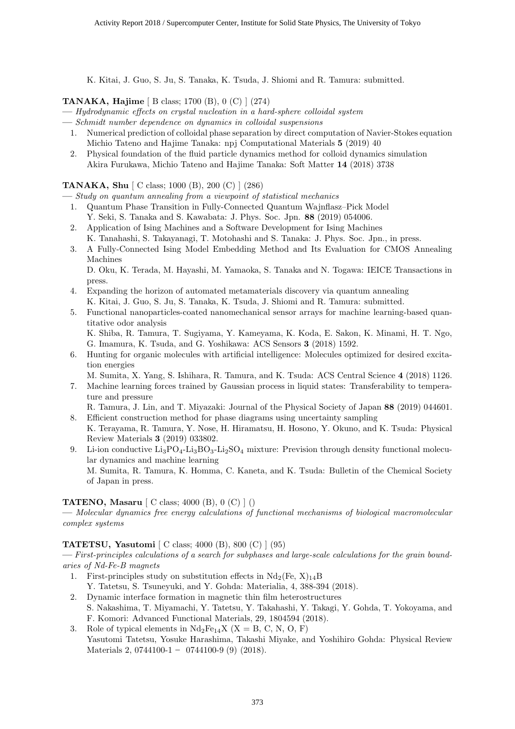K. Kitai, J. Guo, S. Ju, S. Tanaka, K. Tsuda, J. Shiomi and R. Tamura: submitted.

**TANAKA, Hajime** [ B class; 1700 (B), 0 (C) ] (274)

— *Hydrodynamic effects on crystal nucleation in a hard-sphere colloidal system*

— *Schmidt number dependence on dynamics in colloidal suspensions*

1. Numerical prediction of colloidal phase separation by direct computation of Navier-Stokes equation
   Michio Tateno and Hajime Tanaka: npj Computational Materials **5** (2019) 40
2. Physical foundation of the fluid particle dynamics method for colloid dynamics simulation
   Akira Furukawa, Michio Tateno and Hajime Tanaka: Soft Matter **14** (2018) 3738

**TANAKA, Shu** [ C class; 1000 (B), 200 (C) ] (286)

— *Study on quantum annealing from a viewpoint of statistical mechanics*

1. Quantum Phase Transition in Fully-Connected Quantum Wajnflasz–Pick Model
   Y. Seki, S. Tanaka and S. Kawabata: J. Phys. Soc. Jpn. **88** (2019) 054006.
2. Application of Ising Machines and a Software Development for Ising Machines
   K. Tanahashi, S. Takayanagi, T. Motohashi and S. Tanaka: J. Phys. Soc. Jpn., in press.
3. A Fully-Connected Ising Model Embedding Method and Its Evaluation for CMOS Annealing Machines
   D. Oku, K. Terada, M. Hayashi, M. Yamaoka, S. Tanaka and N. Togawa: IEICE Transactions in press.
4. Expanding the horizon of automated metamaterials discovery via quantum annealing
   K. Kitai, J. Guo, S. Ju, S. Tanaka, K. Tsuda, J. Shiomi and R. Tamura: submitted.
5. Functional nanoparticles-coated nanomechanical sensor arrays for machine learning-based quantitative odor analysis
   K. Shiba, R. Tamura, T. Sugiyama, Y. Kameyama, K. Koda, E. Sakon, K. Minami, H. T. Ngo, G. Imamura, K. Tsuda, and G. Yoshikawa: ACS Sensors **3** (2018) 1592.
6. Hunting for organic molecules with artificial intelligence: Molecules optimized for desired excitation energies
   M. Sumita, X. Yang, S. Ishihara, R. Tamura, and K. Tsuda: ACS Central Science **4** (2018) 1126.
7. Machine learning forces trained by Gaussian process in liquid states: Transferability to temperature and pressure
   R. Tamura, J. Lin, and T. Miyazaki: Journal of the Physical Society of Japan **88** (2019) 044601.
8. Efficient construction method for phase diagrams using uncertainty sampling
   K. Terayama, R. Tamura, Y. Nose, H. Hiramatsu, H. Hosono, Y. Okuno, and K. Tsuda: Physical Review Materials **3** (2019) 033802.
9. Li-ion conductive $Li_3PO_4$-$Li_3BO_3$-$Li_2SO_4$ mixture: Prevision through density functional molecular dynamics and machine learning
   M. Sumita, R. Tamura, K. Homma, C. Kaneta, and K. Tsuda: Bulletin of the Chemical Society of Japan in press.

**TATENO, Masaru** [ C class; 4000 (B), 0 (C) ] ()

— *Molecular dynamics free energy calculations of functional mechanisms of biological macromolecular complex systems*

**TATETSU, Yasutomi** [ C class; 4000 (B), 800 (C) ] (95)

— *First-principles calculations of a search for subphases and large-scale calculations for the grain boundaries of Nd-Fe-B magnets*

1. First-principles study on substitution effects in $Nd_2(Fe, X)_{14}B$
   Y. Tatetsu, S. Tsuneyuki, and Y. Gohda: Materialia, 4, 388-394 (2018).
2. Dynamic interface formation in magnetic thin film heterostructures
   S. Nakashima, T. Miyamachi, Y. Tatetsu, Y. Takahashi, Y. Takagi, Y. Gohda, T. Yokoyama, and F. Komori: Advanced Functional Materials, 29, 1804594 (2018).
3. Role of typical elements in $Nd_2Fe_{14}X$ (X = B, C, N, O, F)
   Yasutomi Tatetsu, Yosuke Harashima, Takashi Miyake, and Yoshihiro Gohda: Physical Review Materials 2, 0744100-1 − 0744100-9 (9) (2018).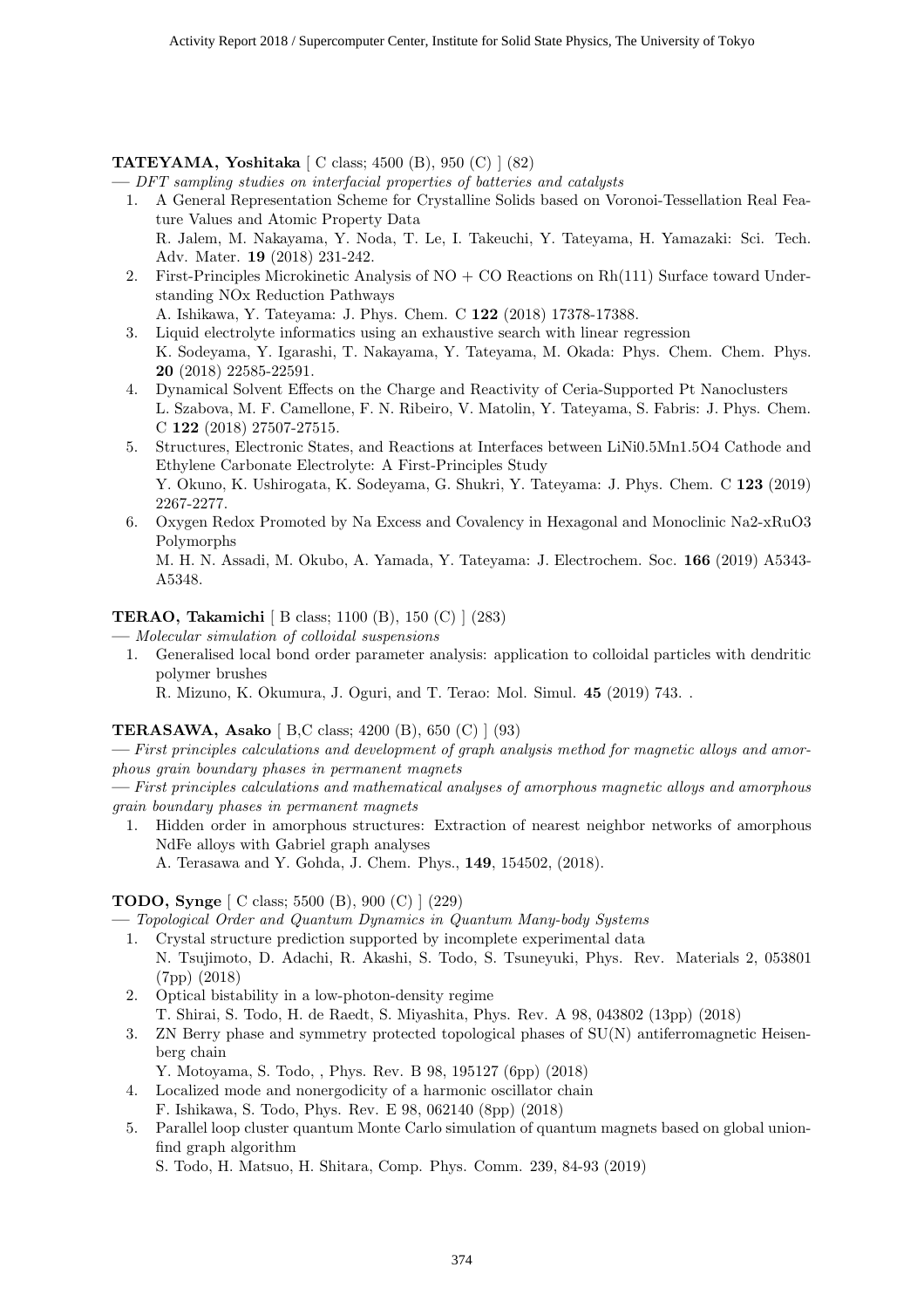**TATEYAMA, Yoshitaka** [ C class; 4500 (B), 950 (C) ] (82)

— *DFT sampling studies on interfacial properties of batteries and catalysts*

1. A General Representation Scheme for Crystalline Solids based on Voronoi-Tessellation Real Feature Values and Atomic Property Data
   R. Jalem, M. Nakayama, Y. Noda, T. Le, I. Takeuchi, Y. Tateyama, H. Yamazaki: Sci. Tech. Adv. Mater. **19** (2018) 231-242.
2. First-Principles Microkinetic Analysis of NO + CO Reactions on Rh(111) Surface toward Understanding NOx Reduction Pathways
   A. Ishikawa, Y. Tateyama: J. Phys. Chem. C **122** (2018) 17378-17388.
3. Liquid electrolyte informatics using an exhaustive search with linear regression
   K. Sodeyama, Y. Igarashi, T. Nakayama, Y. Tateyama, M. Okada: Phys. Chem. Chem. Phys. **20** (2018) 22585-22591.
4. Dynamical Solvent Effects on the Charge and Reactivity of Ceria-Supported Pt Nanoclusters
   L. Szabova, M. F. Camellone, F. N. Ribeiro, V. Matolin, Y. Tateyama, S. Fabris: J. Phys. Chem. C **122** (2018) 27507-27515.
5. Structures, Electronic States, and Reactions at Interfaces between LiNi0.5Mn1.5O4 Cathode and Ethylene Carbonate Electrolyte: A First-Principles Study
   Y. Okuno, K. Ushirogata, K. Sodeyama, G. Shukri, Y. Tateyama: J. Phys. Chem. C **123** (2019) 2267-2277.
6. Oxygen Redox Promoted by Na Excess and Covalency in Hexagonal and Monoclinic Na2-xRuO3 Polymorphs
   M. H. N. Assadi, M. Okubo, A. Yamada, Y. Tateyama: J. Electrochem. Soc. **166** (2019) A5343-A5348.

**TERAO, Takamichi** [ B class; 1100 (B), 150 (C) ] (283)

— *Molecular simulation of colloidal suspensions*

1. Generalised local bond order parameter analysis: application to colloidal particles with dendritic polymer brushes
   R. Mizuno, K. Okumura, J. Oguri, and T. Terao: Mol. Simul. **45** (2019) 743. .

**TERASAWA, Asako** [ B,C class; 4200 (B), 650 (C) ] (93)

— *First principles calculations and development of graph analysis method for magnetic alloys and amorphous grain boundary phases in permanent magnets*

— *First principles calculations and mathematical analyses of amorphous magnetic alloys and amorphous grain boundary phases in permanent magnets*

1. Hidden order in amorphous structures: Extraction of nearest neighbor networks of amorphous NdFe alloys with Gabriel graph analyses
   A. Terasawa and Y. Gohda, J. Chem. Phys., **149**, 154502, (2018).

**TODO, Synge** [ C class; 5500 (B), 900 (C) ] (229)

— *Topological Order and Quantum Dynamics in Quantum Many-body Systems*

1. Crystal structure prediction supported by incomplete experimental data
   N. Tsujimoto, D. Adachi, R. Akashi, S. Todo, S. Tsuneyuki, Phys. Rev. Materials 2, 053801 (7pp) (2018)
2. Optical bistability in a low-photon-density regime
   T. Shirai, S. Todo, H. de Raedt, S. Miyashita, Phys. Rev. A 98, 043802 (13pp) (2018)
3. ZN Berry phase and symmetry protected topological phases of SU(N) antiferromagnetic Heisenberg chain
   Y. Motoyama, S. Todo, , Phys. Rev. B 98, 195127 (6pp) (2018)
4. Localized mode and nonergodicity of a harmonic oscillator chain
   F. Ishikawa, S. Todo, Phys. Rev. E 98, 062140 (8pp) (2018)
5. Parallel loop cluster quantum Monte Carlo simulation of quantum magnets based on global union-find graph algorithm
   S. Todo, H. Matsuo, H. Shitara, Comp. Phys. Comm. 239, 84-93 (2019)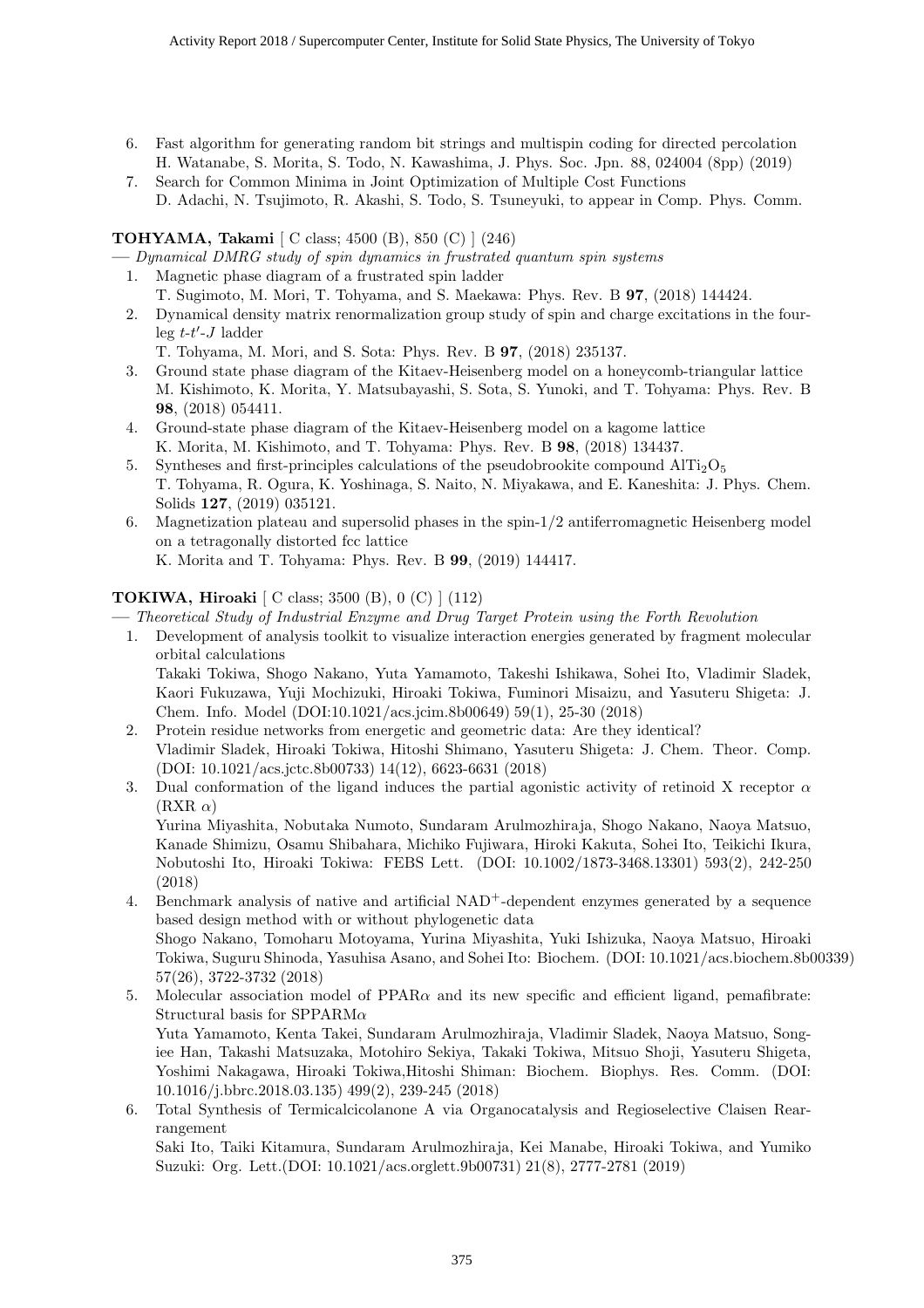6. Fast algorithm for generating random bit strings and multispin coding for directed percolation
   H. Watanabe, S. Morita, S. Todo, N. Kawashima, J. Phys. Soc. Jpn. 88, 024004 (8pp) (2019)
7. Search for Common Minima in Joint Optimization of Multiple Cost Functions
   D. Adachi, N. Tsujimoto, R. Akashi, S. Todo, S. Tsuneyuki, to appear in Comp. Phys. Comm.

**TOHYAMA, Takami** [ C class; 4500 (B), 850 (C) ] (246)

— *Dynamical DMRG study of spin dynamics in frustrated quantum spin systems*

1. Magnetic phase diagram of a frustrated spin ladder
   T. Sugimoto, M. Mori, T. Tohyama, and S. Maekawa: Phys. Rev. B **97**, (2018) 144424.
2. Dynamical density matrix renormalization group study of spin and charge excitations in the four-leg $t$-$t'$-$J$ ladder
   T. Tohyama, M. Mori, and S. Sota: Phys. Rev. B **97**, (2018) 235137.
3. Ground state phase diagram of the Kitaev-Heisenberg model on a honeycomb-triangular lattice
   M. Kishimoto, K. Morita, Y. Matsubayashi, S. Sota, S. Yunoki, and T. Tohyama: Phys. Rev. B **98**, (2018) 054411.
4. Ground-state phase diagram of the Kitaev-Heisenberg model on a kagome lattice
   K. Morita, M. Kishimoto, and T. Tohyama: Phys. Rev. B **98**, (2018) 134437.
5. Syntheses and first-principles calculations of the pseudobrookite compound $AlTi_2O_5$
   T. Tohyama, R. Ogura, K. Yoshinaga, S. Naito, N. Miyakawa, and E. Kaneshita: J. Phys. Chem. Solids **127**, (2019) 035121.
6. Magnetization plateau and supersolid phases in the spin-1/2 antiferromagnetic Heisenberg model on a tetragonally distorted fcc lattice
   K. Morita and T. Tohyama: Phys. Rev. B **99**, (2019) 144417.

**TOKIWA, Hiroaki** [ C class; 3500 (B), 0 (C) ] (112)

— *Theoretical Study of Industrial Enzyme and Drug Target Protein using the Forth Revolution*

1. Development of analysis toolkit to visualize interaction energies generated by fragment molecular orbital calculations
   Takaki Tokiwa, Shogo Nakano, Yuta Yamamoto, Takeshi Ishikawa, Sohei Ito, Vladimir Sladek, Kaori Fukuzawa, Yuji Mochizuki, Hiroaki Tokiwa, Fuminori Misaizu, and Yasuteru Shigeta: J. Chem. Info. Model (DOI:10.1021/acs.jcim.8b00649) 59(1), 25-30 (2018)
2. Protein residue networks from energetic and geometric data: Are they identical?
   Vladimir Sladek, Hiroaki Tokiwa, Hitoshi Shimano, Yasuteru Shigeta: J. Chem. Theor. Comp. (DOI: 10.1021/acs.jctc.8b00733) 14(12), 6623-6631 (2018)
3. Dual conformation of the ligand induces the partial agonistic activity of retinoid X receptor $\alpha$ (RXR $\alpha$)
   Yurina Miyashita, Nobutaka Numoto, Sundaram Arulmozhiraja, Shogo Nakano, Naoya Matsuo, Kanade Shimizu, Osamu Shibahara, Michiko Fujiwara, Hiroki Kakuta, Sohei Ito, Teikichi Ikura, Nobutoshi Ito, Hiroaki Tokiwa: FEBS Lett. (DOI: 10.1002/1873-3468.13301) 593(2), 242-250 (2018)
4. Benchmark analysis of native and artificial $NAD^+$-dependent enzymes generated by a sequence based design method with or without phylogenetic data
   Shogo Nakano, Tomoharu Motoyama, Yurina Miyashita, Yuki Ishizuka, Naoya Matsuo, Hiroaki Tokiwa, Suguru Shinoda, Yasuhisa Asano, and Sohei Ito: Biochem. (DOI: 10.1021/acs.biochem.8b00339) 57(26), 3722-3732 (2018)
5. Molecular association model of PPAR$\alpha$ and its new specific and efficient ligand, pemafibrate: Structural basis for SPPARM$\alpha$
   Yuta Yamamoto, Kenta Takei, Sundaram Arulmozhiraja, Vladimir Sladek, Naoya Matsuo, Songiee Han, Takashi Matsuzaka, Motohiro Sekiya, Takaki Tokiwa, Mitsuo Shoji, Yasuteru Shigeta, Yoshimi Nakagawa, Hiroaki Tokiwa,Hitoshi Shiman: Biochem. Biophys. Res. Comm. (DOI: 10.1016/j.bbrc.2018.03.135) 499(2), 239-245 (2018)
6. Total Synthesis of Termicalcicolanone A via Organocatalysis and Regioselective Claisen Rearrangement
   Saki Ito, Taiki Kitamura, Sundaram Arulmozhiraja, Kei Manabe, Hiroaki Tokiwa, and Yumiko Suzuki: Org. Lett.(DOI: 10.1021/acs.orglett.9b00731) 21(8), 2777-2781 (2019)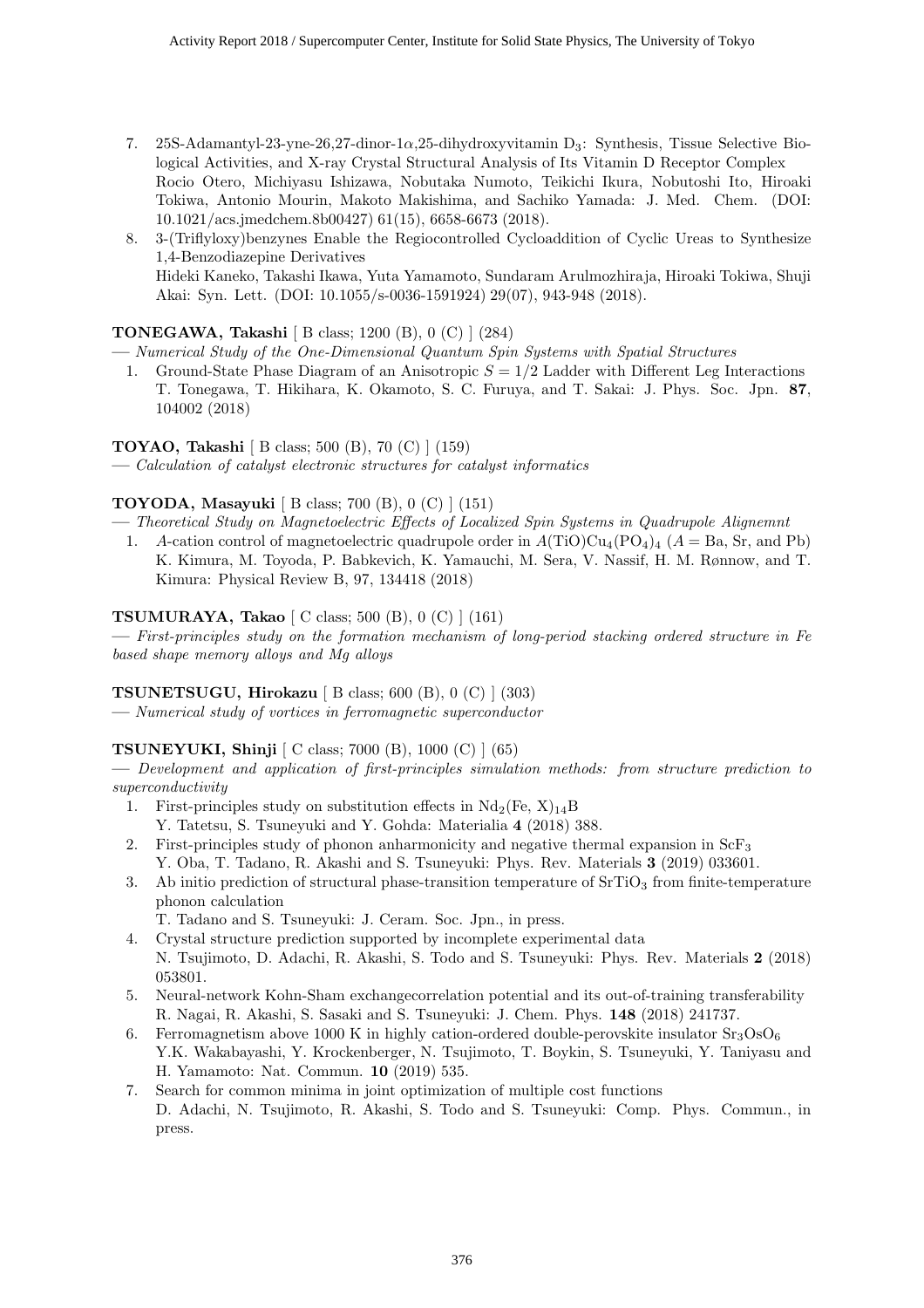7. 25S-Adamantyl-23-yne-26,27-dinor-1$\alpha$,25-dihydroxyvitamin $D_3$: Synthesis, Tissue Selective Biological Activities, and X-ray Crystal Structural Analysis of Its Vitamin D Receptor Complex
   Rocio Otero, Michiyasu Ishizawa, Nobutaka Numoto, Teikichi Ikura, Nobutoshi Ito, Hiroaki Tokiwa, Antonio Mourin, Makoto Makishima, and Sachiko Yamada: J. Med. Chem. (DOI: 10.1021/acs.jmedchem.8b00427) 61(15), 6658-6673 (2018).
8. 3-(Triflyloxy)benzynes Enable the Regiocontrolled Cycloaddition of Cyclic Ureas to Synthesize 1,4-Benzodiazepine Derivatives
   Hideki Kaneko, Takashi Ikawa, Yuta Yamamoto, Sundaram Arulmozhiraja, Hiroaki Tokiwa, Shuji Akai: Syn. Lett. (DOI: 10.1055/s-0036-1591924) 29(07), 943-948 (2018).

**TONEGAWA, Takashi** [ B class; 1200 (B), 0 (C) ] (284)

— *Numerical Study of the One-Dimensional Quantum Spin Systems with Spatial Structures*

1. Ground-State Phase Diagram of an Anisotropic $S = 1/2$ Ladder with Different Leg Interactions
   T. Tonegawa, T. Hikihara, K. Okamoto, S. C. Furuya, and T. Sakai: J. Phys. Soc. Jpn. **87**, 104002 (2018)

**TOYAO, Takashi** [ B class; 500 (B), 70 (C) ] (159)

— *Calculation of catalyst electronic structures for catalyst informatics*

**TOYODA, Masayuki** [ B class; 700 (B), 0 (C) ] (151)

— *Theoretical Study on Magnetoelectric Effects of Localized Spin Systems in Quadrupole Alignemnt*

1. $A$-cation control of magnetoelectric quadrupole order in $A(TiO)Cu_4(PO_4)_4$ ($A$ = Ba, Sr, and Pb)
   K. Kimura, M. Toyoda, P. Babkevich, K. Yamauchi, M. Sera, V. Nassif, H. M. Rønnow, and T. Kimura: Physical Review B, 97, 134418 (2018)

**TSUMURAYA, Takao** [ C class; 500 (B), 0 (C) ] (161)

— *First-principles study on the formation mechanism of long-period stacking ordered structure in Fe based shape memory alloys and Mg alloys*

**TSUNETSUGU, Hirokazu** [ B class; 600 (B), 0 (C) ] (303)

— *Numerical study of vortices in ferromagnetic superconductor*

**TSUNEYUKI, Shinji** [ C class; 7000 (B), 1000 (C) ] (65)

— *Development and application of first-principles simulation methods: from structure prediction to superconductivity*

1. First-principles study on substitution effects in $Nd_2(Fe, X)_{14}B$
   Y. Tatetsu, S. Tsuneyuki and Y. Gohda: Materialia **4** (2018) 388.
2. First-principles study of phonon anharmonicity and negative thermal expansion in $ScF_3$
   Y. Oba, T. Tadano, R. Akashi and S. Tsuneyuki: Phys. Rev. Materials **3** (2019) 033601.
3. Ab initio prediction of structural phase-transition temperature of $SrTiO_3$ from finite-temperature phonon calculation
   T. Tadano and S. Tsuneyuki: J. Ceram. Soc. Jpn., in press.
4. Crystal structure prediction supported by incomplete experimental data
   N. Tsujimoto, D. Adachi, R. Akashi, S. Todo and S. Tsuneyuki: Phys. Rev. Materials **2** (2018) 053801.
5. Neural-network Kohn-Sham exchangecorrelation potential and its out-of-training transferability
   R. Nagai, R. Akashi, S. Sasaki and S. Tsuneyuki: J. Chem. Phys. **148** (2018) 241737.
6. Ferromagnetism above 1000 K in highly cation-ordered double-perovskite insulator $Sr_3OsO_6$
   Y.K. Wakabayashi, Y. Krockenberger, N. Tsujimoto, T. Boykin, S. Tsuneyuki, Y. Taniyasu and H. Yamamoto: Nat. Commun. **10** (2019) 535.
7. Search for common minima in joint optimization of multiple cost functions
   D. Adachi, N. Tsujimoto, R. Akashi, S. Todo and S. Tsuneyuki: Comp. Phys. Commun., in press.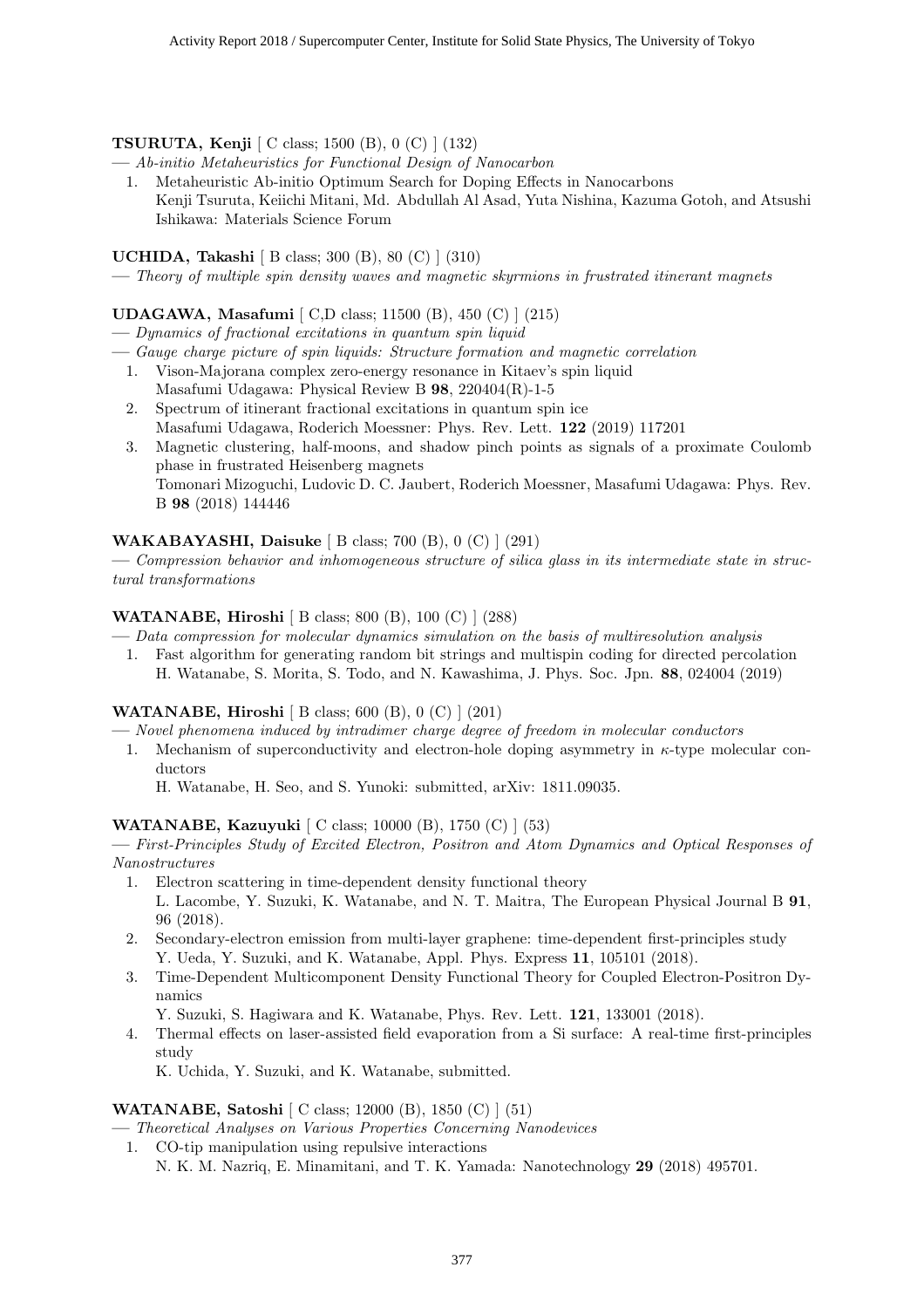**TSURUTA, Kenji** [ C class; 1500 (B), 0 (C) ] (132)

— *Ab-initio Metaheuristics for Functional Design of Nanocarbon*

1. Metaheuristic Ab-initio Optimum Search for Doping Effects in Nanocarbons
   Kenji Tsuruta, Keiichi Mitani, Md. Abdullah Al Asad, Yuta Nishina, Kazuma Gotoh, and Atsushi Ishikawa: Materials Science Forum

**UCHIDA, Takashi** [ B class; 300 (B), 80 (C) ] (310)

— *Theory of multiple spin density waves and magnetic skyrmions in frustrated itinerant magnets*

**UDAGAWA, Masafumi** [ C,D class; 11500 (B), 450 (C) ] (215)

— *Dynamics of fractional excitations in quantum spin liquid*

— *Gauge charge picture of spin liquids: Structure formation and magnetic correlation*

1. Vison-Majorana complex zero-energy resonance in Kitaev's spin liquid
   Masafumi Udagawa: Physical Review B **98**, 220404(R)-1-5
2. Spectrum of itinerant fractional excitations in quantum spin ice
   Masafumi Udagawa, Roderich Moessner: Phys. Rev. Lett. **122** (2019) 117201
3. Magnetic clustering, half-moons, and shadow pinch points as signals of a proximate Coulomb phase in frustrated Heisenberg magnets
   Tomonari Mizoguchi, Ludovic D. C. Jaubert, Roderich Moessner, Masafumi Udagawa: Phys. Rev. B **98** (2018) 144446

**WAKABAYASHI, Daisuke** [ B class; 700 (B), 0 (C) ] (291)

— *Compression behavior and inhomogeneous structure of silica glass in its intermediate state in structural transformations*

**WATANABE, Hiroshi** [ B class; 800 (B), 100 (C) ] (288)

— *Data compression for molecular dynamics simulation on the basis of multiresolution analysis*

1. Fast algorithm for generating random bit strings and multispin coding for directed percolation
   H. Watanabe, S. Morita, S. Todo, and N. Kawashima, J. Phys. Soc. Jpn. **88**, 024004 (2019)

**WATANABE, Hiroshi** [ B class; 600 (B), 0 (C) ] (201)

— *Novel phenomena induced by intradimer charge degree of freedom in molecular conductors*

1. Mechanism of superconductivity and electron-hole doping asymmetry in $\kappa$-type molecular conductors
   H. Watanabe, H. Seo, and S. Yunoki: submitted, arXiv: 1811.09035.

**WATANABE, Kazuyuki** [ C class; 10000 (B), 1750 (C) ] (53)

— *First-Principles Study of Excited Electron, Positron and Atom Dynamics and Optical Responses of Nanostructures*

1. Electron scattering in time-dependent density functional theory
   L. Lacombe, Y. Suzuki, K. Watanabe, and N. T. Maitra, The European Physical Journal B **91**, 96 (2018).
2. Secondary-electron emission from multi-layer graphene: time-dependent first-principles study
   Y. Ueda, Y. Suzuki, and K. Watanabe, Appl. Phys. Express **11**, 105101 (2018).
3. Time-Dependent Multicomponent Density Functional Theory for Coupled Electron-Positron Dynamics
   Y. Suzuki, S. Hagiwara and K. Watanabe, Phys. Rev. Lett. **121**, 133001 (2018).
4. Thermal effects on laser-assisted field evaporation from a Si surface: A real-time first-principles study
   K. Uchida, Y. Suzuki, and K. Watanabe, submitted.

**WATANABE, Satoshi** [ C class; 12000 (B), 1850 (C) ] (51)

— *Theoretical Analyses on Various Properties Concerning Nanodevices*

1. CO-tip manipulation using repulsive interactions
   N. K. M. Nazriq, E. Minamitani, and T. K. Yamada: Nanotechnology **29** (2018) 495701.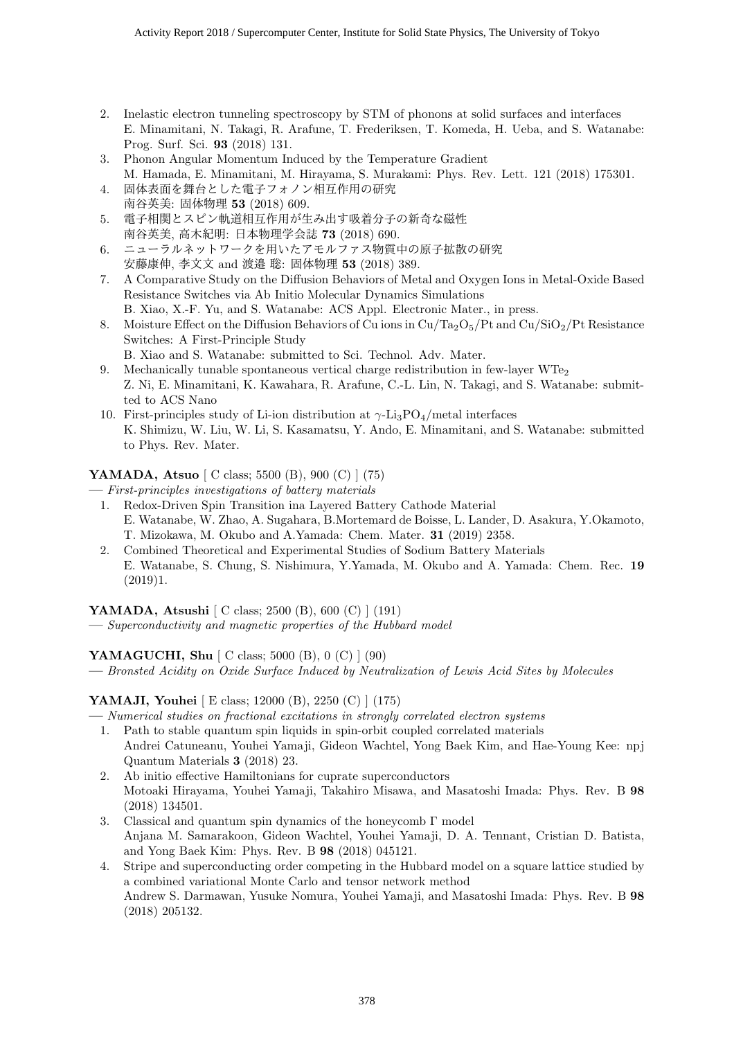2. Inelastic electron tunneling spectroscopy by STM of phonons at solid surfaces and interfaces
   E. Minamitani, N. Takagi, R. Arafune, T. Frederiksen, T. Komeda, H. Ueba, and S. Watanabe: Prog. Surf. Sci. **93** (2018) 131.
3. Phonon Angular Momentum Induced by the Temperature Gradient
   M. Hamada, E. Minamitani, M. Hirayama, S. Murakami: Phys. Rev. Lett. 121 (2018) 175301.
4. 固体表面を舞台とした電子フォノン相互作用の研究
   南谷英美: 固体物理 **53** (2018) 609.
5. 電子相関とスピン軌道相互作用が生み出す吸着分子の新奇な磁性
   南谷英美, 高木紀明: 日本物理学会誌 **73** (2018) 690.
6. ニューラルネットワークを用いたアモルファス物質中の原子拡散の研究
   安藤康伸, 李文文 and 渡邉 聡: 固体物理 **53** (2018) 389.
7. A Comparative Study on the Diffusion Behaviors of Metal and Oxygen Ions in Metal-Oxide Based Resistance Switches via Ab Initio Molecular Dynamics Simulations
   B. Xiao, X.-F. Yu, and S. Watanabe: ACS Appl. Electronic Mater., in press.
8. Moisture Effect on the Diffusion Behaviors of Cu ions in $Cu/Ta_2O_5/Pt$ and $Cu/SiO_2/Pt$ Resistance Switches: A First-Principle Study
   B. Xiao and S. Watanabe: submitted to Sci. Technol. Adv. Mater.
9. Mechanically tunable spontaneous vertical charge redistribution in few-layer $WTe_2$
   Z. Ni, E. Minamitani, K. Kawahara, R. Arafune, C.-L. Lin, N. Takagi, and S. Watanabe: submitted to ACS Nano
10. First-principles study of Li-ion distribution at $\gamma$-$Li_3PO_4$/metal interfaces
    K. Shimizu, W. Liu, W. Li, S. Kasamatsu, Y. Ando, E. Minamitani, and S. Watanabe: submitted to Phys. Rev. Mater.

**YAMADA, Atsuo** [ C class; 5500 (B), 900 (C) ] (75)
— *First-principles investigations of battery materials*

1. Redox-Driven Spin Transition ina Layered Battery Cathode Material
   E. Watanabe, W. Zhao, A. Sugahara, B.Mortemard de Boisse, L. Lander, D. Asakura, Y.Okamoto, T. Mizokawa, M. Okubo and A.Yamada: Chem. Mater. **31** (2019) 2358.
2. Combined Theoretical and Experimental Studies of Sodium Battery Materials
   E. Watanabe, S. Chung, S. Nishimura, Y.Yamada, M. Okubo and A. Yamada: Chem. Rec. **19** (2019)1.

**YAMADA, Atsushi** [ C class; 2500 (B), 600 (C) ] (191)
— *Superconductivity and magnetic properties of the Hubbard model*

**YAMAGUCHI, Shu** [ C class; 5000 (B), 0 (C) ] (90)
— *Bronsted Acidity on Oxide Surface Induced by Neutralization of Lewis Acid Sites by Molecules*

**YAMAJI, Youhei** [ E class; 12000 (B), 2250 (C) ] (175)
— *Numerical studies on fractional excitations in strongly correlated electron systems*

1. Path to stable quantum spin liquids in spin-orbit coupled correlated materials
   Andrei Catuneanu, Youhei Yamaji, Gideon Wachtel, Yong Baek Kim, and Hae-Young Kee: npj Quantum Materials **3** (2018) 23.
2. Ab initio effective Hamiltonians for cuprate superconductors
   Motoaki Hirayama, Youhei Yamaji, Takahiro Misawa, and Masatoshi Imada: Phys. Rev. B **98** (2018) 134501.
3. Classical and quantum spin dynamics of the honeycomb $\Gamma$ model
   Anjana M. Samarakoon, Gideon Wachtel, Youhei Yamaji, D. A. Tennant, Cristian D. Batista, and Yong Baek Kim: Phys. Rev. B **98** (2018) 045121.
4. Stripe and superconducting order competing in the Hubbard model on a square lattice studied by a combined variational Monte Carlo and tensor network method
   Andrew S. Darmawan, Yusuke Nomura, Youhei Yamaji, and Masatoshi Imada: Phys. Rev. B **98** (2018) 205132.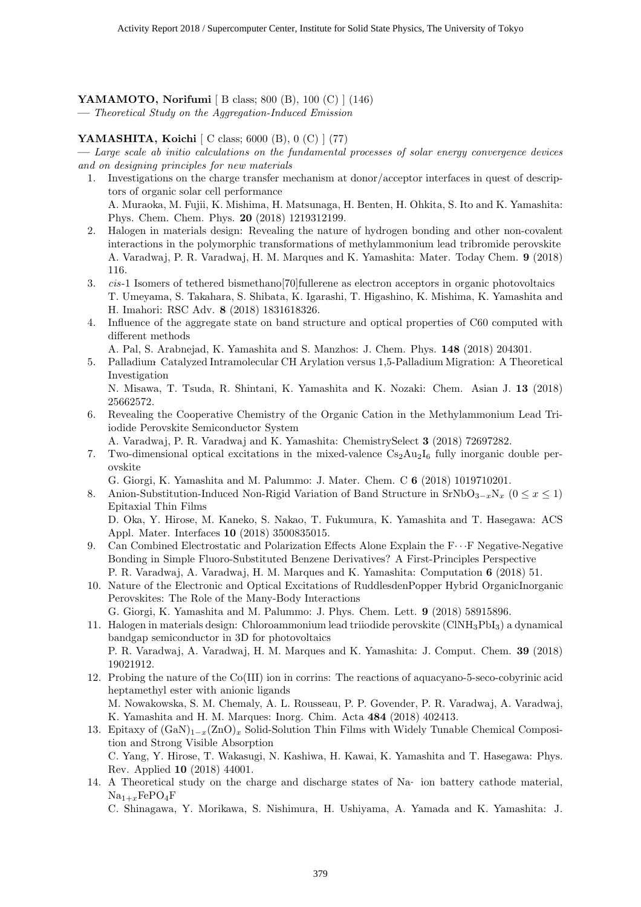**YAMAMOTO, Norifumi** [ B class; 800 (B), 100 (C) ] (146)
— *Theoretical Study on the Aggregation-Induced Emission*

**YAMASHITA, Koichi** [ C class; 6000 (B), 0 (C) ] (77)
— *Large scale ab initio calculations on the fundamental processes of solar energy convergence devices and on designing principles for new materials*

1. Investigations on the charge transfer mechanism at donor/acceptor interfaces in quest of descriptors of organic solar cell performance
   A. Muraoka, M. Fujii, K. Mishima, H. Matsunaga, H. Benten, H. Ohkita, S. Ito and K. Yamashita: Phys. Chem. Chem. Phys. **20** (2018) 1219312199.
2. Halogen in materials design: Revealing the nature of hydrogen bonding and other non-covalent interactions in the polymorphic transformations of methylammonium lead tribromide perovskite
   A. Varadwaj, P. R. Varadwaj, H. M. Marques and K. Yamashita: Mater. Today Chem. **9** (2018) 116.
3. *cis*-1 Isomers of tethered bismethano[70]fullerene as electron acceptors in organic photovoltaics
   T. Umeyama, S. Takahara, S. Shibata, K. Igarashi, T. Higashino, K. Mishima, K. Yamashita and H. Imahori: RSC Adv. **8** (2018) 1831618326.
4. Influence of the aggregate state on band structure and optical properties of C60 computed with different methods
   A. Pal, S. Arabnejad, K. Yamashita and S. Manzhos: J. Chem. Phys. **148** (2018) 204301.
5. Palladium Catalyzed Intramolecular CH Arylation versus 1,5-Palladium Migration: A Theoretical Investigation
   N. Misawa, T. Tsuda, R. Shintani, K. Yamashita and K. Nozaki: Chem. Asian J. **13** (2018) 25662572.
6. Revealing the Cooperative Chemistry of the Organic Cation in the Methylammonium Lead Triiodide Perovskite Semiconductor System
   A. Varadwaj, P. R. Varadwaj and K. Yamashita: ChemistrySelect **3** (2018) 72697282.
7. Two-dimensional optical excitations in the mixed-valence $Cs_2Au_2I_6$ fully inorganic double perovskite
   G. Giorgi, K. Yamashita and M. Palummo: J. Mater. Chem. C **6** (2018) 1019710201.
8. Anion-Substitution-Induced Non-Rigid Variation of Band Structure in $SrNbO_{3-x}N_x$ $(0 \leq x \leq 1)$ Epitaxial Thin Films
   D. Oka, Y. Hirose, M. Kaneko, S. Nakao, T. Fukumura, K. Yamashita and T. Hasegawa: ACS Appl. Mater. Interfaces **10** (2018) 3500835015.
9. Can Combined Electrostatic and Polarization Effects Alone Explain the F···F Negative-Negative Bonding in Simple Fluoro-Substituted Benzene Derivatives? A First-Principles Perspective
   P. R. Varadwaj, A. Varadwaj, H. M. Marques and K. Yamashita: Computation **6** (2018) 51.
10. Nature of the Electronic and Optical Excitations of RuddlesdenPopper Hybrid OrganicInorganic Perovskites: The Role of the Many-Body Interactions
    G. Giorgi, K. Yamashita and M. Palummo: J. Phys. Chem. Lett. **9** (2018) 58915896.
11. Halogen in materials design: Chloroammonium lead triiodide perovskite ($ClNH_3PbI_3$) a dynamical bandgap semiconductor in 3D for photovoltaics
    P. R. Varadwaj, A. Varadwaj, H. M. Marques and K. Yamashita: J. Comput. Chem. **39** (2018) 19021912.
12. Probing the nature of the Co(III) ion in corrins: The reactions of aquacyano-5-seco-cobyrinic acid heptamethyl ester with anionic ligands
    M. Nowakowska, S. M. Chemaly, A. L. Rousseau, P. P. Govender, P. R. Varadwaj, A. Varadwaj, K. Yamashita and H. M. Marques: Inorg. Chim. Acta **484** (2018) 402413.
13. Epitaxy of $(GaN)_{1-x}(ZnO)_x$ Solid-Solution Thin Films with Widely Tunable Chemical Composition and Strong Visible Absorption
    C. Yang, Y. Hirose, T. Wakasugi, N. Kashiwa, H. Kawai, K. Yamashita and T. Hasegawa: Phys. Rev. Applied **10** (2018) 44001.
14. A Theoretical study on the charge and discharge states of Na- ion battery cathode material, $Na_{1+x}FePO_4F$
    C. Shinagawa, Y. Morikawa, S. Nishimura, H. Ushiyama, A. Yamada and K. Yamashita: J.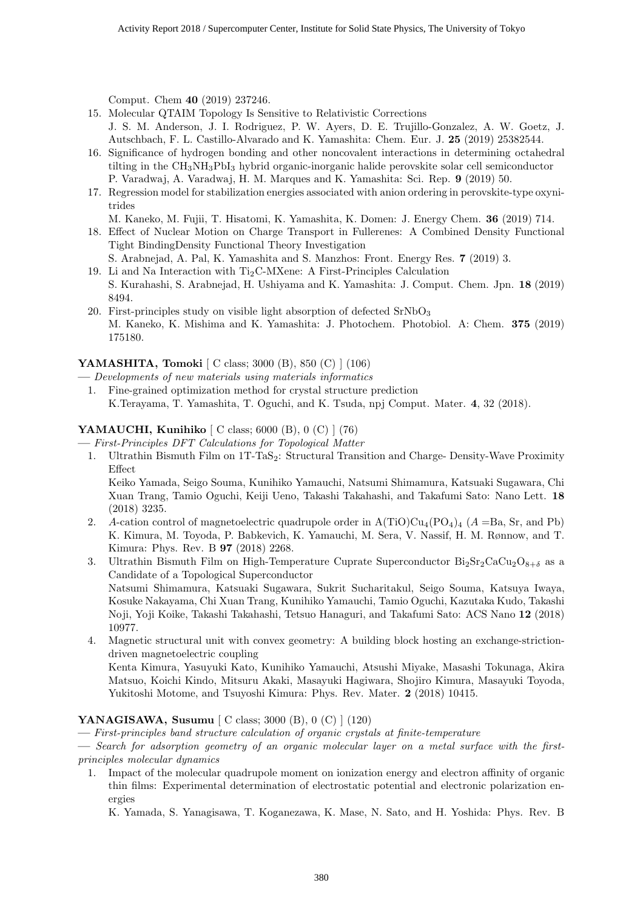Comput. Chem **40** (2019) 237246.

15. Molecular QTAIM Topology Is Sensitive to Relativistic Corrections
J. S. M. Anderson, J. I. Rodriguez, P. W. Ayers, D. E. Trujillo-Gonzalez, A. W. Goetz, J. Autschbach, F. L. Castillo-Alvarado and K. Yamashita: Chem. Eur. J. **25** (2019) 25382544.
16. Significance of hydrogen bonding and other noncovalent interactions in determining octahedral tilting in the $CH_3NH_3PbI_3$ hybrid organic-inorganic halide perovskite solar cell semiconductor
P. Varadwaj, A. Varadwaj, H. M. Marques and K. Yamashita: Sci. Rep. **9** (2019) 50.
17. Regression model for stabilization energies associated with anion ordering in perovskite-type oxynitrides
M. Kaneko, M. Fujii, T. Hisatomi, K. Yamashita, K. Domen: J. Energy Chem. **36** (2019) 714.
18. Effect of Nuclear Motion on Charge Transport in Fullerenes: A Combined Density Functional Tight BindingDensity Functional Theory Investigation
S. Arabnejad, A. Pal, K. Yamashita and S. Manzhos: Front. Energy Res. **7** (2019) 3.
19. Li and Na Interaction with $Ti_2C$-MXene: A First-Principles Calculation
S. Kurahashi, S. Arabnejad, H. Ushiyama and K. Yamashita: J. Comput. Chem. Jpn. **18** (2019) 8494.
20. First-principles study on visible light absorption of defected $SrNbO_3$
M. Kaneko, K. Mishima and K. Yamashita: J. Photochem. Photobiol. A: Chem. **375** (2019) 175180.

**YAMASHITA, Tomoki** [ C class; 3000 (B), 850 (C) ] (106)

— *Developments of new materials using materials informatics*

1. Fine-grained optimization method for crystal structure prediction
K.Terayama, T. Yamashita, T. Oguchi, and K. Tsuda, npj Comput. Mater. **4**, 32 (2018).

**YAMAUCHI, Kunihiko** [ C class; 6000 (B), 0 (C) ] (76)

— *First-Principles DFT Calculations for Topological Matter*

1. Ultrathin Bismuth Film on 1T-$TaS_2$: Structural Transition and Charge- Density-Wave Proximity Effect
Keiko Yamada, Seigo Souma, Kunihiko Yamauchi, Natsumi Shimamura, Katsuaki Sugawara, Chi Xuan Trang, Tamio Oguchi, Keiji Ueno, Takashi Takahashi, and Takafumi Sato: Nano Lett. **18** (2018) 3235.
2. *A*-cation control of magnetoelectric quadrupole order in $A(TiO)Cu_4(PO_4)_4$ ($A$ =Ba, Sr, and Pb)
K. Kimura, M. Toyoda, P. Babkevich, K. Yamauchi, M. Sera, V. Nassif, H. M. Rønnow, and T. Kimura: Phys. Rev. B **97** (2018) 2268.
3. Ultrathin Bismuth Film on High-Temperature Cuprate Superconductor $Bi_2Sr_2CaCu_2O_{8+\delta}$ as a Candidate of a Topological Superconductor
Natsumi Shimamura, Katsuaki Sugawara, Sukrit Sucharitakul, Seigo Souma, Katsuya Iwaya, Kosuke Nakayama, Chi Xuan Trang, Kunihiko Yamauchi, Tamio Oguchi, Kazutaka Kudo, Takashi Noji, Yoji Koike, Takashi Takahashi, Tetsuo Hanaguri, and Takafumi Sato: ACS Nano **12** (2018) 10977.
4. Magnetic structural unit with convex geometry: A building block hosting an exchange-striction-driven magnetoelectric coupling
Kenta Kimura, Yasuyuki Kato, Kunihiko Yamauchi, Atsushi Miyake, Masashi Tokunaga, Akira Matsuo, Koichi Kindo, Mitsuru Akaki, Masayuki Hagiwara, Shojiro Kimura, Masayuki Toyoda, Yukitoshi Motome, and Tsuyoshi Kimura: Phys. Rev. Mater. **2** (2018) 10415.

**YANAGISAWA, Susumu** [ C class; 3000 (B), 0 (C) ] (120)

— *First-principles band structure calculation of organic crystals at finite-temperature*

— *Search for adsorption geometry of an organic molecular layer on a metal surface with the first-principles molecular dynamics*

1. Impact of the molecular quadrupole moment on ionization energy and electron affinity of organic thin films: Experimental determination of electrostatic potential and electronic polarization energies
K. Yamada, S. Yanagisawa, T. Koganezawa, K. Mase, N. Sato, and H. Yoshida: Phys. Rev. B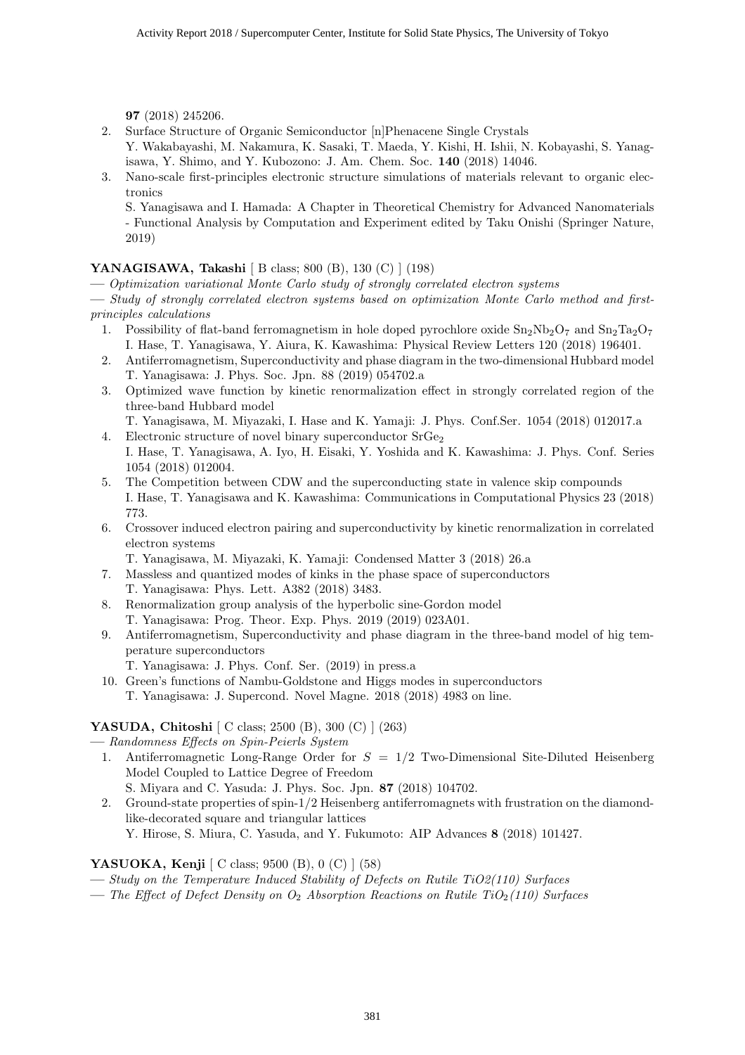**97** (2018) 245206.

2. Surface Structure of Organic Semiconductor [n]Phenacene Single Crystals
   Y. Wakabayashi, M. Nakamura, K. Sasaki, T. Maeda, Y. Kishi, H. Ishii, N. Kobayashi, S. Yanagisawa, Y. Shimo, and Y. Kubozono: J. Am. Chem. Soc. **140** (2018) 14046.
3. Nano-scale first-principles electronic structure simulations of materials relevant to organic electronics
   S. Yanagisawa and I. Hamada: A Chapter in Theoretical Chemistry for Advanced Nanomaterials - Functional Analysis by Computation and Experiment edited by Taku Onishi (Springer Nature, 2019)

**YANAGISAWA, Takashi** [ B class; 800 (B), 130 (C) ] (198)

— *Optimization variational Monte Carlo study of strongly correlated electron systems*

— *Study of strongly correlated electron systems based on optimization Monte Carlo method and first-principles calculations*

1. Possibility of flat-band ferromagnetism in hole doped pyrochlore oxide $Sn_2Nb_2O_7$ and $Sn_2Ta_2O_7$
   I. Hase, T. Yanagisawa, Y. Aiura, K. Kawashima: Physical Review Letters 120 (2018) 196401.
2. Antiferromagnetism, Superconductivity and phase diagram in the two-dimensional Hubbard model
   T. Yanagisawa: J. Phys. Soc. Jpn. 88 (2019) 054702.a
3. Optimized wave function by kinetic renormalization effect in strongly correlated region of the three-band Hubbard model
   T. Yanagisawa, M. Miyazaki, I. Hase and K. Yamaji: J. Phys. Conf.Ser. 1054 (2018) 012017.a
4. Electronic structure of novel binary superconductor $SrGe_2$
   I. Hase, T. Yanagisawa, A. Iyo, H. Eisaki, Y. Yoshida and K. Kawashima: J. Phys. Conf. Series 1054 (2018) 012004.
5. The Competition between CDW and the superconducting state in valence skip compounds
   I. Hase, T. Yanagisawa and K. Kawashima: Communications in Computational Physics 23 (2018) 773.
6. Crossover induced electron pairing and superconductivity by kinetic renormalization in correlated electron systems
   T. Yanagisawa, M. Miyazaki, K. Yamaji: Condensed Matter 3 (2018) 26.a
7. Massless and quantized modes of kinks in the phase space of superconductors
   T. Yanagisawa: Phys. Lett. A382 (2018) 3483.
8. Renormalization group analysis of the hyperbolic sine-Gordon model
   T. Yanagisawa: Prog. Theor. Exp. Phys. 2019 (2019) 023A01.
9. Antiferromagnetism, Superconductivity and phase diagram in the three-band model of hig temperature superconductors
   T. Yanagisawa: J. Phys. Conf. Ser. (2019) in press.a
10. Green's functions of Nambu-Goldstone and Higgs modes in superconductors
    T. Yanagisawa: J. Supercond. Novel Magne. 2018 (2018) 4983 on line.

**YASUDA, Chitoshi** [ C class; 2500 (B), 300 (C) ] (263)

— *Randomness Effects on Spin-Peierls System*

1. Antiferromagnetic Long-Range Order for $S = 1/2$ Two-Dimensional Site-Diluted Heisenberg Model Coupled to Lattice Degree of Freedom
   S. Miyara and C. Yasuda: J. Phys. Soc. Jpn. **87** (2018) 104702.
2. Ground-state properties of spin-1/2 Heisenberg antiferromagnets with frustration on the diamond-like-decorated square and triangular lattices
   Y. Hirose, S. Miura, C. Yasuda, and Y. Fukumoto: AIP Advances **8** (2018) 101427.

**YASUOKA, Kenji** [ C class; 9500 (B), 0 (C) ] (58)

— *Study on the Temperature Induced Stability of Defects on Rutile TiO2(110) Surfaces*

— *The Effect of Defect Density on $O_2$ Absorption Reactions on Rutile $TiO_2$(110) Surfaces*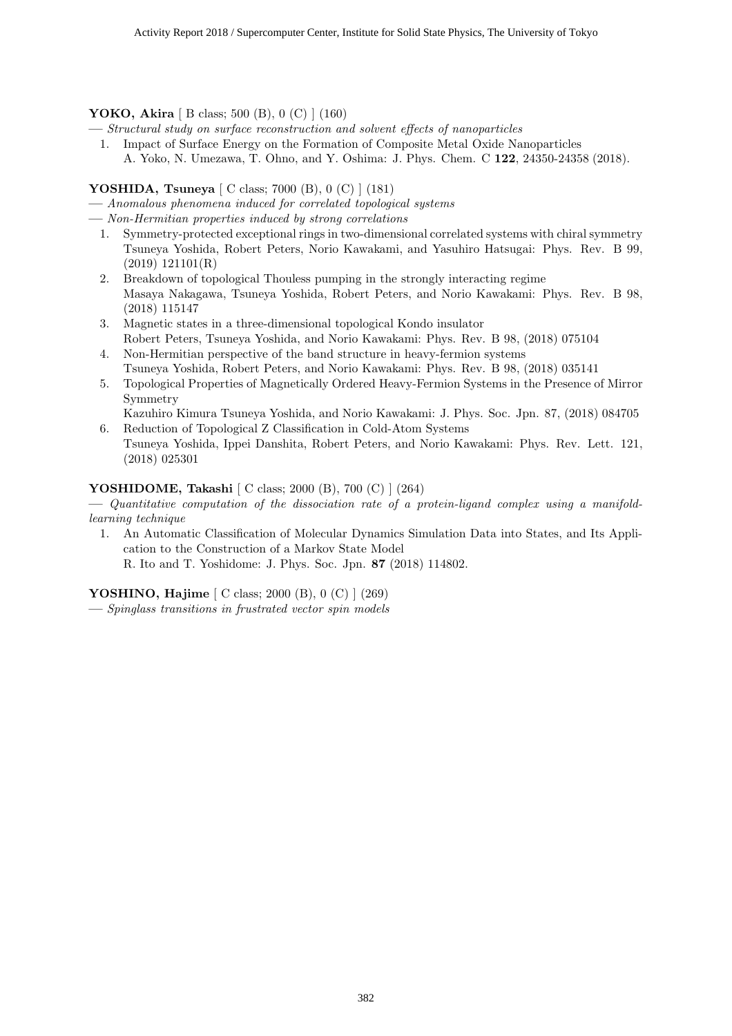**YOKO, Akira** [ B class; 500 (B), 0 (C) ] (160)

— *Structural study on surface reconstruction and solvent effects of nanoparticles*

1. Impact of Surface Energy on the Formation of Composite Metal Oxide Nanoparticles
   A. Yoko, N. Umezawa, T. Ohno, and Y. Oshima: J. Phys. Chem. C **122**, 24350-24358 (2018).

**YOSHIDA, Tsuneya** [ C class; 7000 (B), 0 (C) ] (181)

— *Anomalous phenomena induced for correlated topological systems*

— *Non-Hermitian properties induced by strong correlations*

1. Symmetry-protected exceptional rings in two-dimensional correlated systems with chiral symmetry
   Tsuneya Yoshida, Robert Peters, Norio Kawakami, and Yasuhiro Hatsugai: Phys. Rev. B 99, (2019) 121101(R)
2. Breakdown of topological Thouless pumping in the strongly interacting regime
   Masaya Nakagawa, Tsuneya Yoshida, Robert Peters, and Norio Kawakami: Phys. Rev. B 98, (2018) 115147
3. Magnetic states in a three-dimensional topological Kondo insulator
   Robert Peters, Tsuneya Yoshida, and Norio Kawakami: Phys. Rev. B 98, (2018) 075104
4. Non-Hermitian perspective of the band structure in heavy-fermion systems
   Tsuneya Yoshida, Robert Peters, and Norio Kawakami: Phys. Rev. B 98, (2018) 035141
5. Topological Properties of Magnetically Ordered Heavy-Fermion Systems in the Presence of Mirror Symmetry
   Kazuhiro Kimura Tsuneya Yoshida, and Norio Kawakami: J. Phys. Soc. Jpn. 87, (2018) 084705
6. Reduction of Topological Z Classification in Cold-Atom Systems
   Tsuneya Yoshida, Ippei Danshita, Robert Peters, and Norio Kawakami: Phys. Rev. Lett. 121, (2018) 025301

**YOSHIDOME, Takashi** [ C class; 2000 (B), 700 (C) ] (264)

— *Quantitative computation of the dissociation rate of a protein-ligand complex using a manifold-learning technique*

1. An Automatic Classification of Molecular Dynamics Simulation Data into States, and Its Application to the Construction of a Markov State Model
   R. Ito and T. Yoshidome: J. Phys. Soc. Jpn. **87** (2018) 114802.

**YOSHINO, Hajime** [ C class; 2000 (B), 0 (C) ] (269)

— *Spinglass transitions in frustrated vector spin models*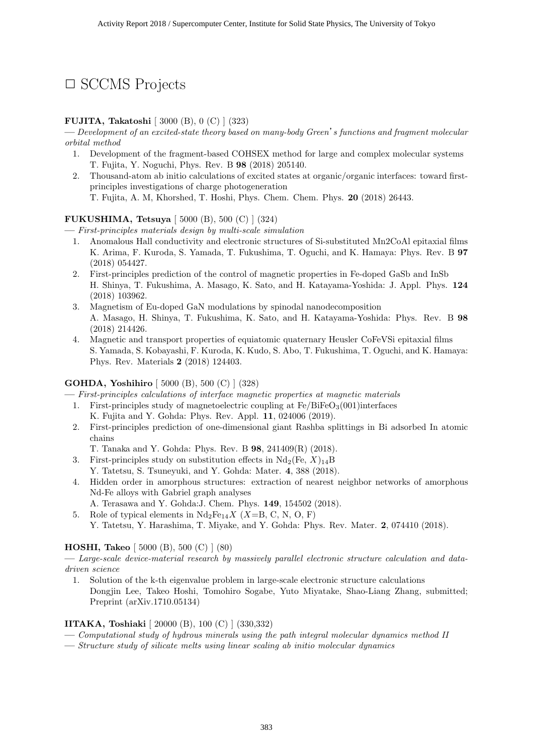# □ SCCMS Projects

**FUJITA, Takatoshi** [ 3000 (B), 0 (C) ] (323)

— *Development of an excited-state theory based on many-body Green's functions and fragment molecular orbital method*

1. Development of the fragment-based COHSEX method for large and complex molecular systems
   T. Fujita, Y. Noguchi, Phys. Rev. B **98** (2018) 205140.
2. Thousand-atom ab initio calculations of excited states at organic/organic interfaces: toward first-principles investigations of charge photogeneration
   T. Fujita, A. M, Khorshed, T. Hoshi, Phys. Chem. Chem. Phys. **20** (2018) 26443.

**FUKUSHIMA, Tetsuya** [ 5000 (B), 500 (C) ] (324)

— *First-principles materials design by multi-scale simulation*

1. Anomalous Hall conductivity and electronic structures of Si-substituted Mn2CoAl epitaxial films
   K. Arima, F. Kuroda, S. Yamada, T. Fukushima, T. Oguchi, and K. Hamaya: Phys. Rev. B **97** (2018) 054427.
2. First-principles prediction of the control of magnetic properties in Fe-doped GaSb and InSb
   H. Shinya, T. Fukushima, A. Masago, K. Sato, and H. Katayama-Yoshida: J. Appl. Phys. **124** (2018) 103962.
3. Magnetism of Eu-doped GaN modulations by spinodal nanodecomposition
   A. Masago, H. Shinya, T. Fukushima, K. Sato, and H. Katayama-Yoshida: Phys. Rev. B **98** (2018) 214426.
4. Magnetic and transport properties of equiatomic quaternary Heusler CoFeVSi epitaxial films
   S. Yamada, S. Kobayashi, F. Kuroda, K. Kudo, S. Abo, T. Fukushima, T. Oguchi, and K. Hamaya: Phys. Rev. Materials **2** (2018) 124403.

**GOHDA, Yoshihiro** [ 5000 (B), 500 (C) ] (328)

— *First-principles calculations of interface magnetic properties at magnetic materials*

1. First-principles study of magnetoelectric coupling at Fe/$BiFeO_3$(001)interfaces
   K. Fujita and Y. Gohda: Phys. Rev. Appl. **11**, 024006 (2019).
2. First-principles prediction of one-dimensional giant Rashba splittings in Bi adsorbed In atomic chains
   T. Tanaka and Y. Gohda: Phys. Rev. B **98**, 241409(R) (2018).
3. First-principles study on substitution effects in $Nd_2(Fe, X)_{14}B$
   Y. Tatetsu, S. Tsuneyuki, and Y. Gohda: Mater. **4**, 388 (2018).
4. Hidden order in amorphous structures: extraction of nearest neighbor networks of amorphous Nd-Fe alloys with Gabriel graph analyses
   A. Terasawa and Y. Gohda:J. Chem. Phys. **149**, 154502 (2018).
5. Role of typical elements in $Nd_2Fe_{14}X$ ($X$=B, C, N, O, F)
   Y. Tatetsu, Y. Harashima, T. Miyake, and Y. Gohda: Phys. Rev. Mater. **2**, 074410 (2018).

**HOSHI, Takeo** [ 5000 (B), 500 (C) ] (80)

— *Large-scale device-material research by massively parallel electronic structure calculation and data-driven science*

1. Solution of the k-th eigenvalue problem in large-scale electronic structure calculations
   Dongjin Lee, Takeo Hoshi, Tomohiro Sogabe, Yuto Miyatake, Shao-Liang Zhang, submitted; Preprint (arXiv.1710.05134)

**IITAKA, Toshiaki** [ 20000 (B), 100 (C) ] (330,332)

— *Computational study of hydrous minerals using the path integral molecular dynamics method II*

— *Structure study of silicate melts using linear scaling ab initio molecular dynamics*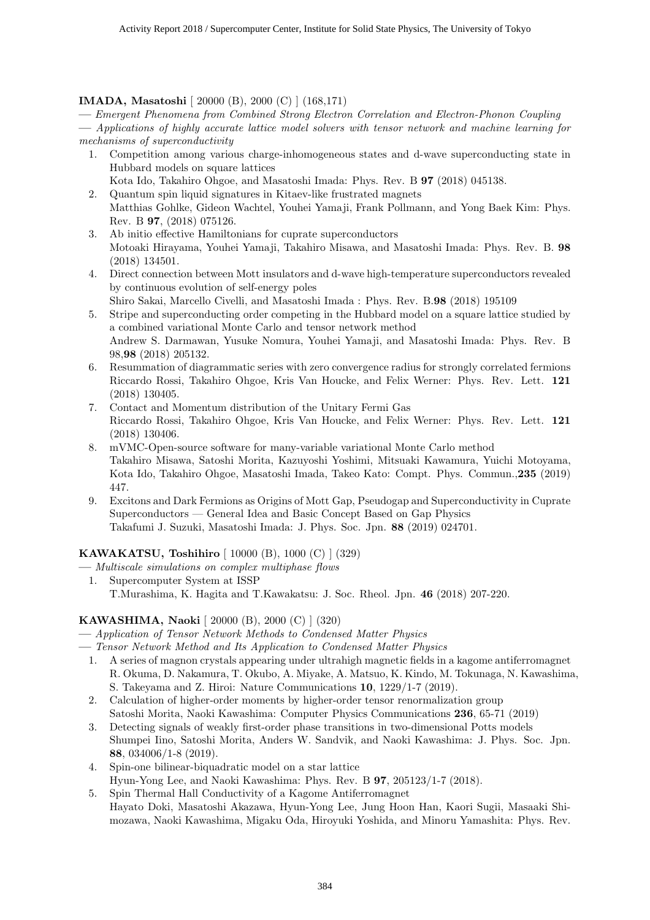**IMADA, Masatoshi** [ 20000 (B), 2000 (C) ] (168,171)

— *Emergent Phenomena from Combined Strong Electron Correlation and Electron-Phonon Coupling*

— *Applications of highly accurate lattice model solvers with tensor network and machine learning for mechanisms of superconductivity*

1. Competition among various charge-inhomogeneous states and d-wave superconducting state in Hubbard models on square lattices
   Kota Ido, Takahiro Ohgoe, and Masatoshi Imada: Phys. Rev. B **97** (2018) 045138.
2. Quantum spin liquid signatures in Kitaev-like frustrated magnets
   Matthias Gohlke, Gideon Wachtel, Youhei Yamaji, Frank Pollmann, and Yong Baek Kim: Phys. Rev. B **97**, (2018) 075126.
3. Ab initio effective Hamiltonians for cuprate superconductors
   Motoaki Hirayama, Youhei Yamaji, Takahiro Misawa, and Masatoshi Imada: Phys. Rev. B. **98** (2018) 134501.
4. Direct connection between Mott insulators and d-wave high-temperature superconductors revealed by continuous evolution of self-energy poles
   Shiro Sakai, Marcello Civelli, and Masatoshi Imada : Phys. Rev. B.**98** (2018) 195109
5. Stripe and superconducting order competing in the Hubbard model on a square lattice studied by a combined variational Monte Carlo and tensor network method
   Andrew S. Darmawan, Yusuke Nomura, Youhei Yamaji, and Masatoshi Imada: Phys. Rev. B 98,**98** (2018) 205132.
6. Resummation of diagrammatic series with zero convergence radius for strongly correlated fermions
   Riccardo Rossi, Takahiro Ohgoe, Kris Van Houcke, and Felix Werner: Phys. Rev. Lett. **121** (2018) 130405.
7. Contact and Momentum distribution of the Unitary Fermi Gas
   Riccardo Rossi, Takahiro Ohgoe, Kris Van Houcke, and Felix Werner: Phys. Rev. Lett. **121** (2018) 130406.
8. mVMC-Open-source software for many-variable variational Monte Carlo method
   Takahiro Misawa, Satoshi Morita, Kazuyoshi Yoshimi, Mitsuaki Kawamura, Yuichi Motoyama, Kota Ido, Takahiro Ohgoe, Masatoshi Imada, Takeo Kato: Compt. Phys. Commun.,**235** (2019) 447.
9. Excitons and Dark Fermions as Origins of Mott Gap, Pseudogap and Superconductivity in Cuprate Superconductors — General Idea and Basic Concept Based on Gap Physics
   Takafumi J. Suzuki, Masatoshi Imada: J. Phys. Soc. Jpn. **88** (2019) 024701.

**KAWAKATSU, Toshihiro** [ 10000 (B), 1000 (C) ] (329)

— *Multiscale simulations on complex multiphase flows*

1. Supercomputer System at ISSP
   T.Murashima, K. Hagita and T.Kawakatsu: J. Soc. Rheol. Jpn. **46** (2018) 207-220.

**KAWASHIMA, Naoki** [ 20000 (B), 2000 (C) ] (320)

— *Application of Tensor Network Methods to Condensed Matter Physics*

— *Tensor Network Method and Its Application to Condensed Matter Physics*

1. A series of magnon crystals appearing under ultrahigh magnetic fields in a kagome antiferromagnet
   R. Okuma, D. Nakamura, T. Okubo, A. Miyake, A. Matsuo, K. Kindo, M. Tokunaga, N. Kawashima, S. Takeyama and Z. Hiroi: Nature Communications **10**, 1229/1-7 (2019).
2. Calculation of higher-order moments by higher-order tensor renormalization group
   Satoshi Morita, Naoki Kawashima: Computer Physics Communications **236**, 65-71 (2019)
3. Detecting signals of weakly first-order phase transitions in two-dimensional Potts models
   Shumpei Iino, Satoshi Morita, Anders W. Sandvik, and Naoki Kawashima: J. Phys. Soc. Jpn. **88**, 034006/1-8 (2019).
4. Spin-one bilinear-biquadratic model on a star lattice
   Hyun-Yong Lee, and Naoki Kawashima: Phys. Rev. B **97**, 205123/1-7 (2018).
5. Spin Thermal Hall Conductivity of a Kagome Antiferromagnet
   Hayato Doki, Masatoshi Akazawa, Hyun-Yong Lee, Jung Hoon Han, Kaori Sugii, Masaaki Shimozawa, Naoki Kawashima, Migaku Oda, Hiroyuki Yoshida, and Minoru Yamashita: Phys. Rev.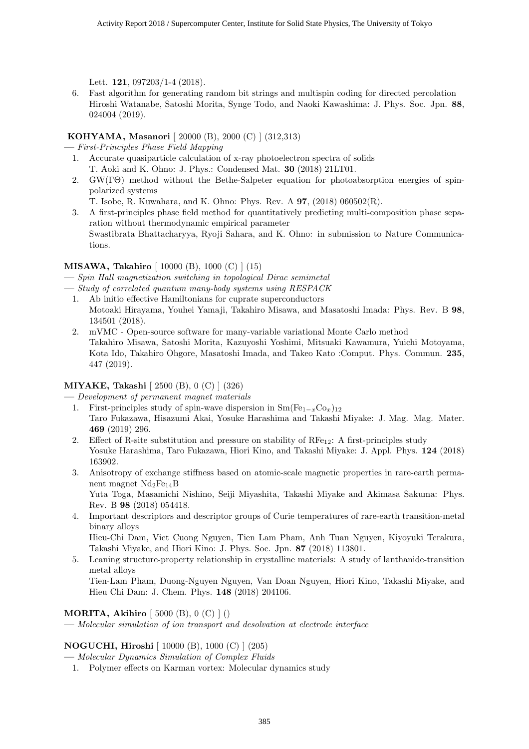Lett. **121**, 097203/1-4 (2018).

6. Fast algorithm for generating random bit strings and multispin coding for directed percolation
   Hiroshi Watanabe, Satoshi Morita, Synge Todo, and Naoki Kawashima: J. Phys. Soc. Jpn. **88**, 024004 (2019).

**KOHYAMA, Masanori** [ 20000 (B), 2000 (C) ] (312,313)

— *First-Principles Phase Field Mapping*

1. Accurate quasiparticle calculation of x-ray photoelectron spectra of solids
   T. Aoki and K. Ohno: J. Phys.: Condensed Mat. **30** (2018) 21LT01.
2. GW(ΓΘ) method without the Bethe-Salpeter equation for photoabsorption energies of spin-polarized systems
   T. Isobe, R. Kuwahara, and K. Ohno: Phys. Rev. A **97**, (2018) 060502(R).
3. A first-principles phase field method for quantitatively predicting multi-composition phase separation without thermodynamic empirical parameter
   Swastibrata Bhattacharyya, Ryoji Sahara, and K. Ohno: in submission to Nature Communications.

**MISAWA, Takahiro** [ 10000 (B), 1000 (C) ] (15)

— *Spin Hall magnetization switching in topological Dirac semimetal*

— *Study of correlated quantum many-body systems using RESPACK*

1. Ab initio effective Hamiltonians for cuprate superconductors
   Motoaki Hirayama, Youhei Yamaji, Takahiro Misawa, and Masatoshi Imada: Phys. Rev. B **98**, 134501 (2018).
2. mVMC - Open-source software for many-variable variational Monte Carlo method
   Takahiro Misawa, Satoshi Morita, Kazuyoshi Yoshimi, Mitsuaki Kawamura, Yuichi Motoyama, Kota Ido, Takahiro Ohgore, Masatoshi Imada, and Takeo Kato :Comput. Phys. Commun. **235**, 447 (2019).

**MIYAKE, Takashi** [ 2500 (B), 0 (C) ] (326)

— *Development of permanent magnet materials*

1. First-principles study of spin-wave dispersion in $Sm(Fe_{1-x}Co_x)_{12}$
   Taro Fukazawa, Hisazumi Akai, Yosuke Harashima and Takashi Miyake: J. Mag. Mag. Mater. **469** (2019) 296.
2. Effect of R-site substitution and pressure on stability of $RFe_{12}$: A first-principles study
   Yosuke Harashima, Taro Fukazawa, Hiori Kino, and Takashi Miyake: J. Appl. Phys. **124** (2018) 163902.
3. Anisotropy of exchange stiffness based on atomic-scale magnetic properties in rare-earth permanent magnet $Nd_2Fe_{14}B$
   Yuta Toga, Masamichi Nishino, Seiji Miyashita, Takashi Miyake and Akimasa Sakuma: Phys. Rev. B **98** (2018) 054418.
4. Important descriptors and descriptor groups of Curie temperatures of rare-earth transition-metal binary alloys
   Hieu-Chi Dam, Viet Cuong Nguyen, Tien Lam Pham, Anh Tuan Nguyen, Kiyoyuki Terakura, Takashi Miyake, and Hiori Kino: J. Phys. Soc. Jpn. **87** (2018) 113801.
5. Leaning structure-property relationship in crystalline materials: A study of lanthanide-transition metal alloys
   Tien-Lam Pham, Duong-Nguyen Nguyen, Van Doan Nguyen, Hiori Kino, Takashi Miyake, and Hieu Chi Dam: J. Chem. Phys. **148** (2018) 204106.

**MORITA, Akihiro** [ 5000 (B), 0 (C) ] ()

— *Molecular simulation of ion transport and desolvation at electrode interface*

**NOGUCHI, Hiroshi** [ 10000 (B), 1000 (C) ] (205)

— *Molecular Dynamics Simulation of Complex Fluids*

1. Polymer effects on Karman vortex: Molecular dynamics study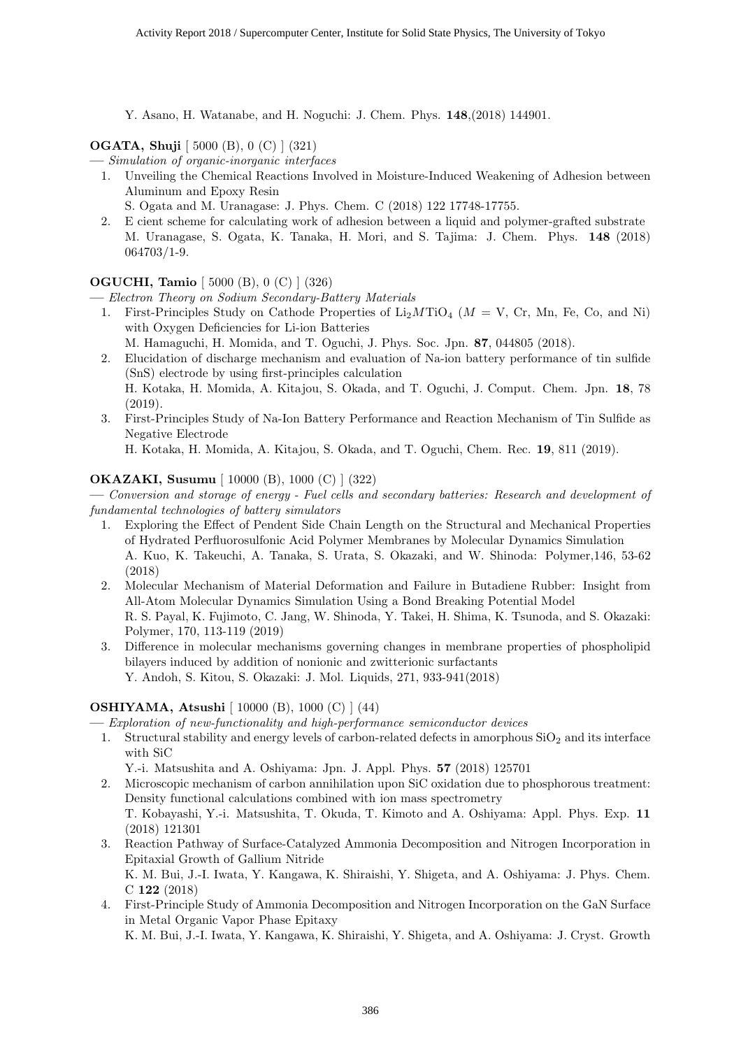Y. Asano, H. Watanabe, and H. Noguchi: J. Chem. Phys. **148**,(2018) 144901.

**OGATA, Shuji** [ 5000 (B), 0 (C) ] (321)

— *Simulation of organic-inorganic interfaces*

1. Unveiling the Chemical Reactions Involved in Moisture-Induced Weakening of Adhesion between Aluminum and Epoxy Resin
   S. Ogata and M. Uranagase: J. Phys. Chem. C (2018) 122 17748-17755.
2. E cient scheme for calculating work of adhesion between a liquid and polymer-grafted substrate
   M. Uranagase, S. Ogata, K. Tanaka, H. Mori, and S. Tajima: J. Chem. Phys. **148** (2018) 064703/1-9.

**OGUCHI, Tamio** [ 5000 (B), 0 (C) ] (326)

— *Electron Theory on Sodium Secondary-Battery Materials*

1. First-Principles Study on Cathode Properties of $Li_2MTiO_4$ ($M$ = V, Cr, Mn, Fe, Co, and Ni) with Oxygen Deficiencies for Li-ion Batteries
   M. Hamaguchi, H. Momida, and T. Oguchi, J. Phys. Soc. Jpn. **87**, 044805 (2018).
2. Elucidation of discharge mechanism and evaluation of Na-ion battery performance of tin sulfide (SnS) electrode by using first-principles calculation
   H. Kotaka, H. Momida, A. Kitajou, S. Okada, and T. Oguchi, J. Comput. Chem. Jpn. **18**, 78 (2019).
3. First-Principles Study of Na-Ion Battery Performance and Reaction Mechanism of Tin Sulfide as Negative Electrode
   H. Kotaka, H. Momida, A. Kitajou, S. Okada, and T. Oguchi, Chem. Rec. **19**, 811 (2019).

**OKAZAKI, Susumu** [ 10000 (B), 1000 (C) ] (322)

— *Conversion and storage of energy - Fuel cells and secondary batteries: Research and development of fundamental technologies of battery simulators*

1. Exploring the Effect of Pendent Side Chain Length on the Structural and Mechanical Properties of Hydrated Perfluorosulfonic Acid Polymer Membranes by Molecular Dynamics Simulation
   A. Kuo, K. Takeuchi, A. Tanaka, S. Urata, S. Okazaki, and W. Shinoda: Polymer,146, 53-62 (2018)
2. Molecular Mechanism of Material Deformation and Failure in Butadiene Rubber: Insight from All-Atom Molecular Dynamics Simulation Using a Bond Breaking Potential Model
   R. S. Payal, K. Fujimoto, C. Jang, W. Shinoda, Y. Takei, H. Shima, K. Tsunoda, and S. Okazaki: Polymer, 170, 113-119 (2019)
3. Difference in molecular mechanisms governing changes in membrane properties of phospholipid bilayers induced by addition of nonionic and zwitterionic surfactants
   Y. Andoh, S. Kitou, S. Okazaki: J. Mol. Liquids, 271, 933-941(2018)

**OSHIYAMA, Atsushi** [ 10000 (B), 1000 (C) ] (44)

— *Exploration of new-functionality and high-performance semiconductor devices*

1. Structural stability and energy levels of carbon-related defects in amorphous $SiO_2$ and its interface with SiC
   Y.-i. Matsushita and A. Oshiyama: Jpn. J. Appl. Phys. **57** (2018) 125701
2. Microscopic mechanism of carbon annihilation upon SiC oxidation due to phosphorous treatment: Density functional calculations combined with ion mass spectrometry
   T. Kobayashi, Y.-i. Matsushita, T. Okuda, T. Kimoto and A. Oshiyama: Appl. Phys. Exp. **11** (2018) 121301
3. Reaction Pathway of Surface-Catalyzed Ammonia Decomposition and Nitrogen Incorporation in Epitaxial Growth of Gallium Nitride
   K. M. Bui, J.-I. Iwata, Y. Kangawa, K. Shiraishi, Y. Shigeta, and A. Oshiyama: J. Phys. Chem. C **122** (2018)
4. First-Principle Study of Ammonia Decomposition and Nitrogen Incorporation on the GaN Surface in Metal Organic Vapor Phase Epitaxy
   K. M. Bui, J.-I. Iwata, Y. Kangawa, K. Shiraishi, Y. Shigeta, and A. Oshiyama: J. Cryst. Growth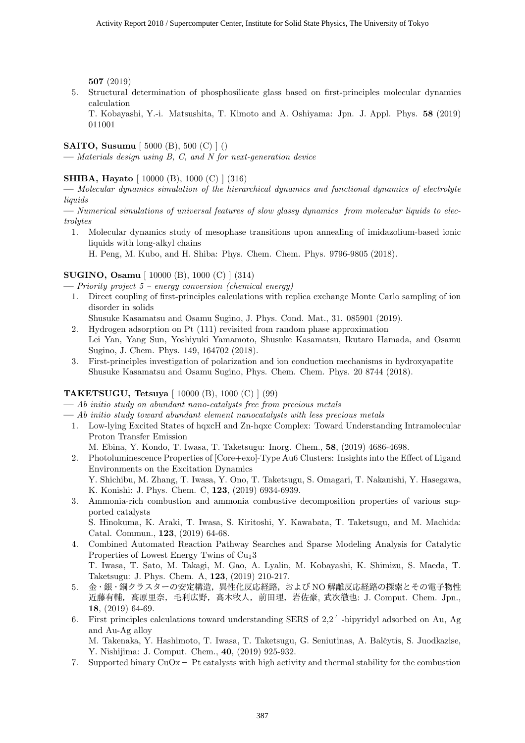**507** (2019)

5. Structural determination of phosphosilicate glass based on first-principles molecular dynamics calculation
   T. Kobayashi, Y.-i. Matsushita, T. Kimoto and A. Oshiyama: Jpn. J. Appl. Phys. **58** (2019) 011001

**SAITO, Susumu** [ 5000 (B), 500 (C) ] ()

— *Materials design using B, C, and N for next-generation device*

**SHIBA, Hayato** [ 10000 (B), 1000 (C) ] (316)

— *Molecular dynamics simulation of the hierarchical dynamics and functional dynamics of electrolyte liquids*

— *Numerical simulations of universal features of slow glassy dynamics from molecular liquids to electrolytes*

1. Molecular dynamics study of mesophase transitions upon annealing of imidazolium-based ionic liquids with long-alkyl chains
   H. Peng, M. Kubo, and H. Shiba: Phys. Chem. Chem. Phys. 9796-9805 (2018).

**SUGINO, Osamu** [ 10000 (B), 1000 (C) ] (314)

— *Priority project 5 – energy conversion (chemical energy)*

1. Direct coupling of first-principles calculations with replica exchange Monte Carlo sampling of ion disorder in solids
   Shusuke Kasamatsu and Osamu Sugino, J. Phys. Cond. Mat., 31. 085901 (2019).
2. Hydrogen adsorption on Pt (111) revisited from random phase approximation
   Lei Yan, Yang Sun, Yoshiyuki Yamamoto, Shusuke Kasamatsu, Ikutaro Hamada, and Osamu Sugino, J. Chem. Phys. 149, 164702 (2018).
3. First-principles investigation of polarization and ion conduction mechanisms in hydroxyapatite
   Shusuke Kasamatsu and Osamu Sugino, Phys. Chem. Chem. Phys. 20 8744 (2018).

**TAKETSUGU, Tetsuya** [ 10000 (B), 1000 (C) ] (99)

— *Ab initio study on abundant nano-catalysts free from precious metals*

— *Ab initio study toward abundant element nanocatalysts with less precious metals*

1. Low-lying Excited States of hqxcH and Zn-hqxc Complex: Toward Understanding Intramolecular Proton Transfer Emission
   M. Ebina, Y. Kondo, T. Iwasa, T. Taketsugu: Inorg. Chem., **58**, (2019) 4686-4698.
2. Photoluminescence Properties of [Core+exo]-Type Au6 Clusters: Insights into the Effect of Ligand Environments on the Excitation Dynamics
   Y. Shichibu, M. Zhang, T. Iwasa, Y. Ono, T. Taketsugu, S. Omagari, T. Nakanishi, Y. Hasegawa, K. Konishi: J. Phys. Chem. C, **123**, (2019) 6934-6939.
3. Ammonia-rich combustion and ammonia combustive decomposition properties of various supported catalysts
   S. Hinokuma, K. Araki, T. Iwasa, S. Kiritoshi, Y. Kawabata, T. Taketsugu, and M. Machida: Catal. Commun., **123**, (2019) 64-68.
4. Combined Automated Reaction Pathway Searches and Sparse Modeling Analysis for Catalytic Properties of Lowest Energy Twins of $Cu_13$
   T. Iwasa, T. Sato, M. Takagi, M. Gao, A. Lyalin, M. Kobayashi, K. Shimizu, S. Maeda, T. Taketsugu: J. Phys. Chem. A, **123**, (2019) 210-217.
5. 金・銀・銅クラスターの安定構造，異性化反応経路，および NO 解離反応経路の探索とその電子物性
   近藤有輔，高原里奈，毛利広野，高木牧人，前田理，岩佐豪, 武次徹也: J. Comput. Chem. Jpn., **18**, (2019) 64-69.
6. First principles calculations toward understanding SERS of 2,2′-bipyridyl adsorbed on Au, Ag and Au-Ag alloy
   M. Takenaka, Y. Hashimoto, T. Iwasa, T. Taketsugu, G. Seniutinas, A. Balčytis, S. Juodkazise, Y. Nishijima: J. Comput. Chem., **40**, (2019) 925-932.
7. Supported binary CuOx − Pt catalysts with high activity and thermal stability for the combustion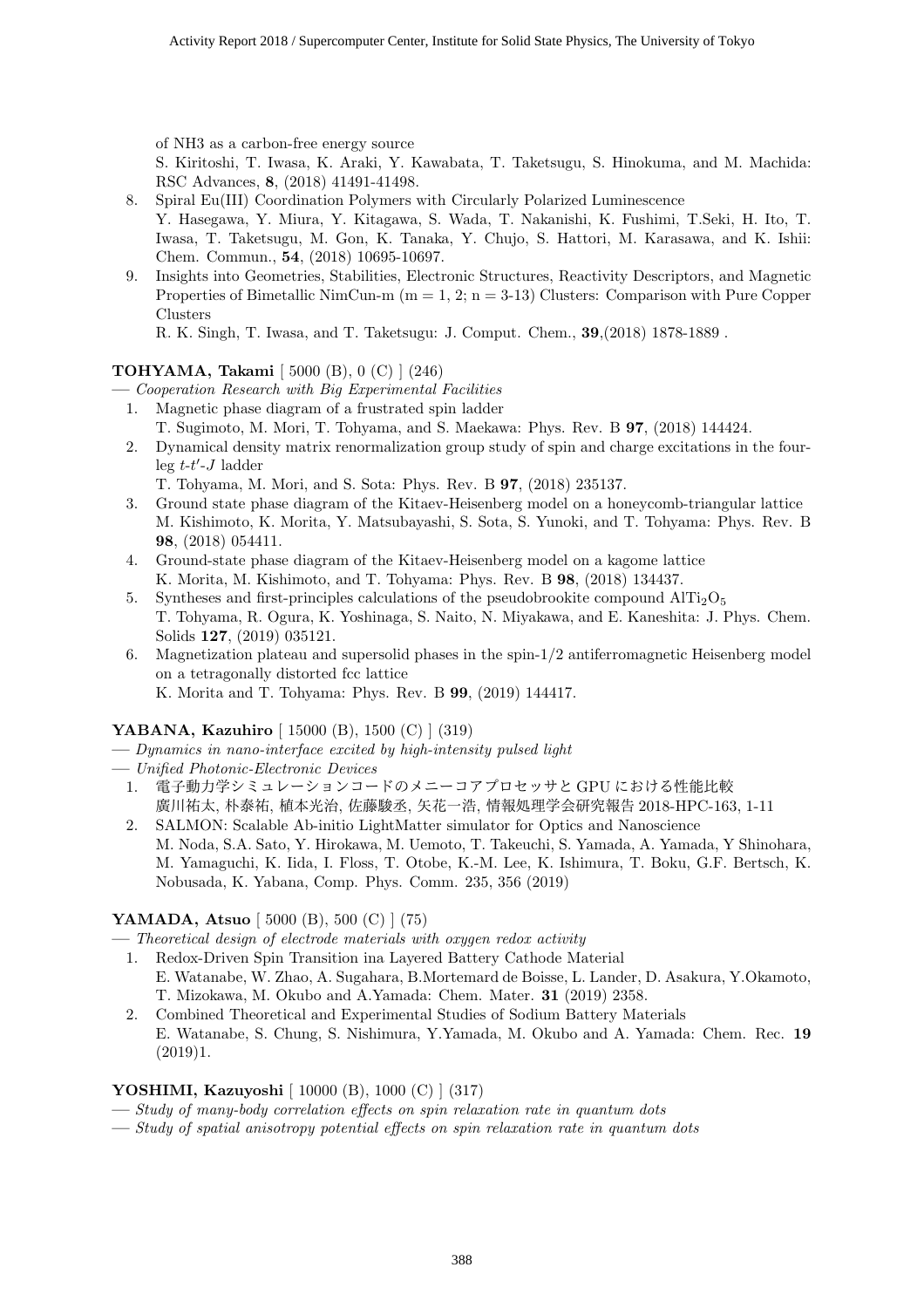of NH3 as a carbon-free energy source
S. Kiritoshi, T. Iwasa, K. Araki, Y. Kawabata, T. Taketsugu, S. Hinokuma, and M. Machida: RSC Advances, **8**, (2018) 41491-41498.

8. Spiral Eu(III) Coordination Polymers with Circularly Polarized Luminescence
   Y. Hasegawa, Y. Miura, Y. Kitagawa, S. Wada, T. Nakanishi, K. Fushimi, T.Seki, H. Ito, T. Iwasa, T. Taketsugu, M. Gon, K. Tanaka, Y. Chujo, S. Hattori, M. Karasawa, and K. Ishii: Chem. Commun., **54**, (2018) 10695-10697.
9. Insights into Geometries, Stabilities, Electronic Structures, Reactivity Descriptors, and Magnetic Properties of Bimetallic NimCun-m (m = 1, 2; n = 3-13) Clusters: Comparison with Pure Copper Clusters
   R. K. Singh, T. Iwasa, and T. Taketsugu: J. Comput. Chem., **39**,(2018) 1878-1889 .

**TOHYAMA, Takami** [ 5000 (B), 0 (C) ] (246)

— *Cooperation Research with Big Experimental Facilities*

1. Magnetic phase diagram of a frustrated spin ladder
   T. Sugimoto, M. Mori, T. Tohyama, and S. Maekawa: Phys. Rev. B **97**, (2018) 144424.
2. Dynamical density matrix renormalization group study of spin and charge excitations in the four-leg $t$-$t'$-$J$ ladder
   T. Tohyama, M. Mori, and S. Sota: Phys. Rev. B **97**, (2018) 235137.
3. Ground state phase diagram of the Kitaev-Heisenberg model on a honeycomb-triangular lattice
   M. Kishimoto, K. Morita, Y. Matsubayashi, S. Sota, S. Yunoki, and T. Tohyama: Phys. Rev. B **98**, (2018) 054411.
4. Ground-state phase diagram of the Kitaev-Heisenberg model on a kagome lattice
   K. Morita, M. Kishimoto, and T. Tohyama: Phys. Rev. B **98**, (2018) 134437.
5. Syntheses and first-principles calculations of the pseudobrookite compound $AlTi_2O_5$
   T. Tohyama, R. Ogura, K. Yoshinaga, S. Naito, N. Miyakawa, and E. Kaneshita: J. Phys. Chem. Solids **127**, (2019) 035121.
6. Magnetization plateau and supersolid phases in the spin-1/2 antiferromagnetic Heisenberg model on a tetragonally distorted fcc lattice
   K. Morita and T. Tohyama: Phys. Rev. B **99**, (2019) 144417.

**YABANA, Kazuhiro** [ 15000 (B), 1500 (C) ] (319)

— *Dynamics in nano-interface excited by high-intensity pulsed light*

— *Unified Photonic-Electronic Devices*

1. 電子動力学シミュレーションコードのメニーコアプロセッサと GPU における性能比較
   廣川祐太, 朴泰祐, 植本光治, 佐藤駿丞, 矢花一浩, 情報処理学会研究報告 2018-HPC-163, 1-11
2. SALMON: Scalable Ab-initio LightMatter simulator for Optics and Nanoscience
   M. Noda, S.A. Sato, Y. Hirokawa, M. Uemoto, T. Takeuchi, S. Yamada, A. Yamada, Y Shinohara, M. Yamaguchi, K. Iida, I. Floss, T. Otobe, K.-M. Lee, K. Ishimura, T. Boku, G.F. Bertsch, K. Nobusada, K. Yabana, Comp. Phys. Comm. 235, 356 (2019)

**YAMADA, Atsuo** [ 5000 (B), 500 (C) ] (75)

— *Theoretical design of electrode materials with oxygen redox activity*

1. Redox-Driven Spin Transition ina Layered Battery Cathode Material
   E. Watanabe, W. Zhao, A. Sugahara, B.Mortemard de Boisse, L. Lander, D. Asakura, Y.Okamoto, T. Mizokawa, M. Okubo and A.Yamada: Chem. Mater. **31** (2019) 2358.
2. Combined Theoretical and Experimental Studies of Sodium Battery Materials
   E. Watanabe, S. Chung, S. Nishimura, Y.Yamada, M. Okubo and A. Yamada: Chem. Rec. **19** (2019)1.

**YOSHIMI, Kazuyoshi** [ 10000 (B), 1000 (C) ] (317)

— *Study of many-body correlation effects on spin relaxation rate in quantum dots*

— *Study of spatial anisotropy potential effects on spin relaxation rate in quantum dots*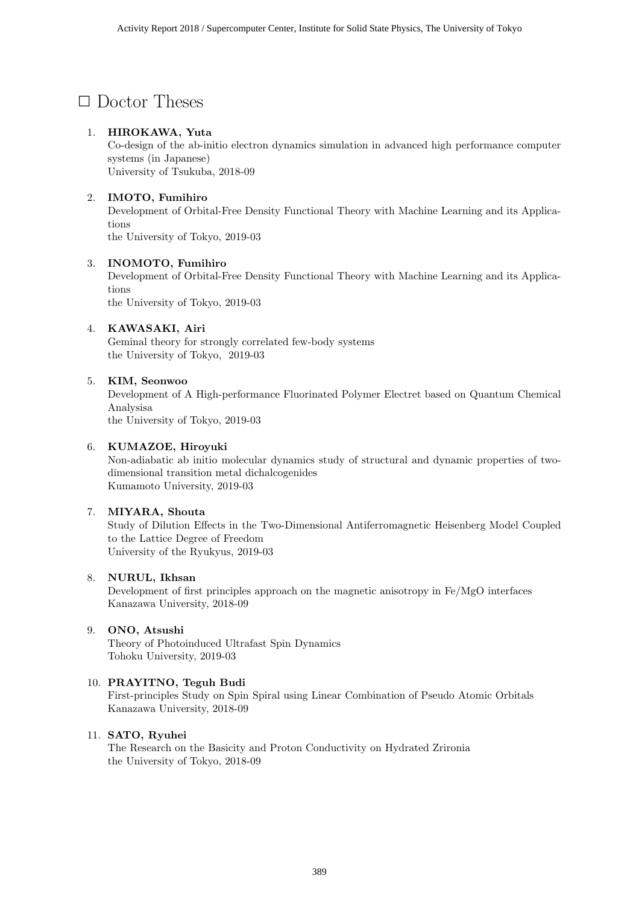# □ Doctor Theses

1. **HIROKAWA, Yuta**
   Co-design of the ab-initio electron dynamics simulation in advanced high performance computer systems (in Japanese)
   University of Tsukuba, 2018-09

2. **IMOTO, Fumihiro**
   Development of Orbital-Free Density Functional Theory with Machine Learning and its Applications
   the University of Tokyo, 2019-03

3. **INOMOTO, Fumihiro**
   Development of Orbital-Free Density Functional Theory with Machine Learning and its Applications
   the University of Tokyo, 2019-03

4. **KAWASAKI, Airi**
   Geminal theory for strongly correlated few-body systems
   the University of Tokyo, 2019-03

5. **KIM, Seonwoo**
   Development of A High-performance Fluorinated Polymer Electret based on Quantum Chemical Analysisa
   the University of Tokyo, 2019-03

6. **KUMAZOE, Hiroyuki**
   Non-adiabatic ab initio molecular dynamics study of structural and dynamic properties of two-dimensional transition metal dichalcogenides
   Kumamoto University, 2019-03

7. **MIYARA, Shouta**
   Study of Dilution Effects in the Two-Dimensional Antiferromagnetic Heisenberg Model Coupled to the Lattice Degree of Freedom
   University of the Ryukyus, 2019-03

8. **NURUL, Ikhsan**
   Development of first principles approach on the magnetic anisotropy in Fe/MgO interfaces
   Kanazawa University, 2018-09

9. **ONO, Atsushi**
   Theory of Photoinduced Ultrafast Spin Dynamics
   Tohoku University, 2019-03

10. **PRAYITNO, Teguh Budi**
    First-principles Study on Spin Spiral using Linear Combination of Pseudo Atomic Orbitals
    Kanazawa University, 2018-09

11. **SATO, Ryuhei**
    The Research on the Basicity and Proton Conductivity on Hydrated Zrironia
    the University of Tokyo, 2018-09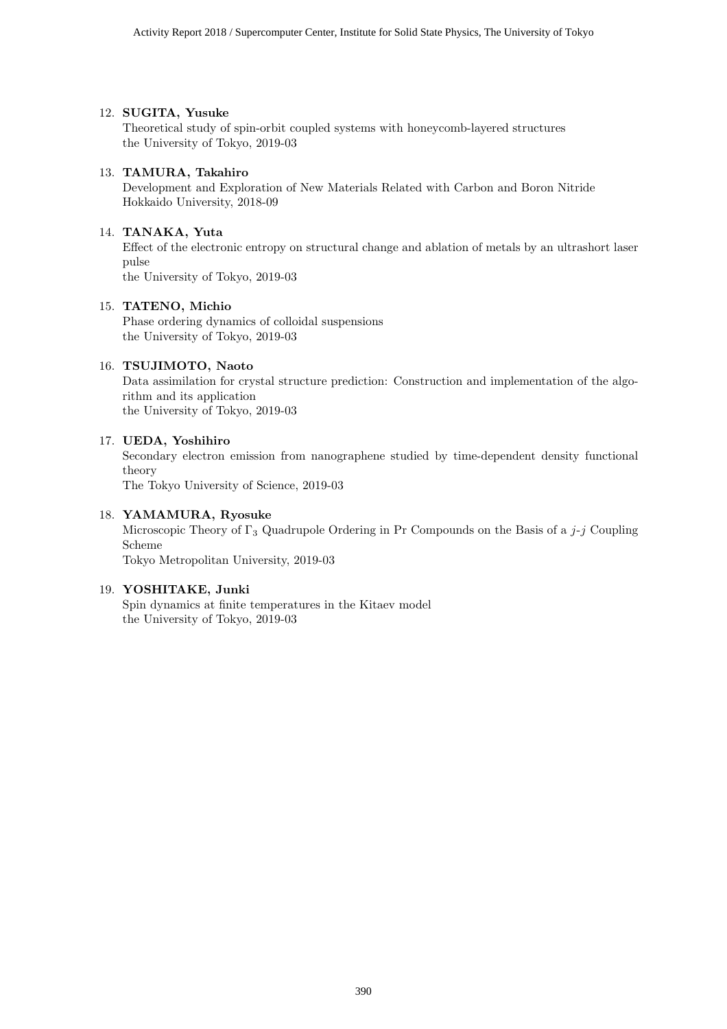12. **SUGITA, Yusuke**
    Theoretical study of spin-orbit coupled systems with honeycomb-layered structures
    the University of Tokyo, 2019-03

13. **TAMURA, Takahiro**
    Development and Exploration of New Materials Related with Carbon and Boron Nitride
    Hokkaido University, 2018-09

14. **TANAKA, Yuta**
    Effect of the electronic entropy on structural change and ablation of metals by an ultrashort laser pulse
    the University of Tokyo, 2019-03

15. **TATENO, Michio**
    Phase ordering dynamics of colloidal suspensions
    the University of Tokyo, 2019-03

16. **TSUJIMOTO, Naoto**
    Data assimilation for crystal structure prediction: Construction and implementation of the algorithm and its application
    the University of Tokyo, 2019-03

17. **UEDA, Yoshihiro**
    Secondary electron emission from nanographene studied by time-dependent density functional theory
    The Tokyo University of Science, 2019-03

18. **YAMAMURA, Ryosuke**
    Microscopic Theory of $\Gamma_3$ Quadrupole Ordering in Pr Compounds on the Basis of a $j$-$j$ Coupling Scheme
    Tokyo Metropolitan University, 2019-03

19. **YOSHITAKE, Junki**
    Spin dynamics at finite temperatures in the Kitaev model
    the University of Tokyo, 2019-03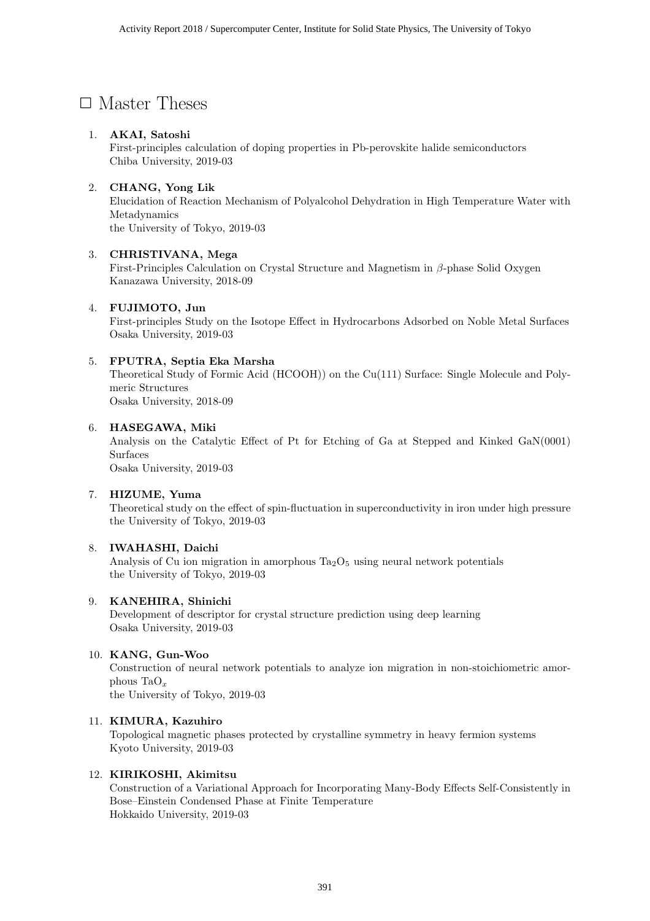# □ Master Theses

1. **AKAI, Satoshi**
   First-principles calculation of doping properties in Pb-perovskite halide semiconductors
   Chiba University, 2019-03

2. **CHANG, Yong Lik**
   Elucidation of Reaction Mechanism of Polyalcohol Dehydration in High Temperature Water with Metadynamics
   the University of Tokyo, 2019-03

3. **CHRISTIVANA, Mega**
   First-Principles Calculation on Crystal Structure and Magnetism in $\beta$-phase Solid Oxygen
   Kanazawa University, 2018-09

4. **FUJIMOTO, Jun**
   First-principles Study on the Isotope Effect in Hydrocarbons Adsorbed on Noble Metal Surfaces
   Osaka University, 2019-03

5. **FPUTRA, Septia Eka Marsha**
   Theoretical Study of Formic Acid (HCOOH)) on the Cu(111) Surface: Single Molecule and Polymeric Structures
   Osaka University, 2018-09

6. **HASEGAWA, Miki**
   Analysis on the Catalytic Effect of Pt for Etching of Ga at Stepped and Kinked GaN(0001) Surfaces
   Osaka University, 2019-03

7. **HIZUME, Yuma**
   Theoretical study on the effect of spin-fluctuation in superconductivity in iron under high pressure
   the University of Tokyo, 2019-03

8. **IWAHASHI, Daichi**
   Analysis of Cu ion migration in amorphous $Ta_2O_5$ using neural network potentials
   the University of Tokyo, 2019-03

9. **KANEHIRA, Shinichi**
   Development of descriptor for crystal structure prediction using deep learning
   Osaka University, 2019-03

10. **KANG, Gun-Woo**
    Construction of neural network potentials to analyze ion migration in non-stoichiometric amorphous $TaO_x$
    the University of Tokyo, 2019-03

11. **KIMURA, Kazuhiro**
    Topological magnetic phases protected by crystalline symmetry in heavy fermion systems
    Kyoto University, 2019-03

12. **KIRIKOSHI, Akimitsu**
    Construction of a Variational Approach for Incorporating Many-Body Effects Self-Consistently in Bose–Einstein Condensed Phase at Finite Temperature
    Hokkaido University, 2019-03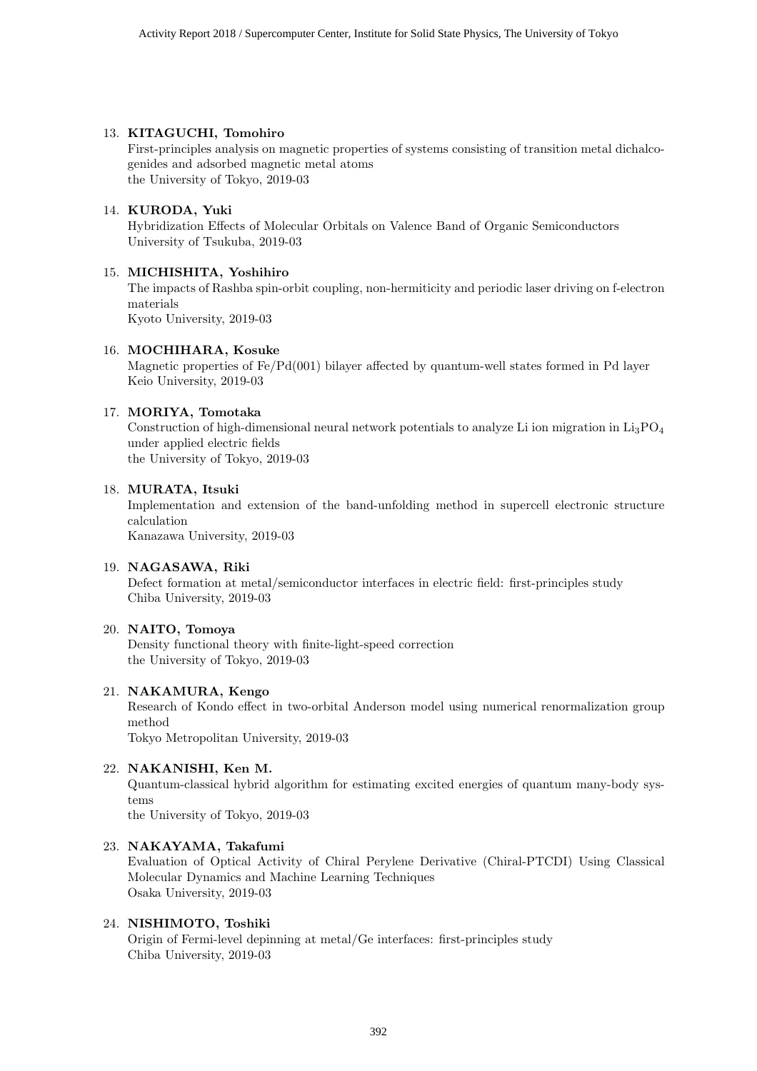13. **KITAGUCHI, Tomohiro**
    First-principles analysis on magnetic properties of systems consisting of transition metal dichalcogenides and adsorbed magnetic metal atoms
    the University of Tokyo, 2019-03

14. **KURODA, Yuki**
    Hybridization Effects of Molecular Orbitals on Valence Band of Organic Semiconductors
    University of Tsukuba, 2019-03

15. **MICHISHITA, Yoshihiro**
    The impacts of Rashba spin-orbit coupling, non-hermiticity and periodic laser driving on f-electron materials
    Kyoto University, 2019-03

16. **MOCHIHARA, Kosuke**
    Magnetic properties of Fe/Pd(001) bilayer affected by quantum-well states formed in Pd layer
    Keio University, 2019-03

17. **MORIYA, Tomotaka**
    Construction of high-dimensional neural network potentials to analyze Li ion migration in $Li_3PO_4$ under applied electric fields
    the University of Tokyo, 2019-03

18. **MURATA, Itsuki**
    Implementation and extension of the band-unfolding method in supercell electronic structure calculation
    Kanazawa University, 2019-03

19. **NAGASAWA, Riki**
    Defect formation at metal/semiconductor interfaces in electric field: first-principles study
    Chiba University, 2019-03

20. **NAITO, Tomoya**
    Density functional theory with finite-light-speed correction
    the University of Tokyo, 2019-03

21. **NAKAMURA, Kengo**
    Research of Kondo effect in two-orbital Anderson model using numerical renormalization group method
    Tokyo Metropolitan University, 2019-03

22. **NAKANISHI, Ken M.**
    Quantum-classical hybrid algorithm for estimating excited energies of quantum many-body systems
    the University of Tokyo, 2019-03

23. **NAKAYAMA, Takafumi**
    Evaluation of Optical Activity of Chiral Perylene Derivative (Chiral-PTCDI) Using Classical Molecular Dynamics and Machine Learning Techniques
    Osaka University, 2019-03

24. **NISHIMOTO, Toshiki**
    Origin of Fermi-level depinning at metal/Ge interfaces: first-principles study
    Chiba University, 2019-03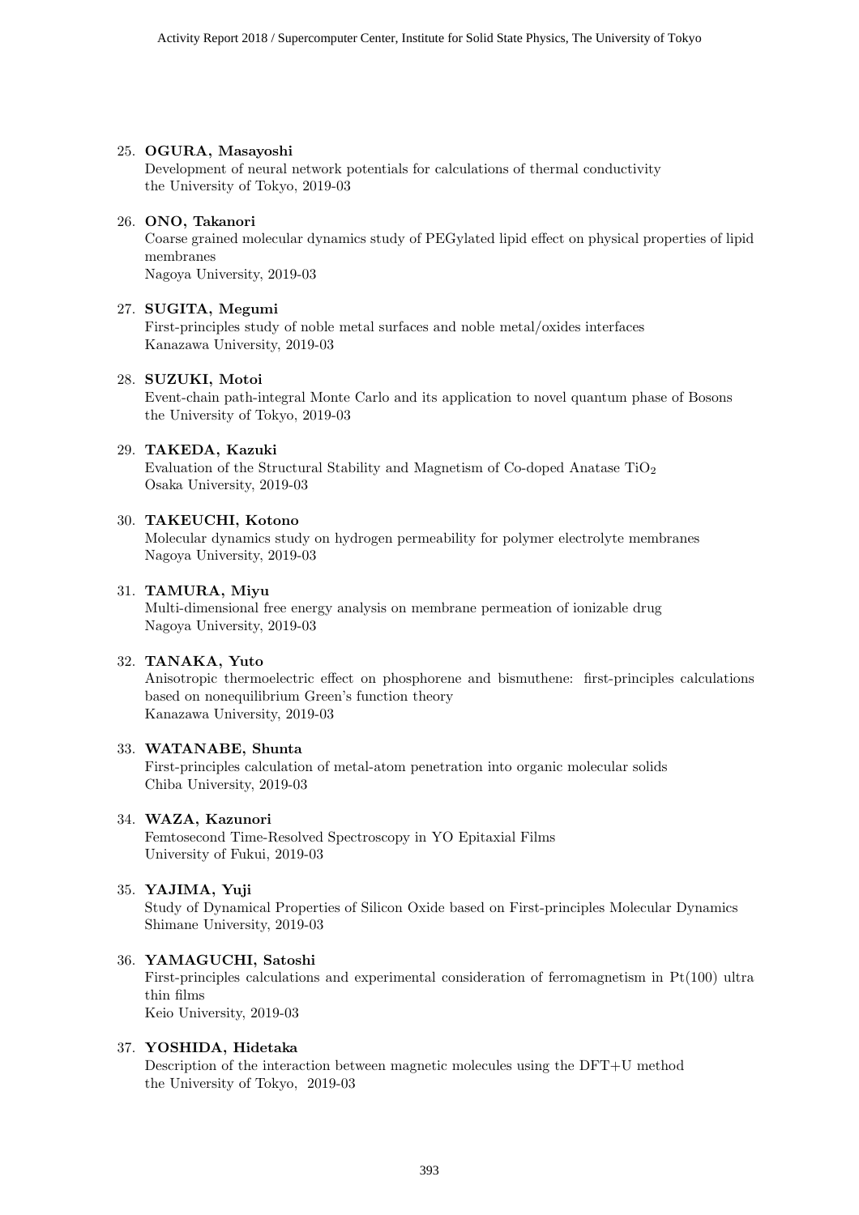25. **OGURA, Masayoshi**
    Development of neural network potentials for calculations of thermal conductivity
    the University of Tokyo, 2019-03

26. **ONO, Takanori**
    Coarse grained molecular dynamics study of PEGylated lipid effect on physical properties of lipid membranes
    Nagoya University, 2019-03

27. **SUGITA, Megumi**
    First-principles study of noble metal surfaces and noble metal/oxides interfaces
    Kanazawa University, 2019-03

28. **SUZUKI, Motoi**
    Event-chain path-integral Monte Carlo and its application to novel quantum phase of Bosons
    the University of Tokyo, 2019-03

29. **TAKEDA, Kazuki**
    Evaluation of the Structural Stability and Magnetism of Co-doped Anatase $TiO_2$
    Osaka University, 2019-03

30. **TAKEUCHI, Kotono**
    Molecular dynamics study on hydrogen permeability for polymer electrolyte membranes
    Nagoya University, 2019-03

31. **TAMURA, Miyu**
    Multi-dimensional free energy analysis on membrane permeation of ionizable drug
    Nagoya University, 2019-03

32. **TANAKA, Yuto**
    Anisotropic thermoelectric effect on phosphorene and bismuthene: first-principles calculations based on nonequilibrium Green's function theory
    Kanazawa University, 2019-03

33. **WATANABE, Shunta**
    First-principles calculation of metal-atom penetration into organic molecular solids
    Chiba University, 2019-03

34. **WAZA, Kazunori**
    Femtosecond Time-Resolved Spectroscopy in YO Epitaxial Films
    University of Fukui, 2019-03

35. **YAJIMA, Yuji**
    Study of Dynamical Properties of Silicon Oxide based on First-principles Molecular Dynamics
    Shimane University, 2019-03

36. **YAMAGUCHI, Satoshi**
    First-principles calculations and experimental consideration of ferromagnetism in Pt(100) ultra thin films
    Keio University, 2019-03

37. **YOSHIDA, Hidetaka**
    Description of the interaction between magnetic molecules using the DFT+U method
    the University of Tokyo, 2019-03